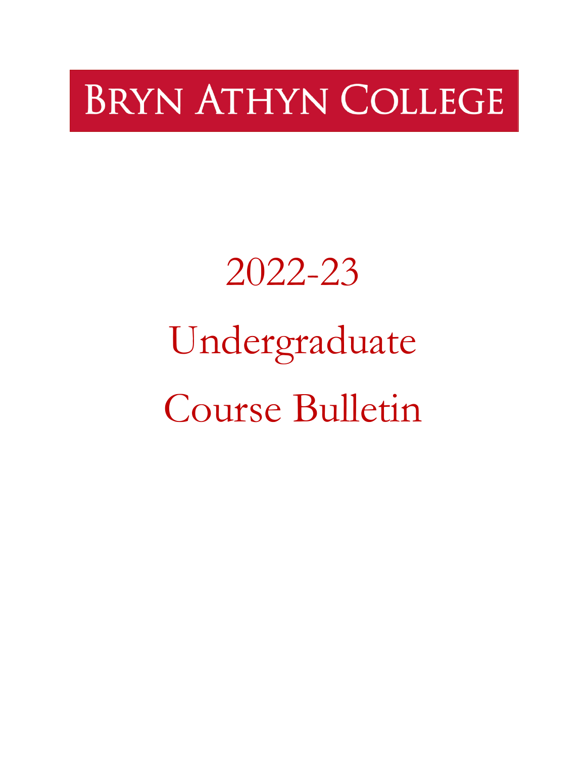# Bryn Athyn College

# 2022-23

# Undergraduate

# Course Bulletin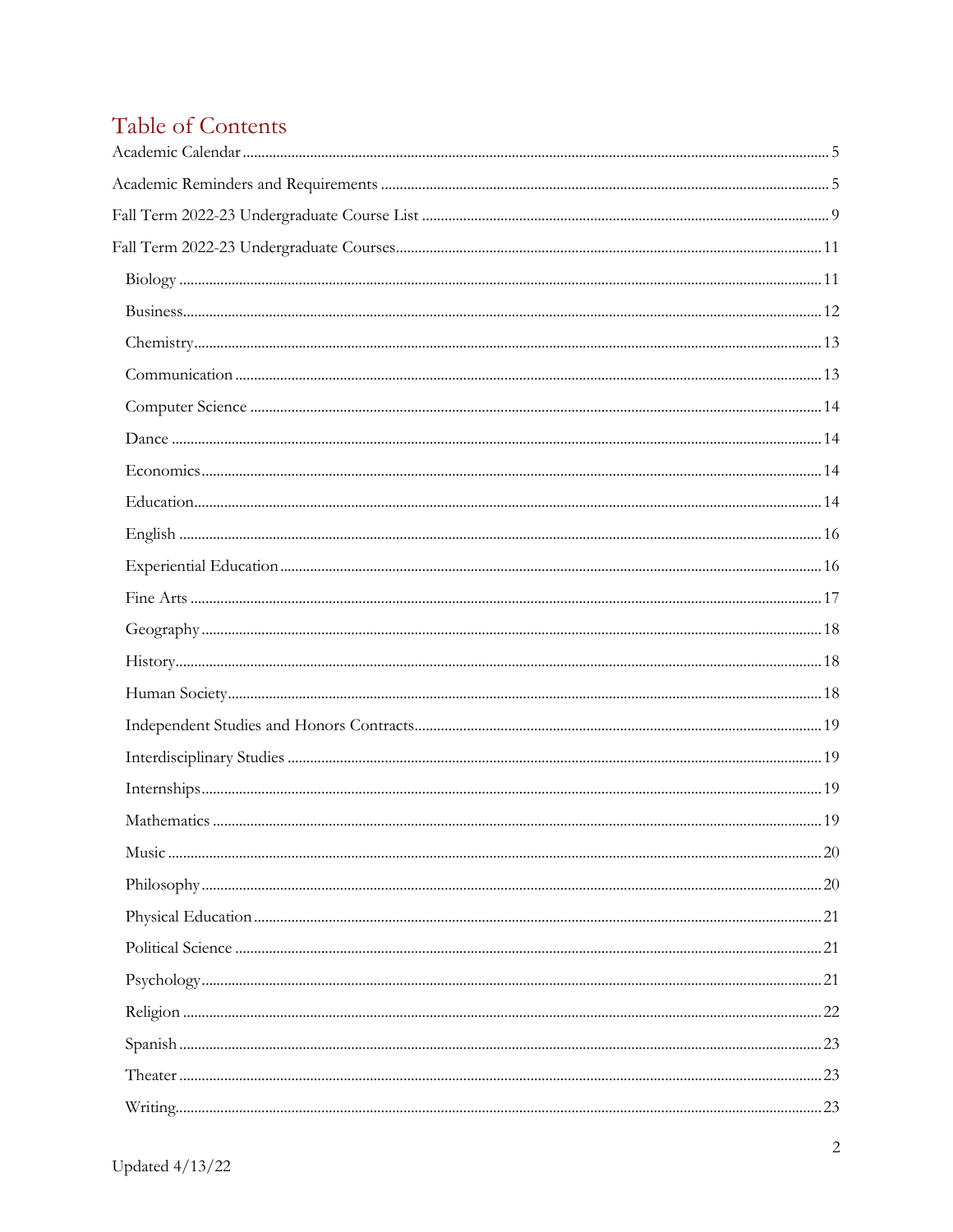# Table of Contents

Academic Calendar ..... 5

Academic Reminders and Requirements ..... 5

Fall Term 2022-23 Undergraduate Course List ..... 9

Fall Term 2022-23 Undergraduate Courses ..... 11

- Biology ..... 11
- Business ..... 12
- Chemistry ..... 13
- Communication ..... 13
- Computer Science ..... 14
- Dance ..... 14
- Economics ..... 14
- Education ..... 14
- English ..... 16
- Experiential Education ..... 16
- Fine Arts ..... 17
- Geography ..... 18
- History ..... 18
- Human Society ..... 18
- Independent Studies and Honors Contracts ..... 19
- Interdisciplinary Studies ..... 19
- Internships ..... 19
- Mathematics ..... 19
- Music ..... 20
- Philosophy ..... 20
- Physical Education ..... 21
- Political Science ..... 21
- Psychology ..... 21
- Religion ..... 22
- Spanish ..... 23
- Theater ..... 23
- Writing ..... 23

Updated 4/13/22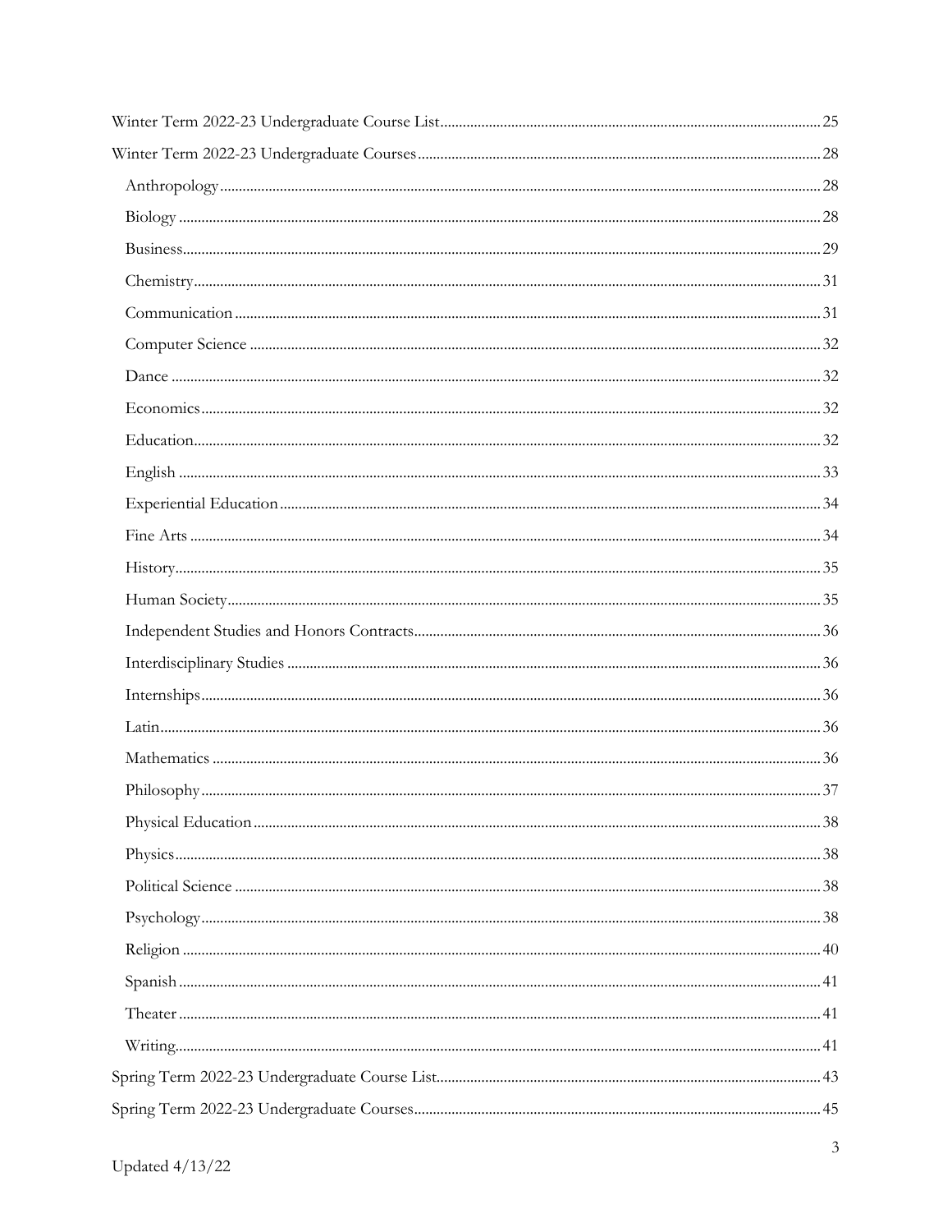Winter Term 2022-23 Undergraduate Course List ........................................ 25
Winter Term 2022-23 Undergraduate Courses ........................................ 28
- Anthropology ........................................ 28
- Biology ........................................ 28
- Business ........................................ 29
- Chemistry ........................................ 31
- Communication ........................................ 31
- Computer Science ........................................ 32
- Dance ........................................ 32
- Economics ........................................ 32
- Education ........................................ 32
- English ........................................ 33
- Experiential Education ........................................ 34
- Fine Arts ........................................ 34
- History ........................................ 35
- Human Society ........................................ 35
- Independent Studies and Honors Contracts ........................................ 36
- Interdisciplinary Studies ........................................ 36
- Internships ........................................ 36
- Latin ........................................ 36
- Mathematics ........................................ 36
- Philosophy ........................................ 37
- Physical Education ........................................ 38
- Physics ........................................ 38
- Political Science ........................................ 38
- Psychology ........................................ 38
- Religion ........................................ 40
- Spanish ........................................ 41
- Theater ........................................ 41
- Writing ........................................ 41

Spring Term 2022-23 Undergraduate Course List ........................................ 43
Spring Term 2022-23 Undergraduate Courses ........................................ 45

Updated 4/13/22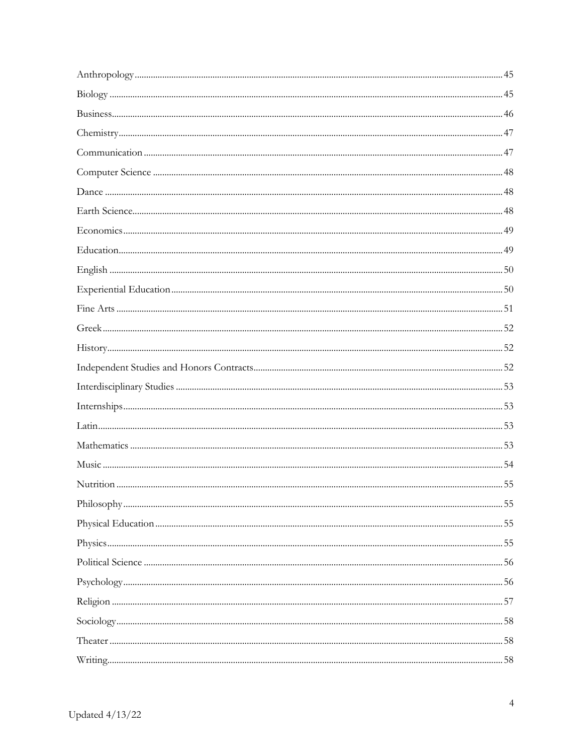Anthropology .......... 45

Biology .......... 45

Business .......... 46

Chemistry .......... 47

Communication .......... 47

Computer Science .......... 48

Dance .......... 48

Earth Science .......... 48

Economics .......... 49

Education .......... 49

English .......... 50

Experiential Education .......... 50

Fine Arts .......... 51

Greek .......... 52

History .......... 52

Independent Studies and Honors Contracts .......... 52

Interdisciplinary Studies .......... 53

Internships .......... 53

Latin .......... 53

Mathematics .......... 53

Music .......... 54

Nutrition .......... 55

Philosophy .......... 55

Physical Education .......... 55

Physics .......... 55

Political Science .......... 56

Psychology .......... 56

Religion .......... 57

Sociology .......... 58

Theater .......... 58

Writing .......... 58

Updated 4/13/22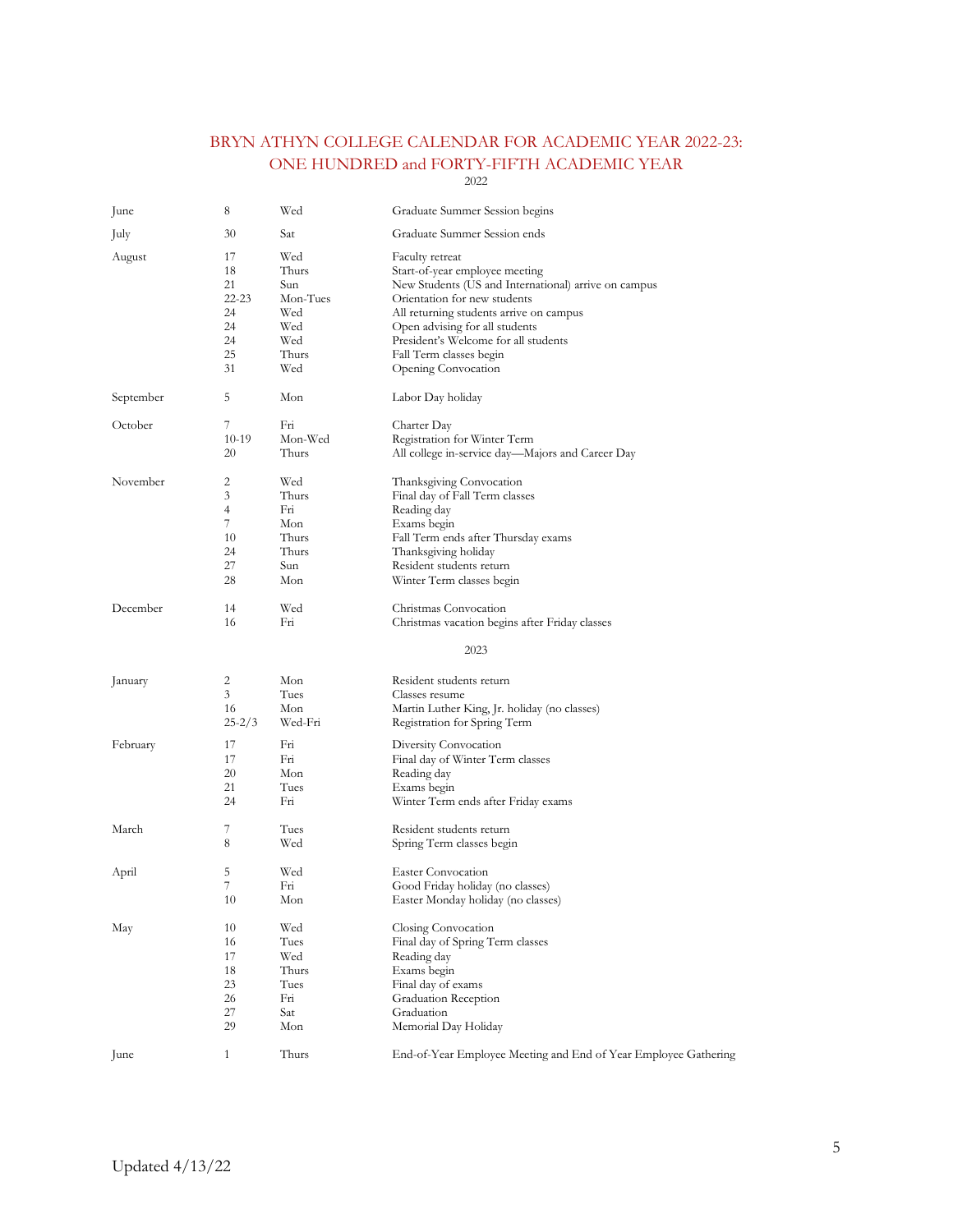# BRYN ATHYN COLLEGE CALENDAR FOR ACADEMIC YEAR 2022-23:
## ONE HUNDRED and FORTY-FIFTH ACADEMIC YEAR

2022

| Month | Date | Day | Event |
|---|---|---|---|
| June | 8 | Wed | Graduate Summer Session begins |
| July | 30 | Sat | Graduate Summer Session ends |
| August | 17 | Wed | Faculty retreat |
| | 18 | Thurs | Start-of-year employee meeting |
| | 21 | Sun | New Students (US and International) arrive on campus |
| | 22-23 | Mon-Tues | Orientation for new students |
| | 24 | Wed | All returning students arrive on campus |
| | 24 | Wed | Open advising for all students |
| | 24 | Wed | President's Welcome for all students |
| | 25 | Thurs | Fall Term classes begin |
| | 31 | Wed | Opening Convocation |
| September | 5 | Mon | Labor Day holiday |
| October | 7 | Fri | Charter Day |
| | 10-19 | Mon-Wed | Registration for Winter Term |
| | 20 | Thurs | All college in-service day—Majors and Career Day |
| November | 2 | Wed | Thanksgiving Convocation |
| | 3 | Thurs | Final day of Fall Term classes |
| | 4 | Fri | Reading day |
| | 7 | Mon | Exams begin |
| | 10 | Thurs | Fall Term ends after Thursday exams |
| | 24 | Thurs | Thanksgiving holiday |
| | 27 | Sun | Resident students return |
| | 28 | Mon | Winter Term classes begin |
| December | 14 | Wed | Christmas Convocation |
| | 16 | Fri | Christmas vacation begins after Friday classes |

2023

| Month | Date | Day | Event |
|---|---|---|---|
| January | 2 | Mon | Resident students return |
| | 3 | Tues | Classes resume |
| | 16 | Mon | Martin Luther King, Jr. holiday (no classes) |
| | 25-2/3 | Wed-Fri | Registration for Spring Term |
| February | 17 | Fri | Diversity Convocation |
| | 17 | Fri | Final day of Winter Term classes |
| | 20 | Mon | Reading day |
| | 21 | Tues | Exams begin |
| | 24 | Fri | Winter Term ends after Friday exams |
| March | 7 | Tues | Resident students return |
| | 8 | Wed | Spring Term classes begin |
| April | 5 | Wed | Easter Convocation |
| | 7 | Fri | Good Friday holiday (no classes) |
| | 10 | Mon | Easter Monday holiday (no classes) |
| May | 10 | Wed | Closing Convocation |
| | 16 | Tues | Final day of Spring Term classes |
| | 17 | Wed | Reading day |
| | 18 | Thurs | Exams begin |
| | 23 | Tues | Final day of exams |
| | 26 | Fri | Graduation Reception |
| | 27 | Sat | Graduation |
| | 29 | Mon | Memorial Day Holiday |
| June | 1 | Thurs | End-of-Year Employee Meeting and End of Year Employee Gathering |

Updated 4/13/22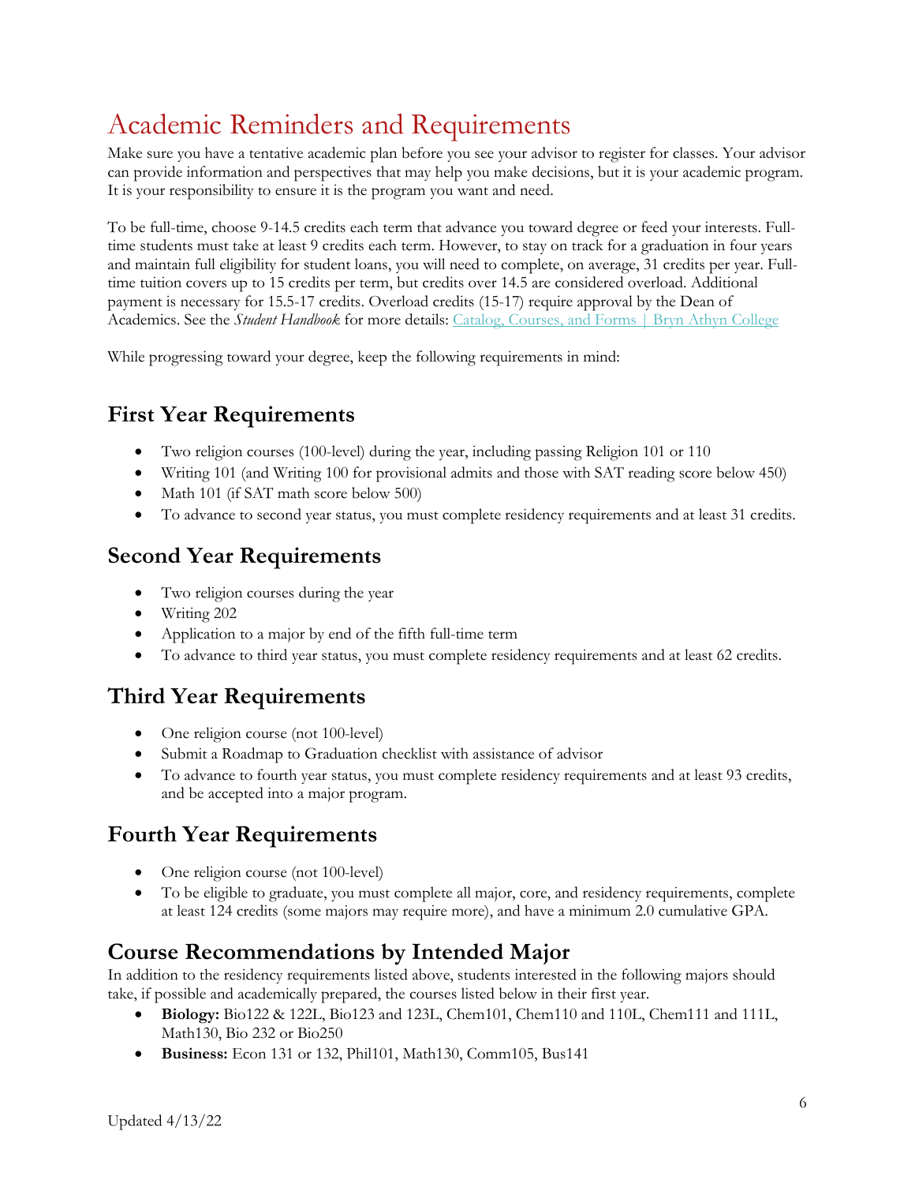# Academic Reminders and Requirements

Make sure you have a tentative academic plan before you see your advisor to register for classes. Your advisor can provide information and perspectives that may help you make decisions, but it is your academic program. It is your responsibility to ensure it is the program you want and need.

To be full-time, choose 9-14.5 credits each term that advance you toward degree or feed your interests. Full-time students must take at least 9 credits each term. However, to stay on track for a graduation in four years and maintain full eligibility for student loans, you will need to complete, on average, 31 credits per year. Full-time tuition covers up to 15 credits per term, but credits over 14.5 are considered overload. Additional payment is necessary for 15.5-17 credits. Overload credits (15-17) require approval by the Dean of Academics. See the *Student Handbook* for more details: [Catalog, Courses, and Forms | Bryn Athyn College]

While progressing toward your degree, keep the following requirements in mind:

## First Year Requirements

- Two religion courses (100-level) during the year, including passing Religion 101 or 110
- Writing 101 (and Writing 100 for provisional admits and those with SAT reading score below 450)
- Math 101 (if SAT math score below 500)
- To advance to second year status, you must complete residency requirements and at least 31 credits.

## Second Year Requirements

- Two religion courses during the year
- Writing 202
- Application to a major by end of the fifth full-time term
- To advance to third year status, you must complete residency requirements and at least 62 credits.

## Third Year Requirements

- One religion course (not 100-level)
- Submit a Roadmap to Graduation checklist with assistance of advisor
- To advance to fourth year status, you must complete residency requirements and at least 93 credits, and be accepted into a major program.

## Fourth Year Requirements

- One religion course (not 100-level)
- To be eligible to graduate, you must complete all major, core, and residency requirements, complete at least 124 credits (some majors may require more), and have a minimum 2.0 cumulative GPA.

## Course Recommendations by Intended Major

In addition to the residency requirements listed above, students interested in the following majors should take, if possible and academically prepared, the courses listed below in their first year.

- **Biology:** Bio122 & 122L, Bio123 and 123L, Chem101, Chem110 and 110L, Chem111 and 111L, Math130, Bio 232 or Bio250
- **Business:** Econ 131 or 132, Phil101, Math130, Comm105, Bus141

Updated 4/13/22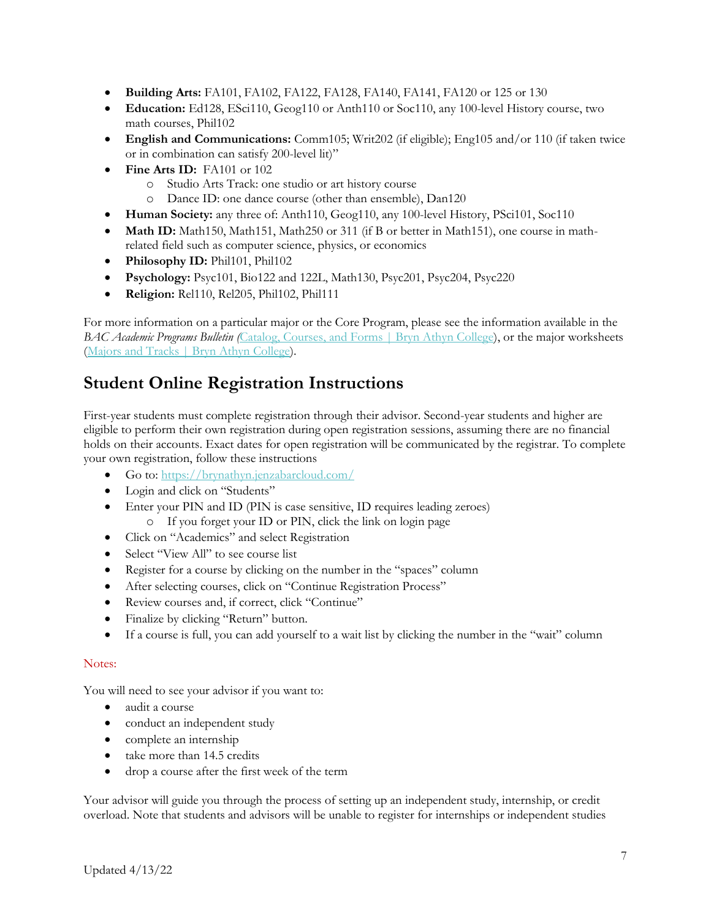- **Building Arts:** FA101, FA102, FA122, FA128, FA140, FA141, FA120 or 125 or 130
- **Education:** Ed128, ESci110, Geog110 or Anth110 or Soc110, any 100-level History course, two math courses, Phil102
- **English and Communications:** Comm105; Writ202 (if eligible); Eng105 and/or 110 (if taken twice or in combination can satisfy 200-level lit)"
- **Fine Arts ID:** FA101 or 102
    - Studio Arts Track: one studio or art history course
    - Dance ID: one dance course (other than ensemble), Dan120
- **Human Society:** any three of: Anth110, Geog110, any 100-level History, PSci101, Soc110
- **Math ID:** Math150, Math151, Math250 or 311 (if B or better in Math151), one course in math-related field such as computer science, physics, or economics
- **Philosophy ID:** Phil101, Phil102
- **Psychology:** Psyc101, Bio122 and 122L, Math130, Psyc201, Psyc204, Psyc220
- **Religion:** Rel110, Rel205, Phil102, Phil111

For more information on a particular major or the Core Program, please see the information available in the *BAC Academic Programs Bulletin (*Catalog, Courses, and Forms | Bryn Athyn College), or the major worksheets (Majors and Tracks | Bryn Athyn College).

## Student Online Registration Instructions

First-year students must complete registration through their advisor. Second-year students and higher are eligible to perform their own registration during open registration sessions, assuming there are no financial holds on their accounts. Exact dates for open registration will be communicated by the registrar. To complete your own registration, follow these instructions

- Go to: https://brynathyn.jenzabarcloud.com/
- Login and click on "Students"
- Enter your PIN and ID (PIN is case sensitive, ID requires leading zeroes)
    - If you forget your ID or PIN, click the link on login page
- Click on "Academics" and select Registration
- Select "View All" to see course list
- Register for a course by clicking on the number in the "spaces" column
- After selecting courses, click on "Continue Registration Process"
- Review courses and, if correct, click "Continue"
- Finalize by clicking "Return" button.
- If a course is full, you can add yourself to a wait list by clicking the number in the "wait" column

Notes:

You will need to see your advisor if you want to:

- audit a course
- conduct an independent study
- complete an internship
- take more than 14.5 credits
- drop a course after the first week of the term

Your advisor will guide you through the process of setting up an independent study, internship, or credit overload. Note that students and advisors will be unable to register for internships or independent studies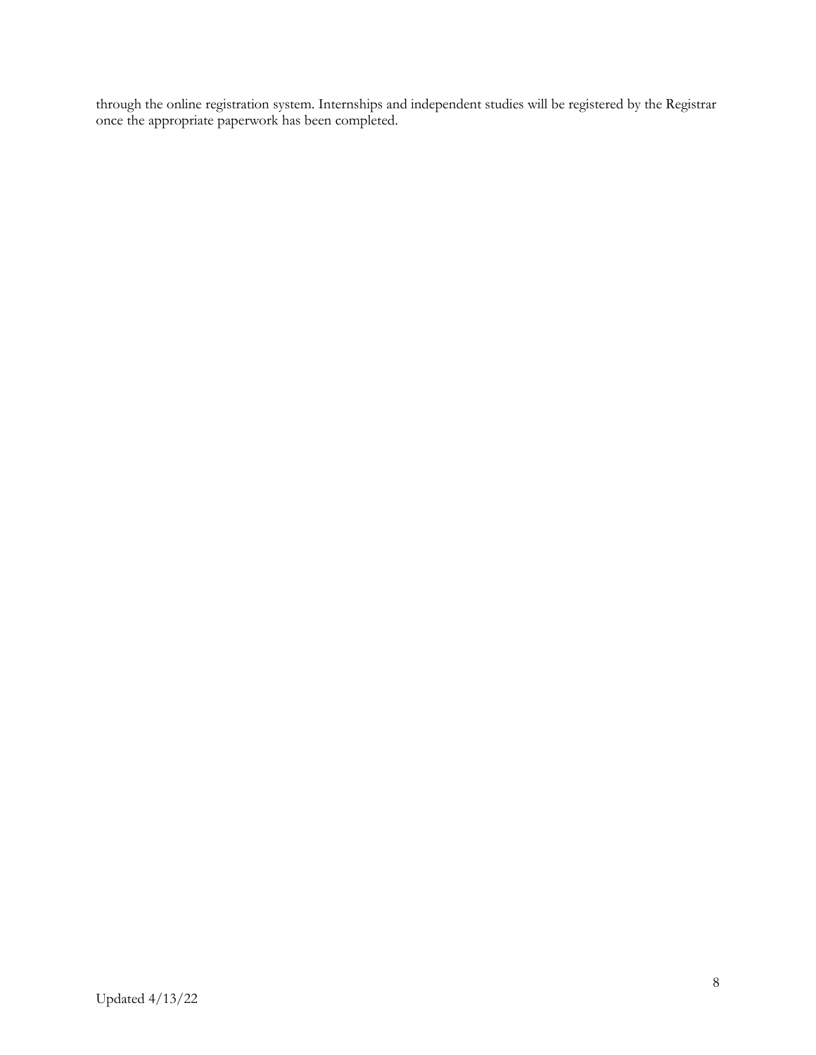through the online registration system. Internships and independent studies will be registered by the Registrar once the appropriate paperwork has been completed.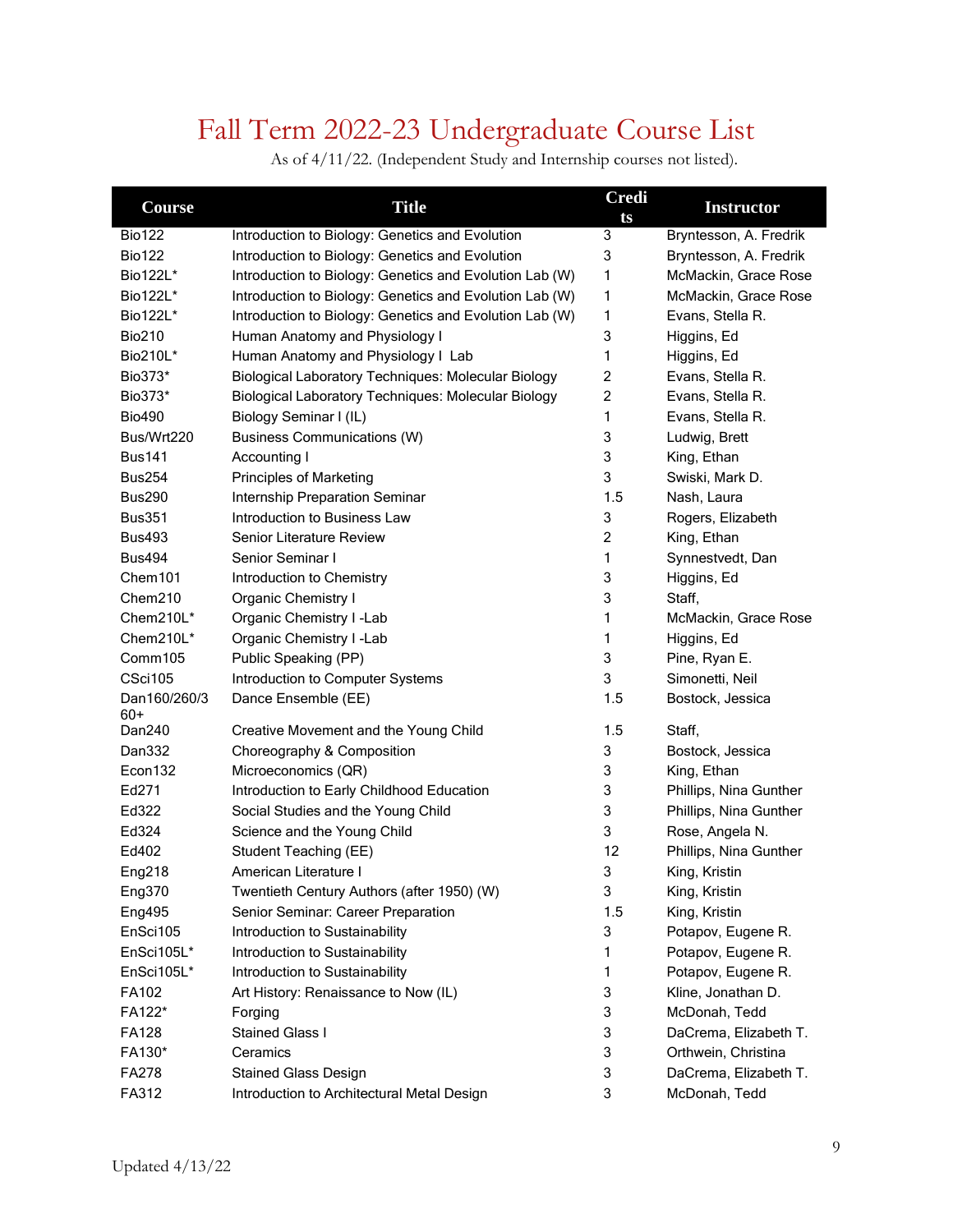# Fall Term 2022-23 Undergraduate Course List

As of 4/11/22. (Independent Study and Internship courses not listed).

| Course | Title | Credits | Instructor |
|---|---|---|---|
| Bio122 | Introduction to Biology: Genetics and Evolution | 3 | Bryntesson, A. Fredrik |
| Bio122 | Introduction to Biology: Genetics and Evolution | 3 | Bryntesson, A. Fredrik |
| Bio122L* | Introduction to Biology: Genetics and Evolution Lab (W) | 1 | McMackin, Grace Rose |
| Bio122L* | Introduction to Biology: Genetics and Evolution Lab (W) | 1 | McMackin, Grace Rose |
| Bio122L* | Introduction to Biology: Genetics and Evolution Lab (W) | 1 | Evans, Stella R. |
| Bio210 | Human Anatomy and Physiology I | 3 | Higgins, Ed |
| Bio210L* | Human Anatomy and Physiology I Lab | 1 | Higgins, Ed |
| Bio373* | Biological Laboratory Techniques: Molecular Biology | 2 | Evans, Stella R. |
| Bio373* | Biological Laboratory Techniques: Molecular Biology | 2 | Evans, Stella R. |
| Bio490 | Biology Seminar I (IL) | 1 | Evans, Stella R. |
| Bus/Wrt220 | Business Communications (W) | 3 | Ludwig, Brett |
| Bus141 | Accounting I | 3 | King, Ethan |
| Bus254 | Principles of Marketing | 3 | Swiski, Mark D. |
| Bus290 | Internship Preparation Seminar | 1.5 | Nash, Laura |
| Bus351 | Introduction to Business Law | 3 | Rogers, Elizabeth |
| Bus493 | Senior Literature Review | 2 | King, Ethan |
| Bus494 | Senior Seminar I | 1 | Synnestvedt, Dan |
| Chem101 | Introduction to Chemistry | 3 | Higgins, Ed |
| Chem210 | Organic Chemistry I | 3 | Staff, |
| Chem210L* | Organic Chemistry I -Lab | 1 | McMackin, Grace Rose |
| Chem210L* | Organic Chemistry I -Lab | 1 | Higgins, Ed |
| Comm105 | Public Speaking (PP) | 3 | Pine, Ryan E. |
| CSci105 | Introduction to Computer Systems | 3 | Simonetti, Neil |
| Dan160/260/360+ | Dance Ensemble (EE) | 1.5 | Bostock, Jessica |
| Dan240 | Creative Movement and the Young Child | 1.5 | Staff, |
| Dan332 | Choreography & Composition | 3 | Bostock, Jessica |
| Econ132 | Microeconomics (QR) | 3 | King, Ethan |
| Ed271 | Introduction to Early Childhood Education | 3 | Phillips, Nina Gunther |
| Ed322 | Social Studies and the Young Child | 3 | Phillips, Nina Gunther |
| Ed324 | Science and the Young Child | 3 | Rose, Angela N. |
| Ed402 | Student Teaching (EE) | 12 | Phillips, Nina Gunther |
| Eng218 | American Literature I | 3 | King, Kristin |
| Eng370 | Twentieth Century Authors (after 1950) (W) | 3 | King, Kristin |
| Eng495 | Senior Seminar: Career Preparation | 1.5 | King, Kristin |
| EnSci105 | Introduction to Sustainability | 3 | Potapov, Eugene R. |
| EnSci105L* | Introduction to Sustainability | 1 | Potapov, Eugene R. |
| EnSci105L* | Introduction to Sustainability | 1 | Potapov, Eugene R. |
| FA102 | Art History: Renaissance to Now (IL) | 3 | Kline, Jonathan D. |
| FA122* | Forging | 3 | McDonah, Tedd |
| FA128 | Stained Glass I | 3 | DaCrema, Elizabeth T. |
| FA130* | Ceramics | 3 | Orthwein, Christina |
| FA278 | Stained Glass Design | 3 | DaCrema, Elizabeth T. |
| FA312 | Introduction to Architectural Metal Design | 3 | McDonah, Tedd |

Updated 4/13/22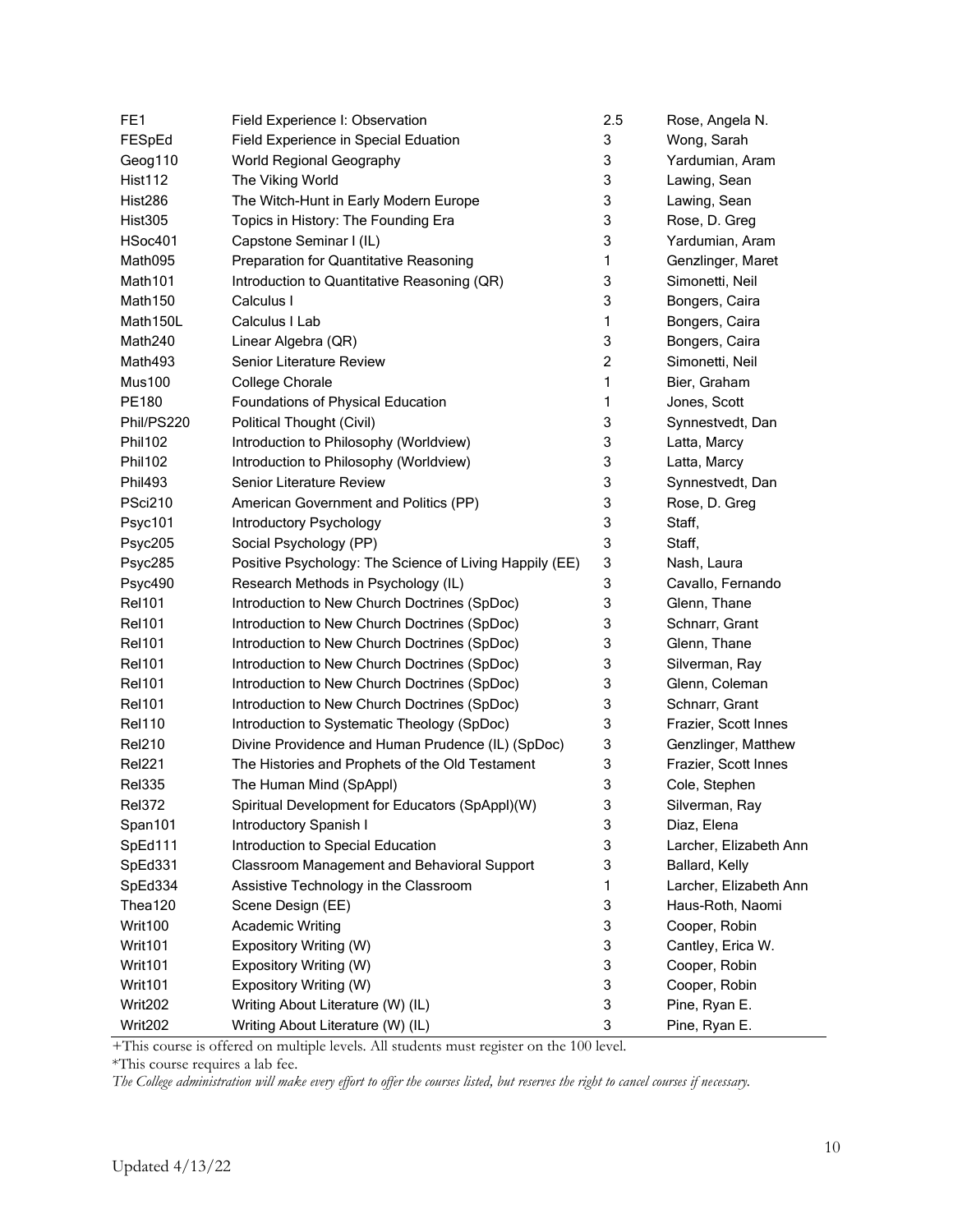| | | | |
|---|---|---|---|
| FE1 | Field Experience I: Observation | 2.5 | Rose, Angela N. |
| FESpEd | Field Experience in Special Eduation | 3 | Wong, Sarah |
| Geog110 | World Regional Geography | 3 | Yardumian, Aram |
| Hist112 | The Viking World | 3 | Lawing, Sean |
| Hist286 | The Witch-Hunt in Early Modern Europe | 3 | Lawing, Sean |
| Hist305 | Topics in History: The Founding Era | 3 | Rose, D. Greg |
| HSoc401 | Capstone Seminar I (IL) | 3 | Yardumian, Aram |
| Math095 | Preparation for Quantitative Reasoning | 1 | Genzlinger, Maret |
| Math101 | Introduction to Quantitative Reasoning (QR) | 3 | Simonetti, Neil |
| Math150 | Calculus I | 3 | Bongers, Caira |
| Math150L | Calculus I Lab | 1 | Bongers, Caira |
| Math240 | Linear Algebra (QR) | 3 | Bongers, Caira |
| Math493 | Senior Literature Review | 2 | Simonetti, Neil |
| Mus100 | College Chorale | 1 | Bier, Graham |
| PE180 | Foundations of Physical Education | 1 | Jones, Scott |
| Phil/PS220 | Political Thought (Civil) | 3 | Synnestvedt, Dan |
| Phil102 | Introduction to Philosophy (Worldview) | 3 | Latta, Marcy |
| Phil102 | Introduction to Philosophy (Worldview) | 3 | Latta, Marcy |
| Phil493 | Senior Literature Review | 3 | Synnestvedt, Dan |
| PSci210 | American Government and Politics (PP) | 3 | Rose, D. Greg |
| Psyc101 | Introductory Psychology | 3 | Staff, |
| Psyc205 | Social Psychology (PP) | 3 | Staff, |
| Psyc285 | Positive Psychology: The Science of Living Happily (EE) | 3 | Nash, Laura |
| Psyc490 | Research Methods in Psychology (IL) | 3 | Cavallo, Fernando |
| Rel101 | Introduction to New Church Doctrines (SpDoc) | 3 | Glenn, Thane |
| Rel101 | Introduction to New Church Doctrines (SpDoc) | 3 | Schnarr, Grant |
| Rel101 | Introduction to New Church Doctrines (SpDoc) | 3 | Glenn, Thane |
| Rel101 | Introduction to New Church Doctrines (SpDoc) | 3 | Silverman, Ray |
| Rel101 | Introduction to New Church Doctrines (SpDoc) | 3 | Glenn, Coleman |
| Rel101 | Introduction to New Church Doctrines (SpDoc) | 3 | Schnarr, Grant |
| Rel110 | Introduction to Systematic Theology (SpDoc) | 3 | Frazier, Scott Innes |
| Rel210 | Divine Providence and Human Prudence (IL) (SpDoc) | 3 | Genzlinger, Matthew |
| Rel221 | The Histories and Prophets of the Old Testament | 3 | Frazier, Scott Innes |
| Rel335 | The Human Mind (SpAppl) | 3 | Cole, Stephen |
| Rel372 | Spiritual Development for Educators (SpAppl)(W) | 3 | Silverman, Ray |
| Span101 | Introductory Spanish I | 3 | Diaz, Elena |
| SpEd111 | Introduction to Special Education | 3 | Larcher, Elizabeth Ann |
| SpEd331 | Classroom Management and Behavioral Support | 3 | Ballard, Kelly |
| SpEd334 | Assistive Technology in the Classroom | 1 | Larcher, Elizabeth Ann |
| Thea120 | Scene Design (EE) | 3 | Haus-Roth, Naomi |
| Writ100 | Academic Writing | 3 | Cooper, Robin |
| Writ101 | Expository Writing (W) | 3 | Cantley, Erica W. |
| Writ101 | Expository Writing (W) | 3 | Cooper, Robin |
| Writ101 | Expository Writing (W) | 3 | Cooper, Robin |
| Writ202 | Writing About Literature (W) (IL) | 3 | Pine, Ryan E. |
| Writ202 | Writing About Literature (W) (IL) | 3 | Pine, Ryan E. |

+This course is offered on multiple levels. All students must register on the 100 level.

*This course requires a lab fee.

*The College administration will make every effort to offer the courses listed, but reserves the right to cancel courses if necessary.*

Updated 4/13/22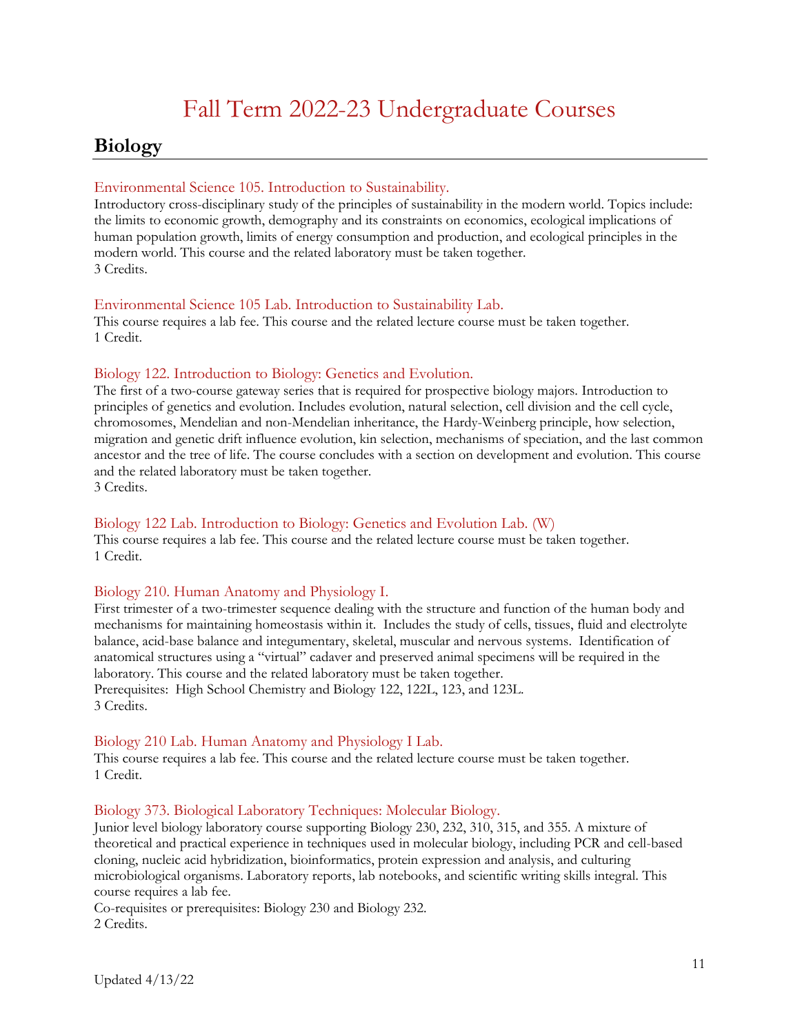# Fall Term 2022-23 Undergraduate Courses

## Biology

### Environmental Science 105. Introduction to Sustainability.

Introductory cross-disciplinary study of the principles of sustainability in the modern world. Topics include: the limits to economic growth, demography and its constraints on economics, ecological implications of human population growth, limits of energy consumption and production, and ecological principles in the modern world. This course and the related laboratory must be taken together.
3 Credits.

### Environmental Science 105 Lab. Introduction to Sustainability Lab.

This course requires a lab fee. This course and the related lecture course must be taken together.
1 Credit.

### Biology 122. Introduction to Biology: Genetics and Evolution.

The first of a two-course gateway series that is required for prospective biology majors. Introduction to principles of genetics and evolution. Includes evolution, natural selection, cell division and the cell cycle, chromosomes, Mendelian and non-Mendelian inheritance, the Hardy-Weinberg principle, how selection, migration and genetic drift influence evolution, kin selection, mechanisms of speciation, and the last common ancestor and the tree of life. The course concludes with a section on development and evolution. This course and the related laboratory must be taken together.
3 Credits.

### Biology 122 Lab. Introduction to Biology: Genetics and Evolution Lab. (W)

This course requires a lab fee. This course and the related lecture course must be taken together.
1 Credit.

### Biology 210. Human Anatomy and Physiology I.

First trimester of a two-trimester sequence dealing with the structure and function of the human body and mechanisms for maintaining homeostasis within it. Includes the study of cells, tissues, fluid and electrolyte balance, acid-base balance and integumentary, skeletal, muscular and nervous systems. Identification of anatomical structures using a "virtual" cadaver and preserved animal specimens will be required in the laboratory. This course and the related laboratory must be taken together.
Prerequisites: High School Chemistry and Biology 122, 122L, 123, and 123L.
3 Credits.

### Biology 210 Lab. Human Anatomy and Physiology I Lab.

This course requires a lab fee. This course and the related lecture course must be taken together.
1 Credit.

### Biology 373. Biological Laboratory Techniques: Molecular Biology.

Junior level biology laboratory course supporting Biology 230, 232, 310, 315, and 355. A mixture of theoretical and practical experience in techniques used in molecular biology, including PCR and cell-based cloning, nucleic acid hybridization, bioinformatics, protein expression and analysis, and culturing microbiological organisms. Laboratory reports, lab notebooks, and scientific writing skills integral. This course requires a lab fee.
Co-requisites or prerequisites: Biology 230 and Biology 232.
2 Credits.

Updated 4/13/22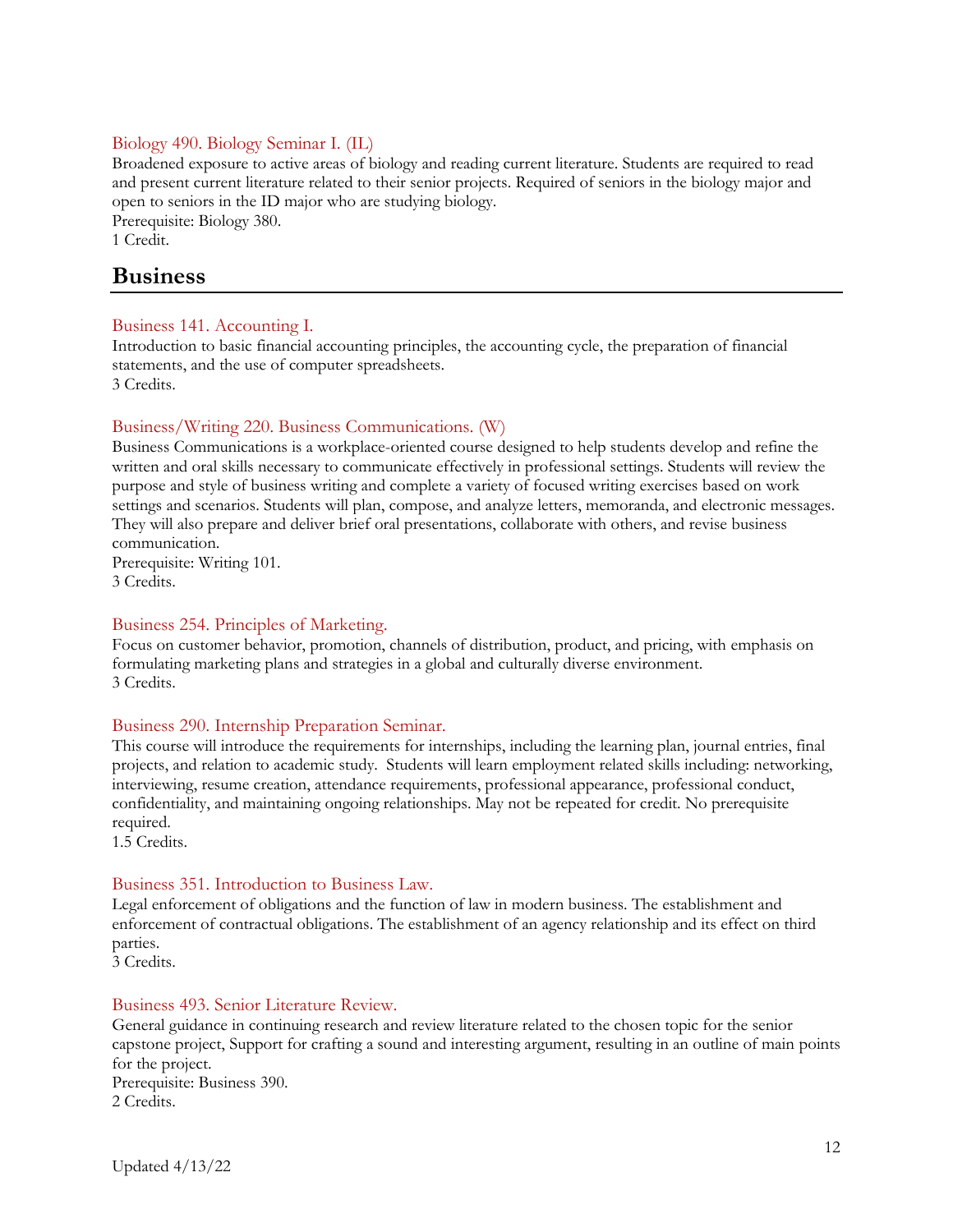### Biology 490. Biology Seminar I. (IL)

Broadened exposure to active areas of biology and reading current literature. Students are required to read and present current literature related to their senior projects. Required of seniors in the biology major and open to seniors in the ID major who are studying biology.
Prerequisite: Biology 380.
1 Credit.

## Business

### Business 141. Accounting I.

Introduction to basic financial accounting principles, the accounting cycle, the preparation of financial statements, and the use of computer spreadsheets.
3 Credits.

### Business/Writing 220. Business Communications. (W)

Business Communications is a workplace-oriented course designed to help students develop and refine the written and oral skills necessary to communicate effectively in professional settings. Students will review the purpose and style of business writing and complete a variety of focused writing exercises based on work settings and scenarios. Students will plan, compose, and analyze letters, memoranda, and electronic messages. They will also prepare and deliver brief oral presentations, collaborate with others, and revise business communication.
Prerequisite: Writing 101.
3 Credits.

### Business 254. Principles of Marketing.

Focus on customer behavior, promotion, channels of distribution, product, and pricing, with emphasis on formulating marketing plans and strategies in a global and culturally diverse environment.
3 Credits.

### Business 290. Internship Preparation Seminar.

This course will introduce the requirements for internships, including the learning plan, journal entries, final projects, and relation to academic study. Students will learn employment related skills including: networking, interviewing, resume creation, attendance requirements, professional appearance, professional conduct, confidentiality, and maintaining ongoing relationships. May not be repeated for credit. No prerequisite required.
1.5 Credits.

### Business 351. Introduction to Business Law.

Legal enforcement of obligations and the function of law in modern business. The establishment and enforcement of contractual obligations. The establishment of an agency relationship and its effect on third parties.
3 Credits.

### Business 493. Senior Literature Review.

General guidance in continuing research and review literature related to the chosen topic for the senior capstone project, Support for crafting a sound and interesting argument, resulting in an outline of main points for the project.
Prerequisite: Business 390.
2 Credits.

Updated 4/13/22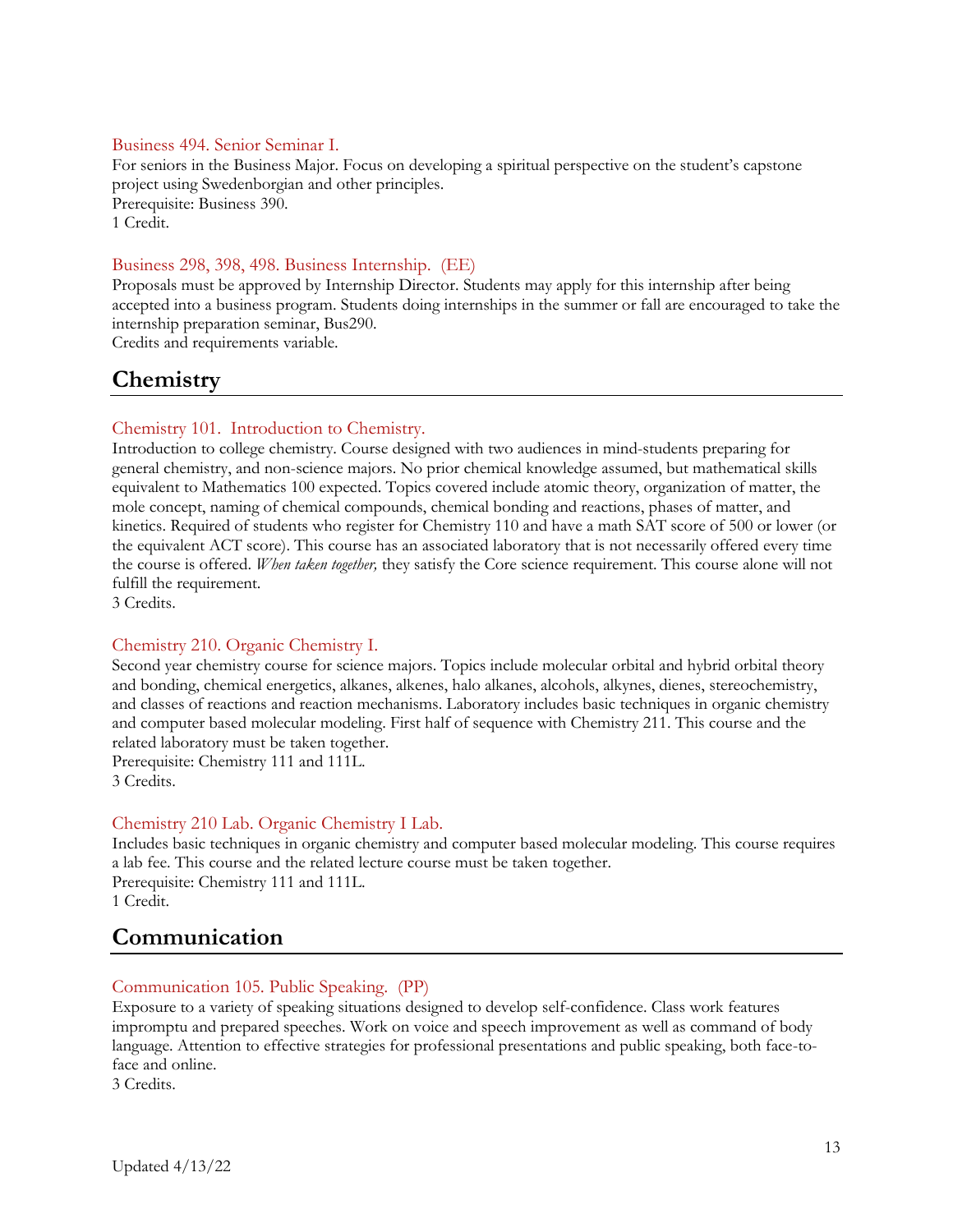### Business 494. Senior Seminar I.

For seniors in the Business Major. Focus on developing a spiritual perspective on the student's capstone project using Swedenborgian and other principles.
Prerequisite: Business 390.
1 Credit.

### Business 298, 398, 498. Business Internship. (EE)

Proposals must be approved by Internship Director. Students may apply for this internship after being accepted into a business program. Students doing internships in the summer or fall are encouraged to take the internship preparation seminar, Bus290.
Credits and requirements variable.

## Chemistry

### Chemistry 101. Introduction to Chemistry.

Introduction to college chemistry. Course designed with two audiences in mind-students preparing for general chemistry, and non-science majors. No prior chemical knowledge assumed, but mathematical skills equivalent to Mathematics 100 expected. Topics covered include atomic theory, organization of matter, the mole concept, naming of chemical compounds, chemical bonding and reactions, phases of matter, and kinetics. Required of students who register for Chemistry 110 and have a math SAT score of 500 or lower (or the equivalent ACT score). This course has an associated laboratory that is not necessarily offered every time the course is offered. *When taken together,* they satisfy the Core science requirement. This course alone will not fulfill the requirement.
3 Credits.

### Chemistry 210. Organic Chemistry I.

Second year chemistry course for science majors. Topics include molecular orbital and hybrid orbital theory and bonding, chemical energetics, alkanes, alkenes, halo alkanes, alcohols, alkynes, dienes, stereochemistry, and classes of reactions and reaction mechanisms. Laboratory includes basic techniques in organic chemistry and computer based molecular modeling. First half of sequence with Chemistry 211. This course and the related laboratory must be taken together.
Prerequisite: Chemistry 111 and 111L.
3 Credits.

### Chemistry 210 Lab. Organic Chemistry I Lab.

Includes basic techniques in organic chemistry and computer based molecular modeling. This course requires a lab fee. This course and the related lecture course must be taken together.
Prerequisite: Chemistry 111 and 111L.
1 Credit.

## Communication

### Communication 105. Public Speaking. (PP)

Exposure to a variety of speaking situations designed to develop self-confidence. Class work features impromptu and prepared speeches. Work on voice and speech improvement as well as command of body language. Attention to effective strategies for professional presentations and public speaking, both face-to-face and online.
3 Credits.

Updated 4/13/22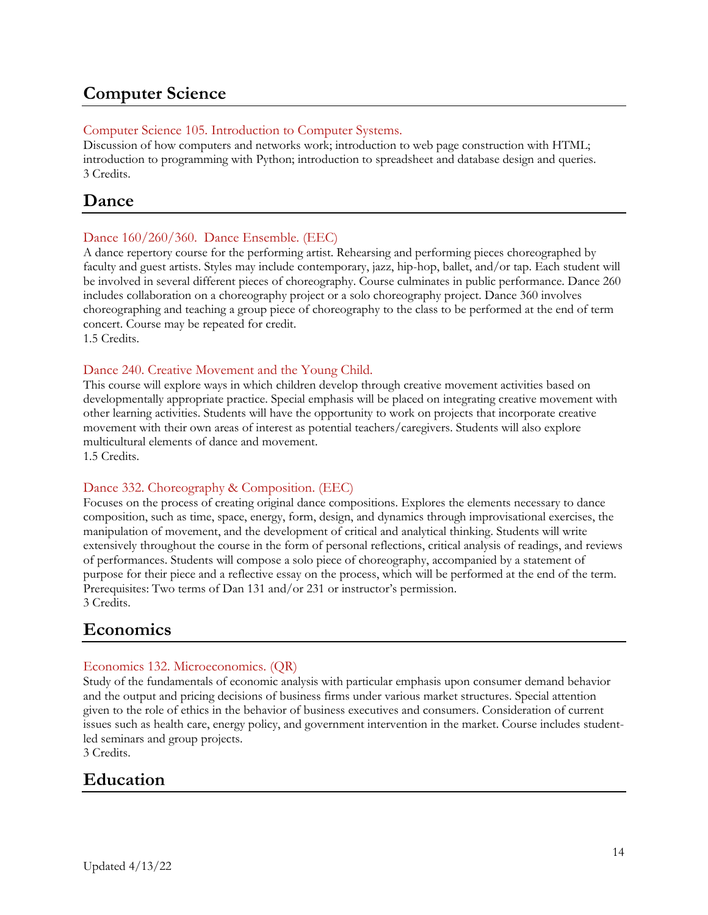## Computer Science

### Computer Science 105. Introduction to Computer Systems.

Discussion of how computers and networks work; introduction to web page construction with HTML; introduction to programming with Python; introduction to spreadsheet and database design and queries.
3 Credits.

## Dance

### Dance 160/260/360. Dance Ensemble. (EEC)

A dance repertory course for the performing artist. Rehearsing and performing pieces choreographed by faculty and guest artists. Styles may include contemporary, jazz, hip-hop, ballet, and/or tap. Each student will be involved in several different pieces of choreography. Course culminates in public performance. Dance 260 includes collaboration on a choreography project or a solo choreography project. Dance 360 involves choreographing and teaching a group piece of choreography to the class to be performed at the end of term concert. Course may be repeated for credit.
1.5 Credits.

### Dance 240. Creative Movement and the Young Child.

This course will explore ways in which children develop through creative movement activities based on developmentally appropriate practice. Special emphasis will be placed on integrating creative movement with other learning activities. Students will have the opportunity to work on projects that incorporate creative movement with their own areas of interest as potential teachers/caregivers. Students will also explore multicultural elements of dance and movement.
1.5 Credits.

### Dance 332. Choreography & Composition. (EEC)

Focuses on the process of creating original dance compositions. Explores the elements necessary to dance composition, such as time, space, energy, form, design, and dynamics through improvisational exercises, the manipulation of movement, and the development of critical and analytical thinking. Students will write extensively throughout the course in the form of personal reflections, critical analysis of readings, and reviews of performances. Students will compose a solo piece of choreography, accompanied by a statement of purpose for their piece and a reflective essay on the process, which will be performed at the end of the term.
Prerequisites: Two terms of Dan 131 and/or 231 or instructor's permission.
3 Credits.

## Economics

### Economics 132. Microeconomics. (QR)

Study of the fundamentals of economic analysis with particular emphasis upon consumer demand behavior and the output and pricing decisions of business firms under various market structures. Special attention given to the role of ethics in the behavior of business executives and consumers. Consideration of current issues such as health care, energy policy, and government intervention in the market. Course includes student-led seminars and group projects.
3 Credits.

## Education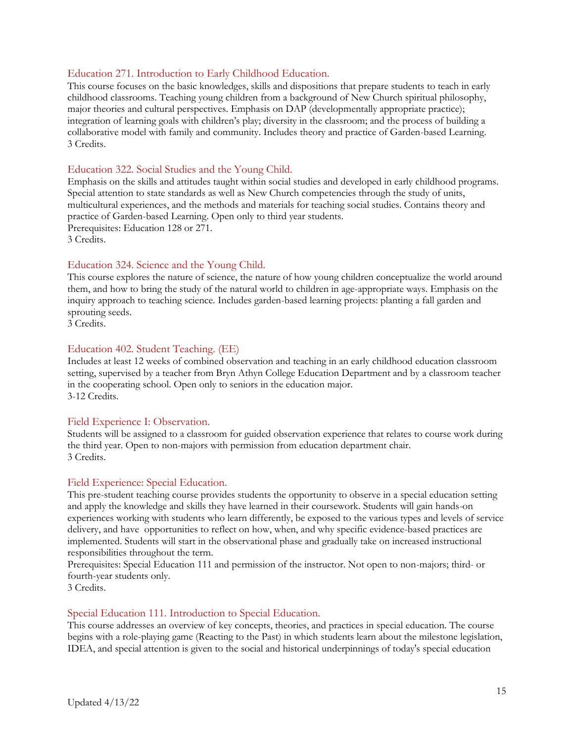### Education 271. Introduction to Early Childhood Education.

This course focuses on the basic knowledges, skills and dispositions that prepare students to teach in early childhood classrooms. Teaching young children from a background of New Church spiritual philosophy, major theories and cultural perspectives. Emphasis on DAP (developmentally appropriate practice); integration of learning goals with children's play; diversity in the classroom; and the process of building a collaborative model with family and community. Includes theory and practice of Garden-based Learning.
3 Credits.

### Education 322. Social Studies and the Young Child.

Emphasis on the skills and attitudes taught within social studies and developed in early childhood programs. Special attention to state standards as well as New Church competencies through the study of units, multicultural experiences, and the methods and materials for teaching social studies. Contains theory and practice of Garden-based Learning. Open only to third year students.
Prerequisites: Education 128 or 271.
3 Credits.

### Education 324. Science and the Young Child.

This course explores the nature of science, the nature of how young children conceptualize the world around them, and how to bring the study of the natural world to children in age-appropriate ways. Emphasis on the inquiry approach to teaching science. Includes garden-based learning projects: planting a fall garden and sprouting seeds.
3 Credits.

### Education 402. Student Teaching. (EE)

Includes at least 12 weeks of combined observation and teaching in an early childhood education classroom setting, supervised by a teacher from Bryn Athyn College Education Department and by a classroom teacher in the cooperating school. Open only to seniors in the education major.
3-12 Credits.

### Field Experience I: Observation.

Students will be assigned to a classroom for guided observation experience that relates to course work during the third year. Open to non-majors with permission from education department chair.
3 Credits.

### Field Experience: Special Education.

This pre-student teaching course provides students the opportunity to observe in a special education setting and apply the knowledge and skills they have learned in their coursework. Students will gain hands-on experiences working with students who learn differently, be exposed to the various types and levels of service delivery, and have opportunities to reflect on how, when, and why specific evidence-based practices are implemented. Students will start in the observational phase and gradually take on increased instructional responsibilities throughout the term.
Prerequisites: Special Education 111 and permission of the instructor. Not open to non-majors; third- or fourth-year students only.
3 Credits.

### Special Education 111. Introduction to Special Education.

This course addresses an overview of key concepts, theories, and practices in special education. The course begins with a role-playing game (Reacting to the Past) in which students learn about the milestone legislation, IDEA, and special attention is given to the social and historical underpinnings of today's special education

Updated 4/13/22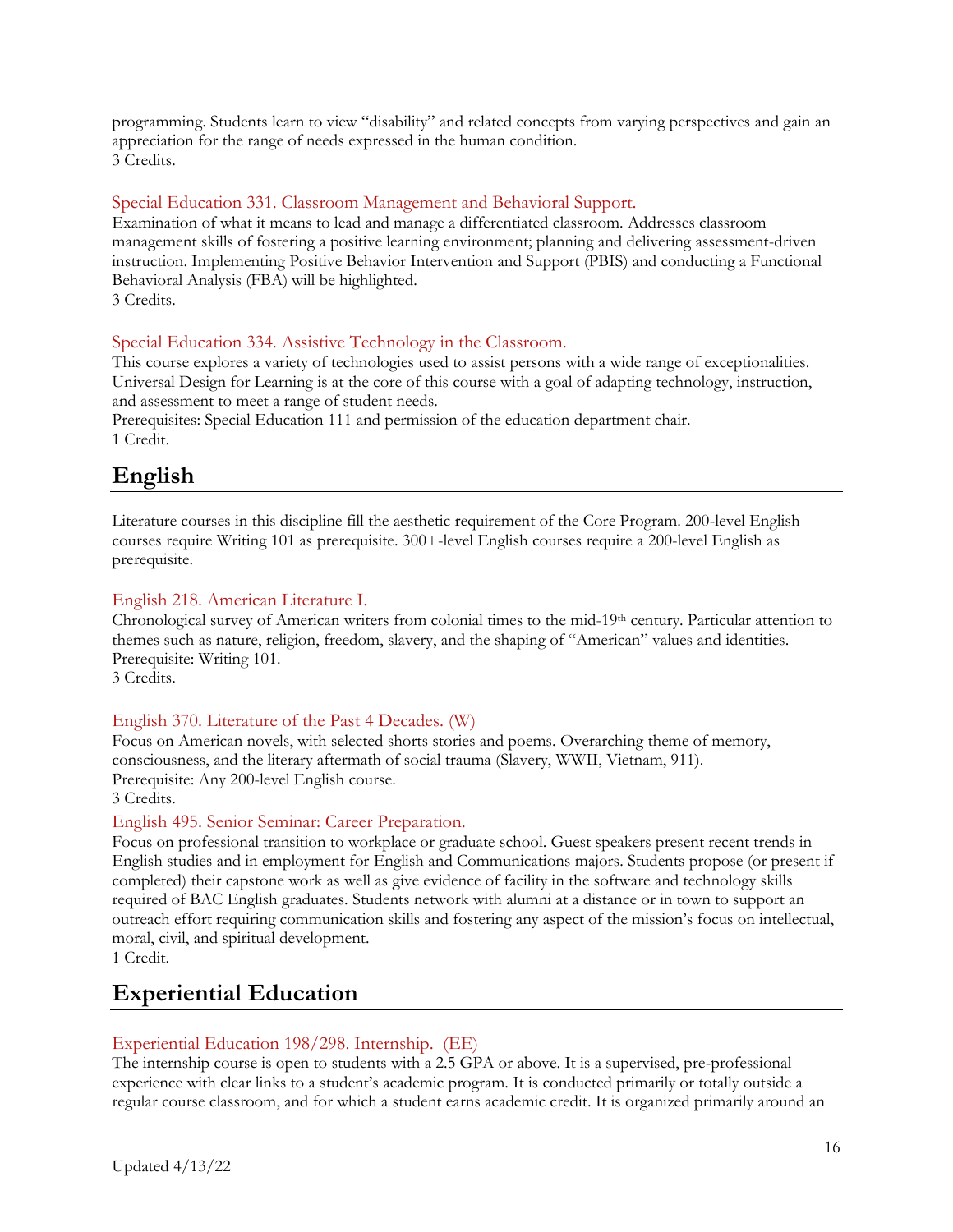programming. Students learn to view "disability" and related concepts from varying perspectives and gain an appreciation for the range of needs expressed in the human condition.
3 Credits.

### Special Education 331. Classroom Management and Behavioral Support.

Examination of what it means to lead and manage a differentiated classroom. Addresses classroom management skills of fostering a positive learning environment; planning and delivering assessment-driven instruction. Implementing Positive Behavior Intervention and Support (PBIS) and conducting a Functional Behavioral Analysis (FBA) will be highlighted.
3 Credits.

### Special Education 334. Assistive Technology in the Classroom.

This course explores a variety of technologies used to assist persons with a wide range of exceptionalities. Universal Design for Learning is at the core of this course with a goal of adapting technology, instruction, and assessment to meet a range of student needs.
Prerequisites: Special Education 111 and permission of the education department chair.
1 Credit.

## English

Literature courses in this discipline fill the aesthetic requirement of the Core Program. 200-level English courses require Writing 101 as prerequisite. 300+-level English courses require a 200-level English as prerequisite.

### English 218. American Literature I.

Chronological survey of American writers from colonial times to the mid-19th century. Particular attention to themes such as nature, religion, freedom, slavery, and the shaping of "American" values and identities.
Prerequisite: Writing 101.
3 Credits.

### English 370. Literature of the Past 4 Decades. (W)

Focus on American novels, with selected shorts stories and poems. Overarching theme of memory, consciousness, and the literary aftermath of social trauma (Slavery, WWII, Vietnam, 911).
Prerequisite: Any 200-level English course.
3 Credits.

### English 495. Senior Seminar: Career Preparation.

Focus on professional transition to workplace or graduate school. Guest speakers present recent trends in English studies and in employment for English and Communications majors. Students propose (or present if completed) their capstone work as well as give evidence of facility in the software and technology skills required of BAC English graduates. Students network with alumni at a distance or in town to support an outreach effort requiring communication skills and fostering any aspect of the mission's focus on intellectual, moral, civil, and spiritual development.
1 Credit.

## Experiential Education

### Experiential Education 198/298. Internship. (EE)

The internship course is open to students with a 2.5 GPA or above. It is a supervised, pre-professional experience with clear links to a student's academic program. It is conducted primarily or totally outside a regular course classroom, and for which a student earns academic credit. It is organized primarily around an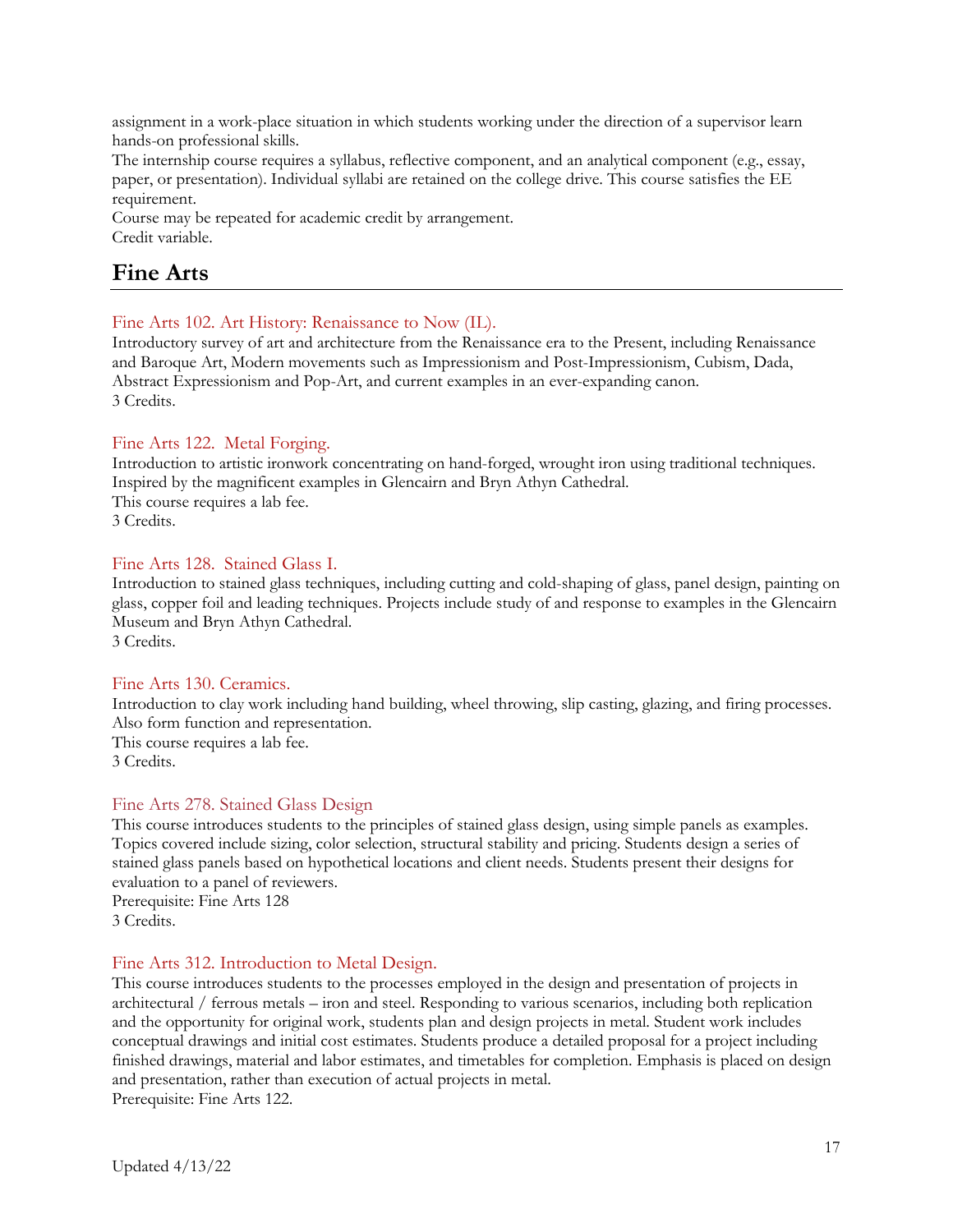assignment in a work-place situation in which students working under the direction of a supervisor learn hands-on professional skills.

The internship course requires a syllabus, reflective component, and an analytical component (e.g., essay, paper, or presentation). Individual syllabi are retained on the college drive. This course satisfies the EE requirement.

Course may be repeated for academic credit by arrangement.

Credit variable.

## Fine Arts

### Fine Arts 102. Art History: Renaissance to Now (IL).

Introductory survey of art and architecture from the Renaissance era to the Present, including Renaissance and Baroque Art, Modern movements such as Impressionism and Post-Impressionism, Cubism, Dada, Abstract Expressionism and Pop-Art, and current examples in an ever-expanding canon.

3 Credits.

### Fine Arts 122. Metal Forging.

Introduction to artistic ironwork concentrating on hand-forged, wrought iron using traditional techniques. Inspired by the magnificent examples in Glencairn and Bryn Athyn Cathedral.

This course requires a lab fee.

3 Credits.

### Fine Arts 128. Stained Glass I.

Introduction to stained glass techniques, including cutting and cold-shaping of glass, panel design, painting on glass, copper foil and leading techniques. Projects include study of and response to examples in the Glencairn Museum and Bryn Athyn Cathedral.

3 Credits.

### Fine Arts 130. Ceramics.

Introduction to clay work including hand building, wheel throwing, slip casting, glazing, and firing processes. Also form function and representation.

This course requires a lab fee.

3 Credits.

### Fine Arts 278. Stained Glass Design

This course introduces students to the principles of stained glass design, using simple panels as examples. Topics covered include sizing, color selection, structural stability and pricing. Students design a series of stained glass panels based on hypothetical locations and client needs. Students present their designs for evaluation to a panel of reviewers.

Prerequisite: Fine Arts 128

3 Credits.

### Fine Arts 312. Introduction to Metal Design.

This course introduces students to the processes employed in the design and presentation of projects in architectural / ferrous metals – iron and steel. Responding to various scenarios, including both replication and the opportunity for original work, students plan and design projects in metal. Student work includes conceptual drawings and initial cost estimates. Students produce a detailed proposal for a project including finished drawings, material and labor estimates, and timetables for completion. Emphasis is placed on design and presentation, rather than execution of actual projects in metal.

Prerequisite: Fine Arts 122.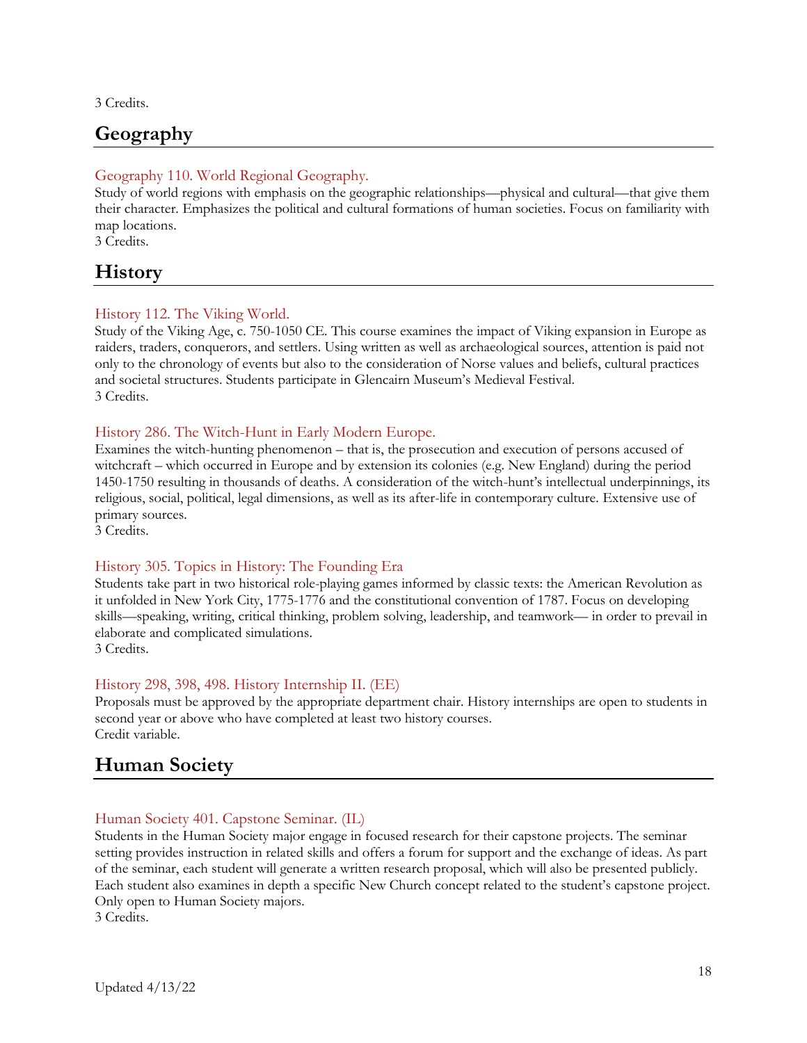3 Credits.

## Geography

### Geography 110. World Regional Geography.

Study of world regions with emphasis on the geographic relationships—physical and cultural—that give them their character. Emphasizes the political and cultural formations of human societies. Focus on familiarity with map locations.
3 Credits.

## History

### History 112. The Viking World.

Study of the Viking Age, c. 750-1050 CE. This course examines the impact of Viking expansion in Europe as raiders, traders, conquerors, and settlers. Using written as well as archaeological sources, attention is paid not only to the chronology of events but also to the consideration of Norse values and beliefs, cultural practices and societal structures. Students participate in Glencairn Museum's Medieval Festival.
3 Credits.

### History 286. The Witch-Hunt in Early Modern Europe.

Examines the witch-hunting phenomenon – that is, the prosecution and execution of persons accused of witchcraft – which occurred in Europe and by extension its colonies (e.g. New England) during the period 1450-1750 resulting in thousands of deaths. A consideration of the witch-hunt's intellectual underpinnings, its religious, social, political, legal dimensions, as well as its after-life in contemporary culture. Extensive use of primary sources.
3 Credits.

### History 305. Topics in History: The Founding Era

Students take part in two historical role-playing games informed by classic texts: the American Revolution as it unfolded in New York City, 1775-1776 and the constitutional convention of 1787. Focus on developing skills—speaking, writing, critical thinking, problem solving, leadership, and teamwork— in order to prevail in elaborate and complicated simulations.
3 Credits.

### History 298, 398, 498. History Internship II. (EE)

Proposals must be approved by the appropriate department chair. History internships are open to students in second year or above who have completed at least two history courses.
Credit variable.

## Human Society

### Human Society 401. Capstone Seminar. (IL)

Students in the Human Society major engage in focused research for their capstone projects. The seminar setting provides instruction in related skills and offers a forum for support and the exchange of ideas. As part of the seminar, each student will generate a written research proposal, which will also be presented publicly. Each student also examines in depth a specific New Church concept related to the student's capstone project. Only open to Human Society majors.
3 Credits.

Updated 4/13/22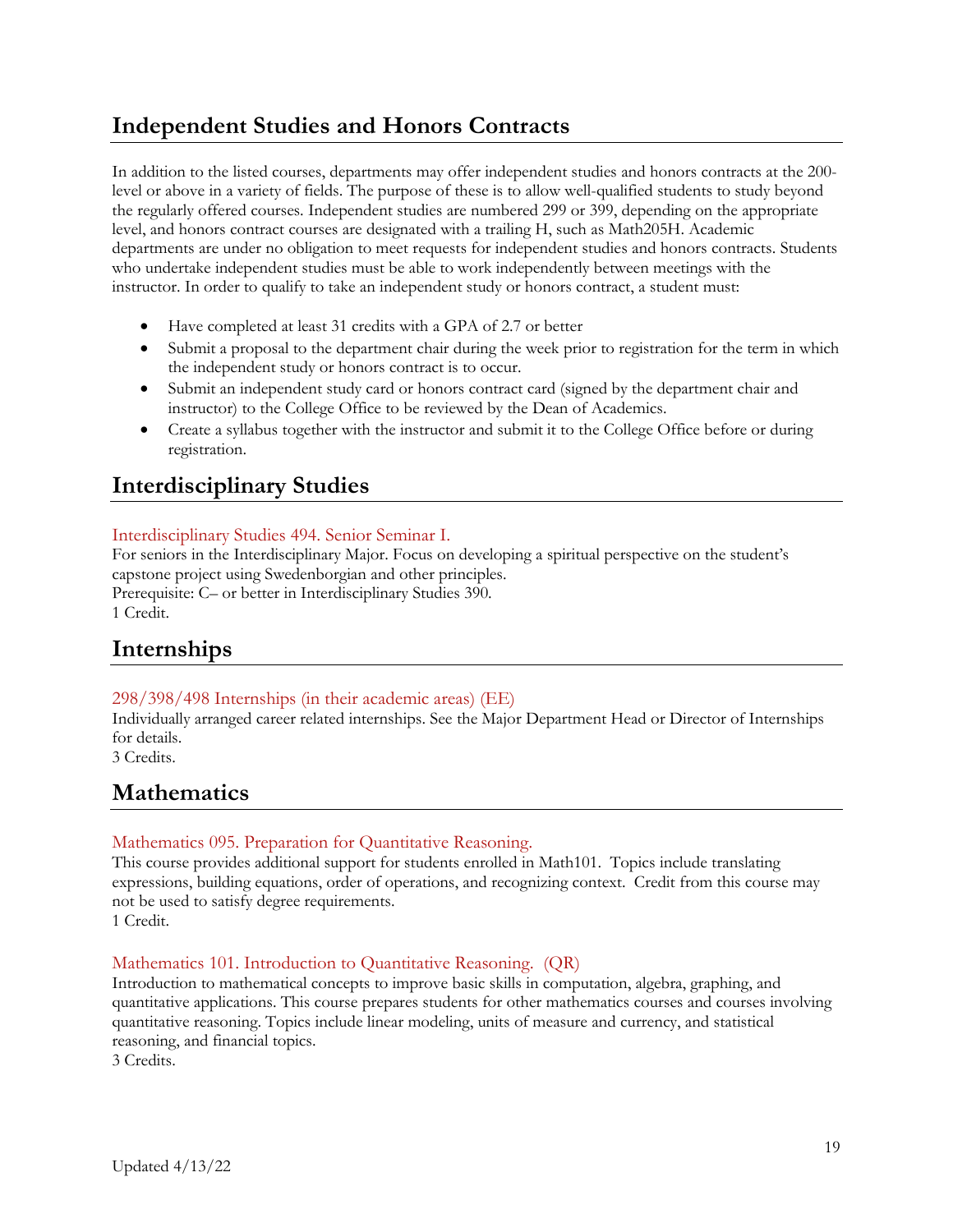## Independent Studies and Honors Contracts

In addition to the listed courses, departments may offer independent studies and honors contracts at the 200-level or above in a variety of fields. The purpose of these is to allow well-qualified students to study beyond the regularly offered courses. Independent studies are numbered 299 or 399, depending on the appropriate level, and honors contract courses are designated with a trailing H, such as Math205H. Academic departments are under no obligation to meet requests for independent studies and honors contracts. Students who undertake independent studies must be able to work independently between meetings with the instructor. In order to qualify to take an independent study or honors contract, a student must:

- Have completed at least 31 credits with a GPA of 2.7 or better
- Submit a proposal to the department chair during the week prior to registration for the term in which the independent study or honors contract is to occur.
- Submit an independent study card or honors contract card (signed by the department chair and instructor) to the College Office to be reviewed by the Dean of Academics.
- Create a syllabus together with the instructor and submit it to the College Office before or during registration.

## Interdisciplinary Studies

### Interdisciplinary Studies 494. Senior Seminar I.

For seniors in the Interdisciplinary Major. Focus on developing a spiritual perspective on the student's capstone project using Swedenborgian and other principles.
Prerequisite: C– or better in Interdisciplinary Studies 390.
1 Credit.

## Internships

### 298/398/498 Internships (in their academic areas) (EE)

Individually arranged career related internships. See the Major Department Head or Director of Internships for details.
3 Credits.

## Mathematics

### Mathematics 095. Preparation for Quantitative Reasoning.

This course provides additional support for students enrolled in Math101. Topics include translating expressions, building equations, order of operations, and recognizing context. Credit from this course may not be used to satisfy degree requirements.
1 Credit.

### Mathematics 101. Introduction to Quantitative Reasoning. (QR)

Introduction to mathematical concepts to improve basic skills in computation, algebra, graphing, and quantitative applications. This course prepares students for other mathematics courses and courses involving quantitative reasoning. Topics include linear modeling, units of measure and currency, and statistical reasoning, and financial topics.
3 Credits.

Updated 4/13/22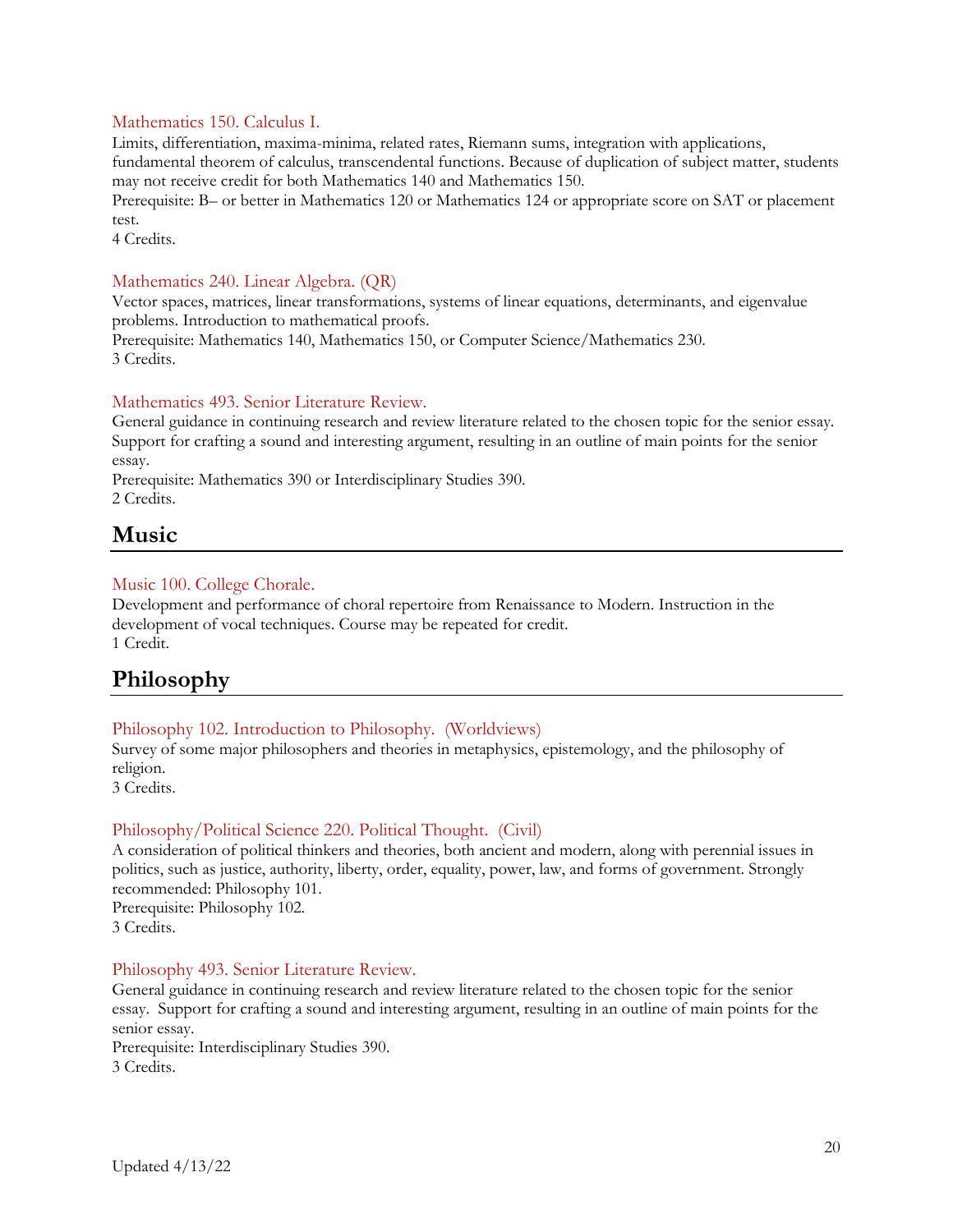### Mathematics 150. Calculus I.

Limits, differentiation, maxima-minima, related rates, Riemann sums, integration with applications, fundamental theorem of calculus, transcendental functions. Because of duplication of subject matter, students may not receive credit for both Mathematics 140 and Mathematics 150.
Prerequisite: B– or better in Mathematics 120 or Mathematics 124 or appropriate score on SAT or placement test.
4 Credits.

### Mathematics 240. Linear Algebra. (QR)

Vector spaces, matrices, linear transformations, systems of linear equations, determinants, and eigenvalue problems. Introduction to mathematical proofs.
Prerequisite: Mathematics 140, Mathematics 150, or Computer Science/Mathematics 230.
3 Credits.

### Mathematics 493. Senior Literature Review.

General guidance in continuing research and review literature related to the chosen topic for the senior essay. Support for crafting a sound and interesting argument, resulting in an outline of main points for the senior essay.
Prerequisite: Mathematics 390 or Interdisciplinary Studies 390.
2 Credits.

## Music

### Music 100. College Chorale.

Development and performance of choral repertoire from Renaissance to Modern. Instruction in the development of vocal techniques. Course may be repeated for credit.
1 Credit.

## Philosophy

### Philosophy 102. Introduction to Philosophy. (Worldviews)

Survey of some major philosophers and theories in metaphysics, epistemology, and the philosophy of religion.
3 Credits.

### Philosophy/Political Science 220. Political Thought. (Civil)

A consideration of political thinkers and theories, both ancient and modern, along with perennial issues in politics, such as justice, authority, liberty, order, equality, power, law, and forms of government. Strongly recommended: Philosophy 101.
Prerequisite: Philosophy 102.
3 Credits.

### Philosophy 493. Senior Literature Review.

General guidance in continuing research and review literature related to the chosen topic for the senior essay. Support for crafting a sound and interesting argument, resulting in an outline of main points for the senior essay.
Prerequisite: Interdisciplinary Studies 390.
3 Credits.

Updated 4/13/22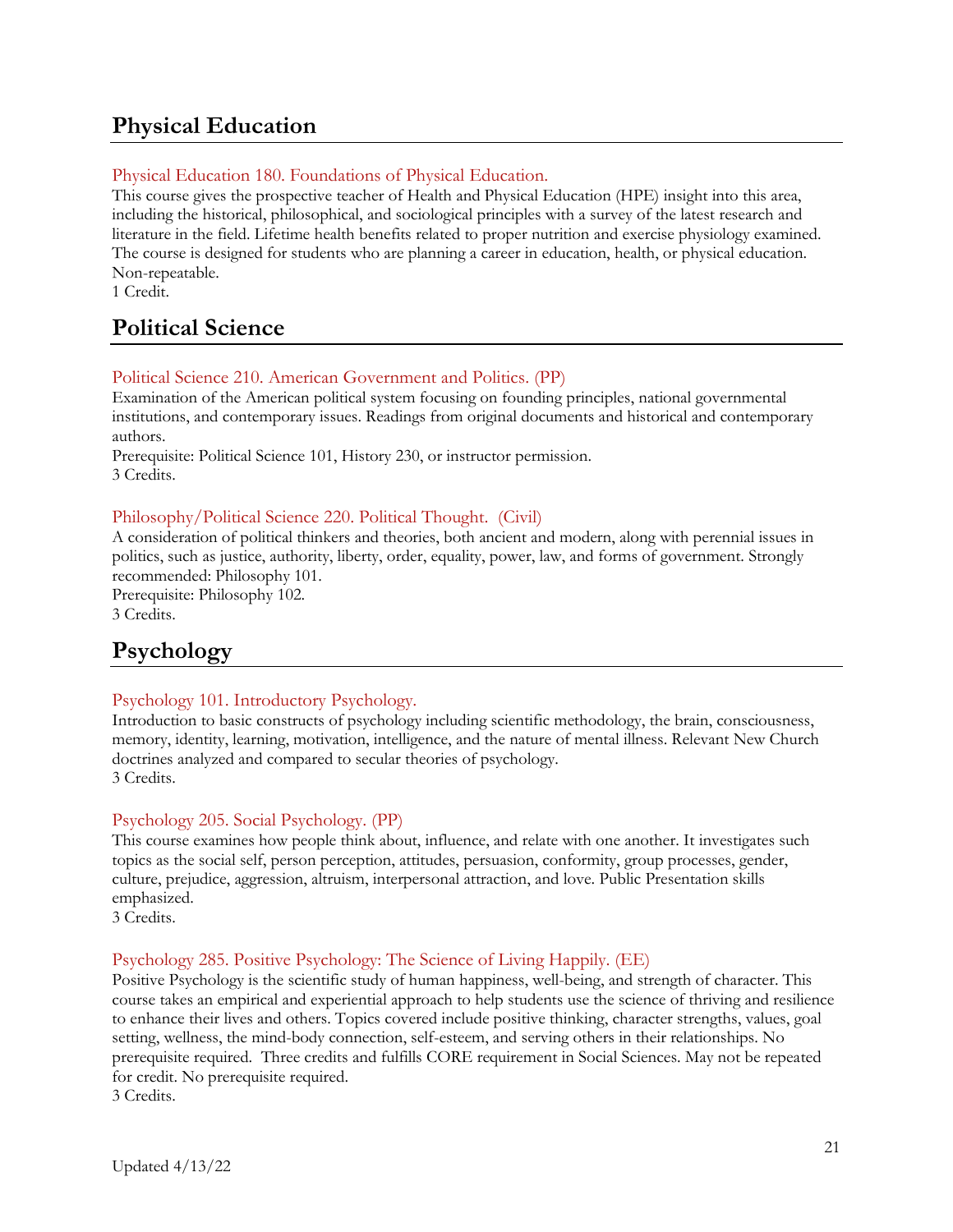## Physical Education

### Physical Education 180. Foundations of Physical Education.

This course gives the prospective teacher of Health and Physical Education (HPE) insight into this area, including the historical, philosophical, and sociological principles with a survey of the latest research and literature in the field. Lifetime health benefits related to proper nutrition and exercise physiology examined. The course is designed for students who are planning a career in education, health, or physical education. Non-repeatable.
1 Credit.

## Political Science

### Political Science 210. American Government and Politics. (PP)

Examination of the American political system focusing on founding principles, national governmental institutions, and contemporary issues. Readings from original documents and historical and contemporary authors.
Prerequisite: Political Science 101, History 230, or instructor permission.
3 Credits.

### Philosophy/Political Science 220. Political Thought. (Civil)

A consideration of political thinkers and theories, both ancient and modern, along with perennial issues in politics, such as justice, authority, liberty, order, equality, power, law, and forms of government. Strongly recommended: Philosophy 101.
Prerequisite: Philosophy 102.
3 Credits.

## Psychology

### Psychology 101. Introductory Psychology.

Introduction to basic constructs of psychology including scientific methodology, the brain, consciousness, memory, identity, learning, motivation, intelligence, and the nature of mental illness. Relevant New Church doctrines analyzed and compared to secular theories of psychology.
3 Credits.

### Psychology 205. Social Psychology. (PP)

This course examines how people think about, influence, and relate with one another. It investigates such topics as the social self, person perception, attitudes, persuasion, conformity, group processes, gender, culture, prejudice, aggression, altruism, interpersonal attraction, and love. Public Presentation skills emphasized.
3 Credits.

### Psychology 285. Positive Psychology: The Science of Living Happily. (EE)

Positive Psychology is the scientific study of human happiness, well-being, and strength of character. This course takes an empirical and experiential approach to help students use the science of thriving and resilience to enhance their lives and others. Topics covered include positive thinking, character strengths, values, goal setting, wellness, the mind-body connection, self-esteem, and serving others in their relationships. No prerequisite required. Three credits and fulfills CORE requirement in Social Sciences. May not be repeated for credit. No prerequisite required.
3 Credits.

Updated 4/13/22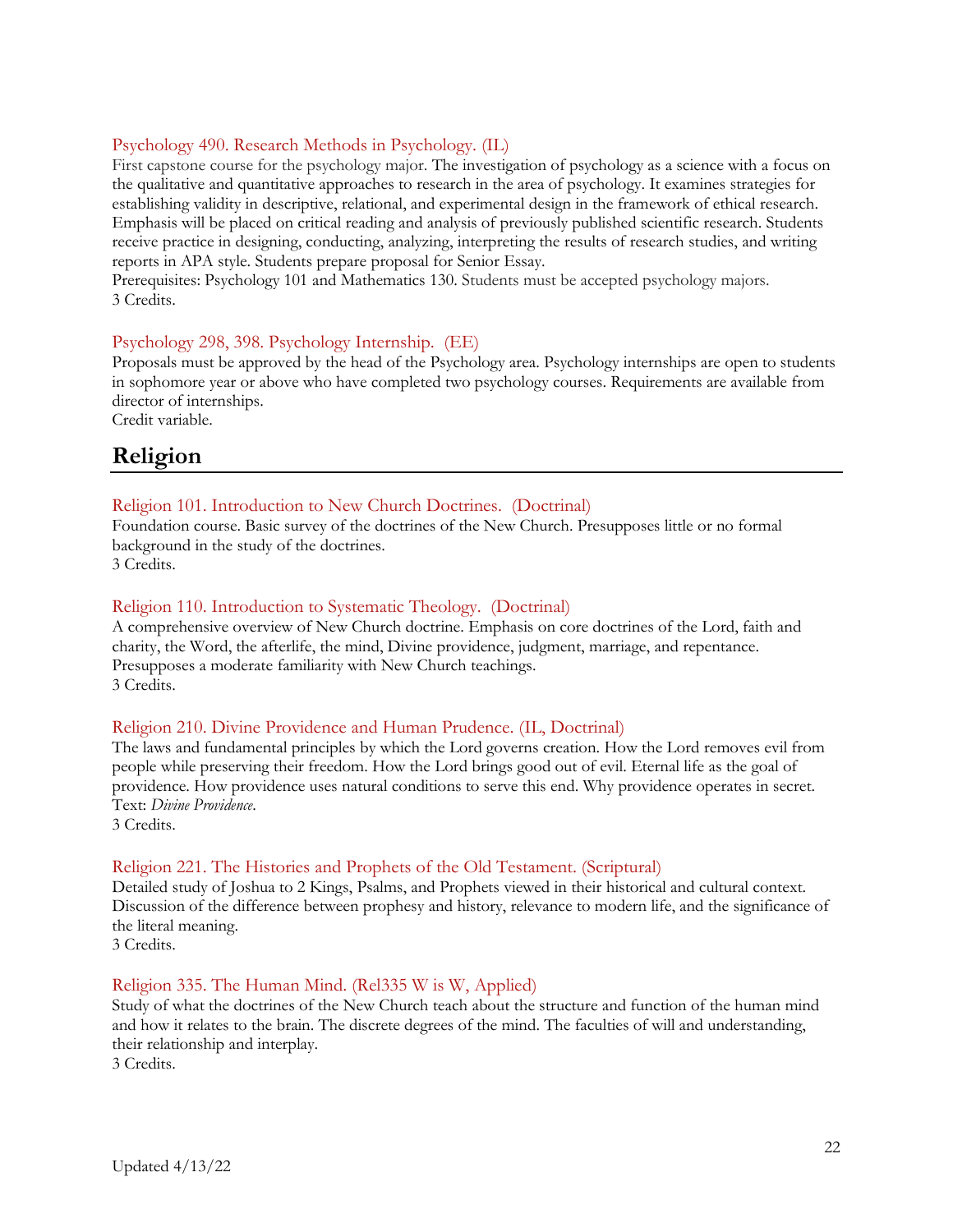### Psychology 490. Research Methods in Psychology. (IL)

First capstone course for the psychology major. The investigation of psychology as a science with a focus on the qualitative and quantitative approaches to research in the area of psychology. It examines strategies for establishing validity in descriptive, relational, and experimental design in the framework of ethical research. Emphasis will be placed on critical reading and analysis of previously published scientific research. Students receive practice in designing, conducting, analyzing, interpreting the results of research studies, and writing reports in APA style. Students prepare proposal for Senior Essay.
Prerequisites: Psychology 101 and Mathematics 130. Students must be accepted psychology majors.
3 Credits.

### Psychology 298, 398. Psychology Internship. (EE)

Proposals must be approved by the head of the Psychology area. Psychology internships are open to students in sophomore year or above who have completed two psychology courses. Requirements are available from director of internships.
Credit variable.

## Religion

### Religion 101. Introduction to New Church Doctrines. (Doctrinal)

Foundation course. Basic survey of the doctrines of the New Church. Presupposes little or no formal background in the study of the doctrines.
3 Credits.

### Religion 110. Introduction to Systematic Theology. (Doctrinal)

A comprehensive overview of New Church doctrine. Emphasis on core doctrines of the Lord, faith and charity, the Word, the afterlife, the mind, Divine providence, judgment, marriage, and repentance. Presupposes a moderate familiarity with New Church teachings.
3 Credits.

### Religion 210. Divine Providence and Human Prudence. (IL, Doctrinal)

The laws and fundamental principles by which the Lord governs creation. How the Lord removes evil from people while preserving their freedom. How the Lord brings good out of evil. Eternal life as the goal of providence. How providence uses natural conditions to serve this end. Why providence operates in secret. Text: *Divine Providence*.
3 Credits.

### Religion 221. The Histories and Prophets of the Old Testament. (Scriptural)

Detailed study of Joshua to 2 Kings, Psalms, and Prophets viewed in their historical and cultural context. Discussion of the difference between prophesy and history, relevance to modern life, and the significance of the literal meaning.
3 Credits.

### Religion 335. The Human Mind. (Rel335 W is W, Applied)

Study of what the doctrines of the New Church teach about the structure and function of the human mind and how it relates to the brain. The discrete degrees of the mind. The faculties of will and understanding, their relationship and interplay.
3 Credits.

Updated 4/13/22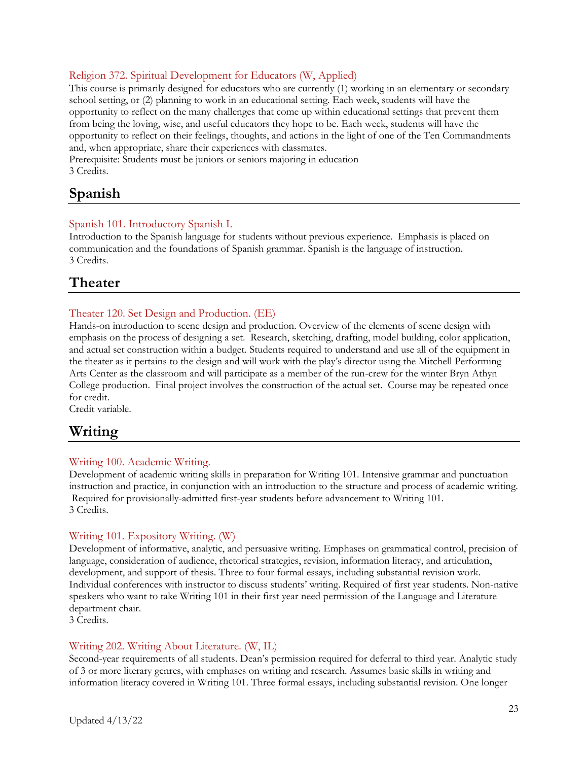### Religion 372. Spiritual Development for Educators (W, Applied)

This course is primarily designed for educators who are currently (1) working in an elementary or secondary school setting, or (2) planning to work in an educational setting. Each week, students will have the opportunity to reflect on the many challenges that come up within educational settings that prevent them from being the loving, wise, and useful educators they hope to be. Each week, students will have the opportunity to reflect on their feelings, thoughts, and actions in the light of one of the Ten Commandments and, when appropriate, share their experiences with classmates.
Prerequisite: Students must be juniors or seniors majoring in education
3 Credits.

## Spanish

### Spanish 101. Introductory Spanish I.

Introduction to the Spanish language for students without previous experience. Emphasis is placed on communication and the foundations of Spanish grammar. Spanish is the language of instruction.
3 Credits.

## Theater

### Theater 120. Set Design and Production. (EE)

Hands-on introduction to scene design and production. Overview of the elements of scene design with emphasis on the process of designing a set. Research, sketching, drafting, model building, color application, and actual set construction within a budget. Students required to understand and use all of the equipment in the theater as it pertains to the design and will work with the play's director using the Mitchell Performing Arts Center as the classroom and will participate as a member of the run-crew for the winter Bryn Athyn College production. Final project involves the construction of the actual set. Course may be repeated once for credit.
Credit variable.

## Writing

### Writing 100. Academic Writing.

Development of academic writing skills in preparation for Writing 101. Intensive grammar and punctuation instruction and practice, in conjunction with an introduction to the structure and process of academic writing. Required for provisionally-admitted first-year students before advancement to Writing 101.
3 Credits.

### Writing 101. Expository Writing. (W)

Development of informative, analytic, and persuasive writing. Emphases on grammatical control, precision of language, consideration of audience, rhetorical strategies, revision, information literacy, and articulation, development, and support of thesis. Three to four formal essays, including substantial revision work. Individual conferences with instructor to discuss students' writing. Required of first year students. Non-native speakers who want to take Writing 101 in their first year need permission of the Language and Literature department chair.
3 Credits.

### Writing 202. Writing About Literature. (W, IL)

Second-year requirements of all students. Dean's permission required for deferral to third year. Analytic study of 3 or more literary genres, with emphases on writing and research. Assumes basic skills in writing and information literacy covered in Writing 101. Three formal essays, including substantial revision. One longer

Updated 4/13/22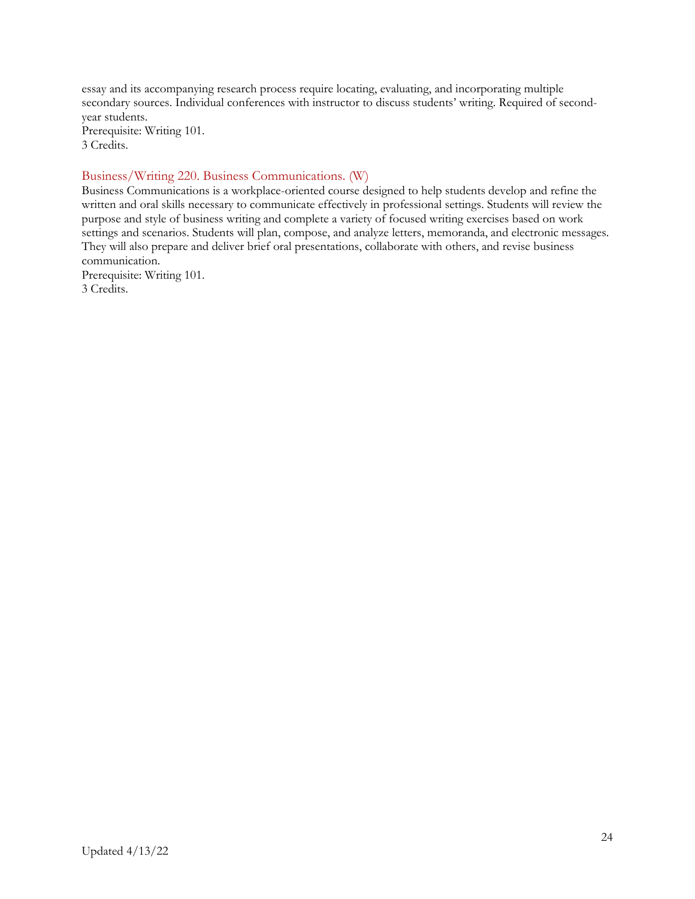essay and its accompanying research process require locating, evaluating, and incorporating multiple secondary sources. Individual conferences with instructor to discuss students' writing. Required of second-year students.
Prerequisite: Writing 101.
3 Credits.

### Business/Writing 220. Business Communications. (W)

Business Communications is a workplace-oriented course designed to help students develop and refine the written and oral skills necessary to communicate effectively in professional settings. Students will review the purpose and style of business writing and complete a variety of focused writing exercises based on work settings and scenarios. Students will plan, compose, and analyze letters, memoranda, and electronic messages. They will also prepare and deliver brief oral presentations, collaborate with others, and revise business communication.
Prerequisite: Writing 101.
3 Credits.

Updated 4/13/22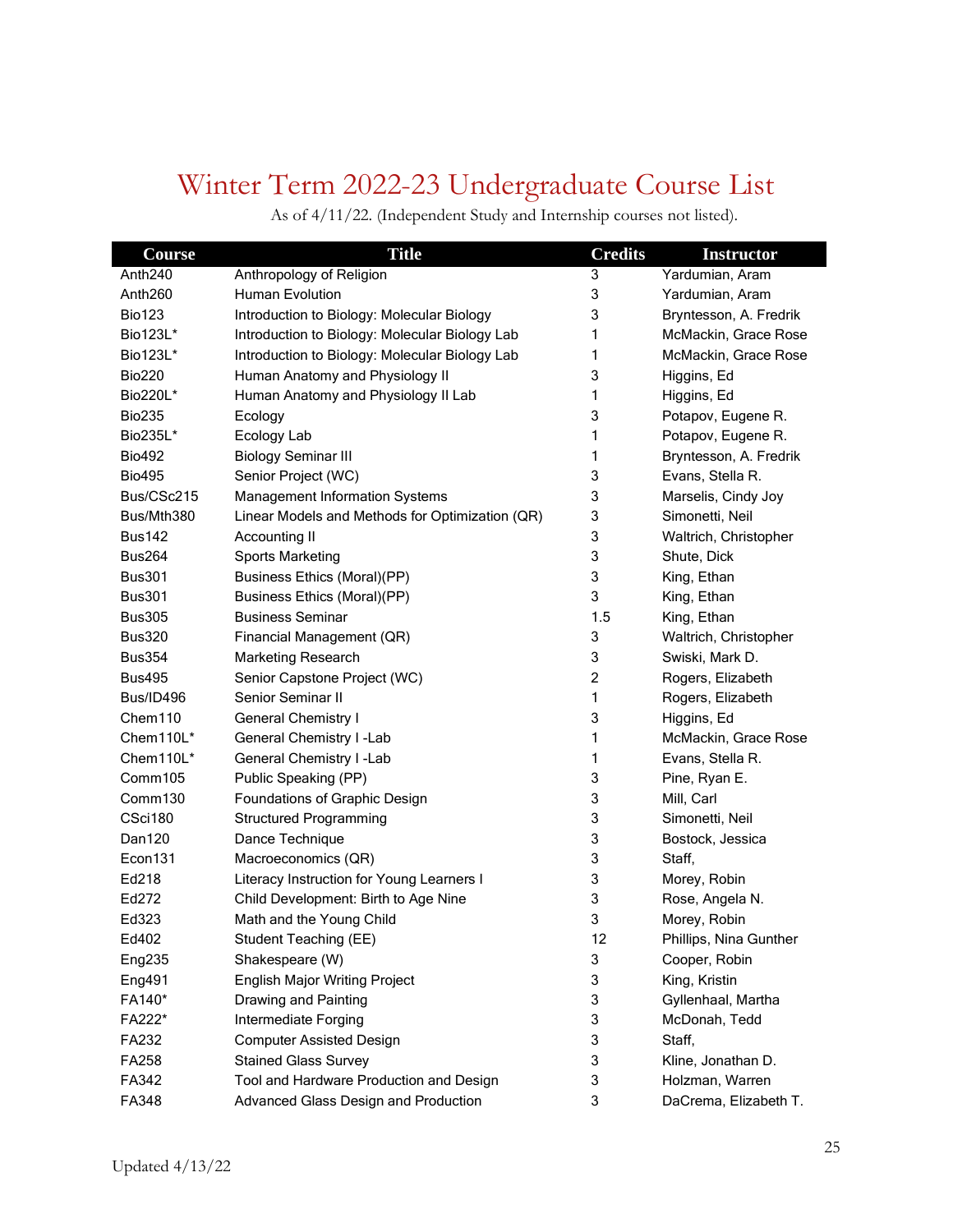# Winter Term 2022-23 Undergraduate Course List

As of 4/11/22. (Independent Study and Internship courses not listed).

| Course | Title | Credits | Instructor |
|---|---|---|---|
| Anth240 | Anthropology of Religion | 3 | Yardumian, Aram |
| Anth260 | Human Evolution | 3 | Yardumian, Aram |
| Bio123 | Introduction to Biology: Molecular Biology | 3 | Bryntesson, A. Fredrik |
| Bio123L* | Introduction to Biology: Molecular Biology Lab | 1 | McMackin, Grace Rose |
| Bio123L* | Introduction to Biology: Molecular Biology Lab | 1 | McMackin, Grace Rose |
| Bio220 | Human Anatomy and Physiology II | 3 | Higgins, Ed |
| Bio220L* | Human Anatomy and Physiology II Lab | 1 | Higgins, Ed |
| Bio235 | Ecology | 3 | Potapov, Eugene R. |
| Bio235L* | Ecology Lab | 1 | Potapov, Eugene R. |
| Bio492 | Biology Seminar III | 1 | Bryntesson, A. Fredrik |
| Bio495 | Senior Project (WC) | 3 | Evans, Stella R. |
| Bus/CSc215 | Management Information Systems | 3 | Marselis, Cindy Joy |
| Bus/Mth380 | Linear Models and Methods for Optimization (QR) | 3 | Simonetti, Neil |
| Bus142 | Accounting II | 3 | Waltrich, Christopher |
| Bus264 | Sports Marketing | 3 | Shute, Dick |
| Bus301 | Business Ethics (Moral)(PP) | 3 | King, Ethan |
| Bus301 | Business Ethics (Moral)(PP) | 3 | King, Ethan |
| Bus305 | Business Seminar | 1.5 | King, Ethan |
| Bus320 | Financial Management (QR) | 3 | Waltrich, Christopher |
| Bus354 | Marketing Research | 3 | Swiski, Mark D. |
| Bus495 | Senior Capstone Project (WC) | 2 | Rogers, Elizabeth |
| Bus/ID496 | Senior Seminar II | 1 | Rogers, Elizabeth |
| Chem110 | General Chemistry I | 3 | Higgins, Ed |
| Chem110L* | General Chemistry I -Lab | 1 | McMackin, Grace Rose |
| Chem110L* | General Chemistry I -Lab | 1 | Evans, Stella R. |
| Comm105 | Public Speaking (PP) | 3 | Pine, Ryan E. |
| Comm130 | Foundations of Graphic Design | 3 | Mill, Carl |
| CSci180 | Structured Programming | 3 | Simonetti, Neil |
| Dan120 | Dance Technique | 3 | Bostock, Jessica |
| Econ131 | Macroeconomics (QR) | 3 | Staff, |
| Ed218 | Literacy Instruction for Young Learners I | 3 | Morey, Robin |
| Ed272 | Child Development: Birth to Age Nine | 3 | Rose, Angela N. |
| Ed323 | Math and the Young Child | 3 | Morey, Robin |
| Ed402 | Student Teaching (EE) | 12 | Phillips, Nina Gunther |
| Eng235 | Shakespeare (W) | 3 | Cooper, Robin |
| Eng491 | English Major Writing Project | 3 | King, Kristin |
| FA140* | Drawing and Painting | 3 | Gyllenhaal, Martha |
| FA222* | Intermediate Forging | 3 | McDonah, Tedd |
| FA232 | Computer Assisted Design | 3 | Staff, |
| FA258 | Stained Glass Survey | 3 | Kline, Jonathan D. |
| FA342 | Tool and Hardware Production and Design | 3 | Holzman, Warren |
| FA348 | Advanced Glass Design and Production | 3 | DaCrema, Elizabeth T. |

Updated 4/13/22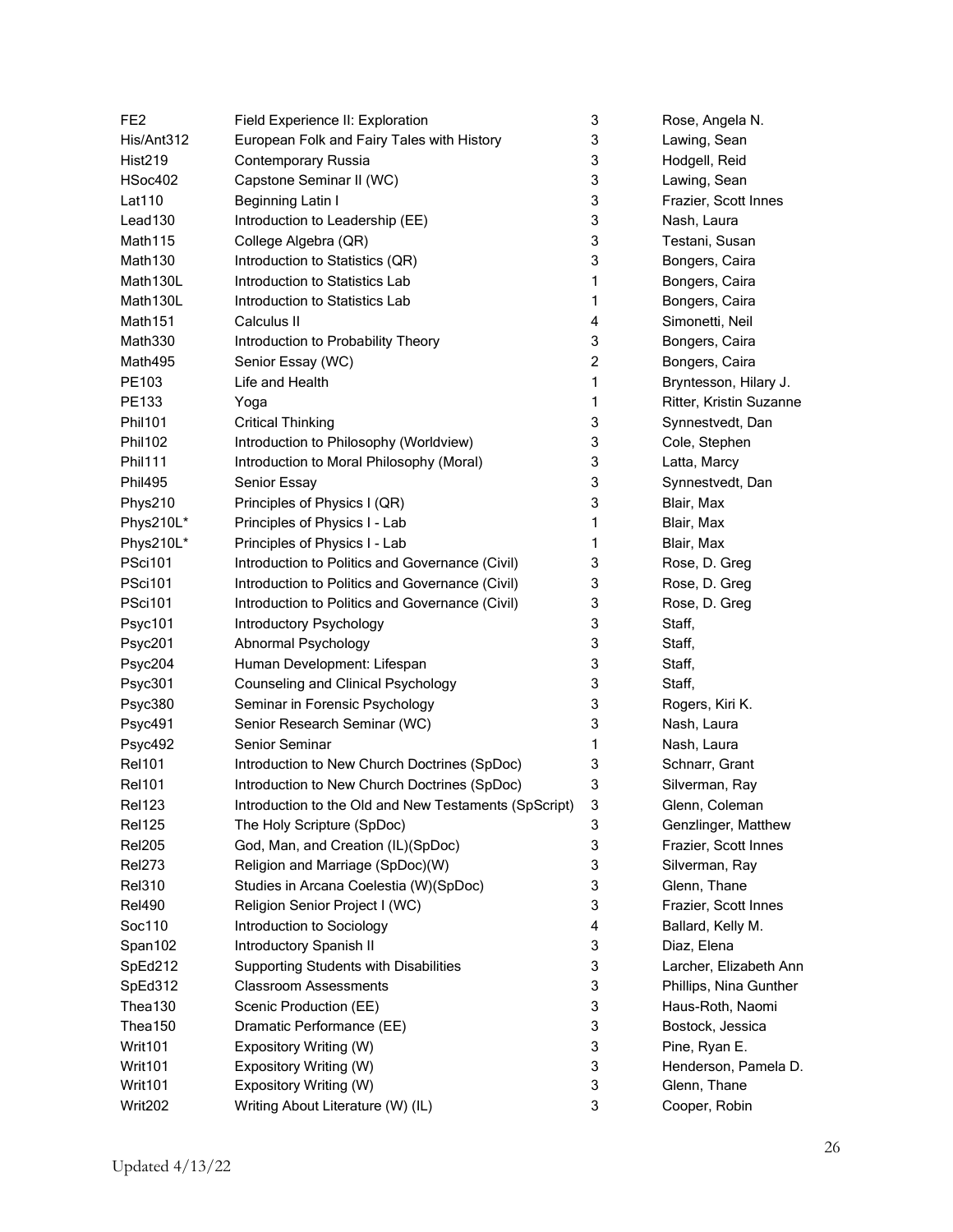| | | | |
|---|---|---|---|
| FE2 | Field Experience II: Exploration | 3 | Rose, Angela N. |
| His/Ant312 | European Folk and Fairy Tales with History | 3 | Lawing, Sean |
| Hist219 | Contemporary Russia | 3 | Hodgell, Reid |
| HSoc402 | Capstone Seminar II (WC) | 3 | Lawing, Sean |
| Lat110 | Beginning Latin I | 3 | Frazier, Scott Innes |
| Lead130 | Introduction to Leadership (EE) | 3 | Nash, Laura |
| Math115 | College Algebra (QR) | 3 | Testani, Susan |
| Math130 | Introduction to Statistics (QR) | 3 | Bongers, Caira |
| Math130L | Introduction to Statistics Lab | 1 | Bongers, Caira |
| Math130L | Introduction to Statistics Lab | 1 | Bongers, Caira |
| Math151 | Calculus II | 4 | Simonetti, Neil |
| Math330 | Introduction to Probability Theory | 3 | Bongers, Caira |
| Math495 | Senior Essay (WC) | 2 | Bongers, Caira |
| PE103 | Life and Health | 1 | Bryntesson, Hilary J. |
| PE133 | Yoga | 1 | Ritter, Kristin Suzanne |
| Phil101 | Critical Thinking | 3 | Synnestvedt, Dan |
| Phil102 | Introduction to Philosophy (Worldview) | 3 | Cole, Stephen |
| Phil111 | Introduction to Moral Philosophy (Moral) | 3 | Latta, Marcy |
| Phil495 | Senior Essay | 3 | Synnestvedt, Dan |
| Phys210 | Principles of Physics I (QR) | 3 | Blair, Max |
| Phys210L* | Principles of Physics I - Lab | 1 | Blair, Max |
| Phys210L* | Principles of Physics I - Lab | 1 | Blair, Max |
| PSci101 | Introduction to Politics and Governance (Civil) | 3 | Rose, D. Greg |
| PSci101 | Introduction to Politics and Governance (Civil) | 3 | Rose, D. Greg |
| PSci101 | Introduction to Politics and Governance (Civil) | 3 | Rose, D. Greg |
| Psyc101 | Introductory Psychology | 3 | Staff, |
| Psyc201 | Abnormal Psychology | 3 | Staff, |
| Psyc204 | Human Development: Lifespan | 3 | Staff, |
| Psyc301 | Counseling and Clinical Psychology | 3 | Staff, |
| Psyc380 | Seminar in Forensic Psychology | 3 | Rogers, Kiri K. |
| Psyc491 | Senior Research Seminar (WC) | 3 | Nash, Laura |
| Psyc492 | Senior Seminar | 1 | Nash, Laura |
| Rel101 | Introduction to New Church Doctrines (SpDoc) | 3 | Schnarr, Grant |
| Rel101 | Introduction to New Church Doctrines (SpDoc) | 3 | Silverman, Ray |
| Rel123 | Introduction to the Old and New Testaments (SpScript) | 3 | Glenn, Coleman |
| Rel125 | The Holy Scripture (SpDoc) | 3 | Genzlinger, Matthew |
| Rel205 | God, Man, and Creation (IL)(SpDoc) | 3 | Frazier, Scott Innes |
| Rel273 | Religion and Marriage (SpDoc)(W) | 3 | Silverman, Ray |
| Rel310 | Studies in Arcana Coelestia (W)(SpDoc) | 3 | Glenn, Thane |
| Rel490 | Religion Senior Project I (WC) | 3 | Frazier, Scott Innes |
| Soc110 | Introduction to Sociology | 4 | Ballard, Kelly M. |
| Span102 | Introductory Spanish II | 3 | Diaz, Elena |
| SpEd212 | Supporting Students with Disabilities | 3 | Larcher, Elizabeth Ann |
| SpEd312 | Classroom Assessments | 3 | Phillips, Nina Gunther |
| Thea130 | Scenic Production (EE) | 3 | Haus-Roth, Naomi |
| Thea150 | Dramatic Performance (EE) | 3 | Bostock, Jessica |
| Writ101 | Expository Writing (W) | 3 | Pine, Ryan E. |
| Writ101 | Expository Writing (W) | 3 | Henderson, Pamela D. |
| Writ101 | Expository Writing (W) | 3 | Glenn, Thane |
| Writ202 | Writing About Literature (W) (IL) | 3 | Cooper, Robin |

Updated 4/13/22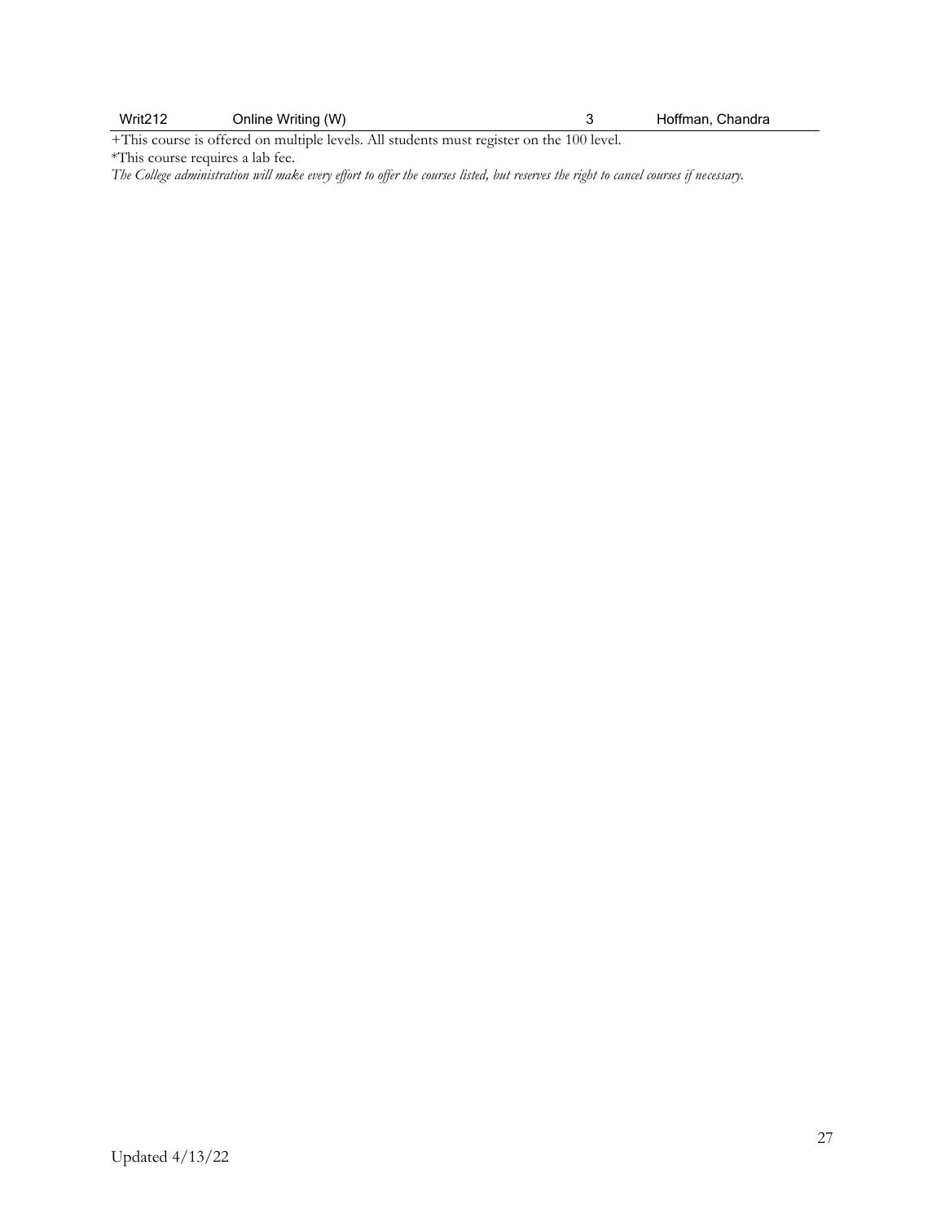| Writ212 | Online Writing (W) | 3 | Hoffman, Chandra |
|---|---|---|---|

+This course is offered on multiple levels. All students must register on the 100 level.

*This course requires a lab fee.

*The College administration will make every effort to offer the courses listed, but reserves the right to cancel courses if necessary.*

Updated 4/13/22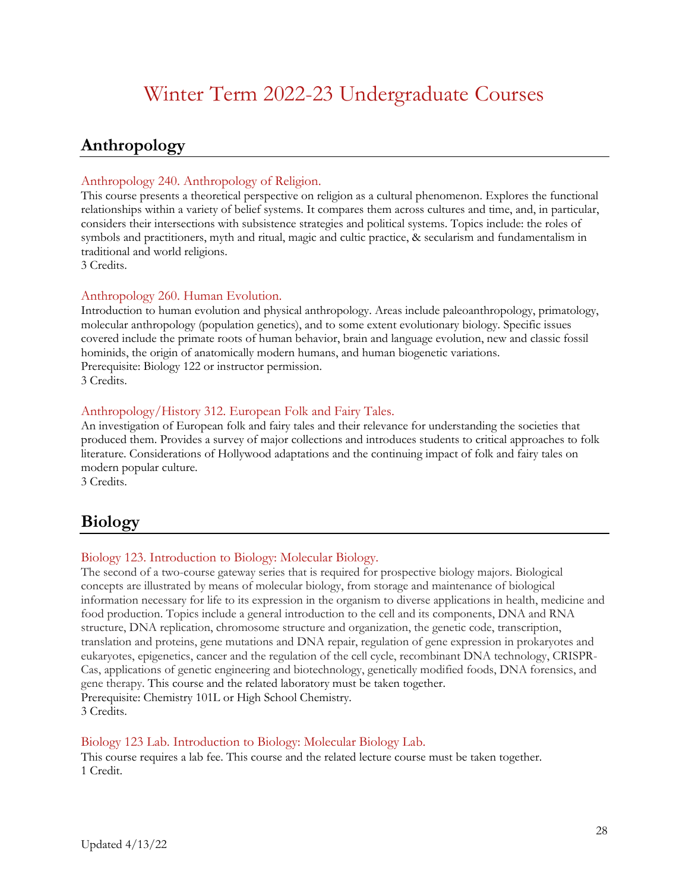# Winter Term 2022-23 Undergraduate Courses

## Anthropology

### Anthropology 240. Anthropology of Religion.

This course presents a theoretical perspective on religion as a cultural phenomenon. Explores the functional relationships within a variety of belief systems. It compares them across cultures and time, and, in particular, considers their intersections with subsistence strategies and political systems. Topics include: the roles of symbols and practitioners, myth and ritual, magic and cultic practice, & secularism and fundamentalism in traditional and world religions.
3 Credits.

### Anthropology 260. Human Evolution.

Introduction to human evolution and physical anthropology. Areas include paleoanthropology, primatology, molecular anthropology (population genetics), and to some extent evolutionary biology. Specific issues covered include the primate roots of human behavior, brain and language evolution, new and classic fossil hominids, the origin of anatomically modern humans, and human biogenetic variations.
Prerequisite: Biology 122 or instructor permission.
3 Credits.

### Anthropology/History 312. European Folk and Fairy Tales.

An investigation of European folk and fairy tales and their relevance for understanding the societies that produced them. Provides a survey of major collections and introduces students to critical approaches to folk literature. Considerations of Hollywood adaptations and the continuing impact of folk and fairy tales on modern popular culture.
3 Credits.

## Biology

### Biology 123. Introduction to Biology: Molecular Biology.

The second of a two-course gateway series that is required for prospective biology majors. Biological concepts are illustrated by means of molecular biology, from storage and maintenance of biological information necessary for life to its expression in the organism to diverse applications in health, medicine and food production. Topics include a general introduction to the cell and its components, DNA and RNA structure, DNA replication, chromosome structure and organization, the genetic code, transcription, translation and proteins, gene mutations and DNA repair, regulation of gene expression in prokaryotes and eukaryotes, epigenetics, cancer and the regulation of the cell cycle, recombinant DNA technology, CRISPR-Cas, applications of genetic engineering and biotechnology, genetically modified foods, DNA forensics, and gene therapy. This course and the related laboratory must be taken together.
Prerequisite: Chemistry 101L or High School Chemistry.
3 Credits.

### Biology 123 Lab. Introduction to Biology: Molecular Biology Lab.

This course requires a lab fee. This course and the related lecture course must be taken together.
1 Credit.

Updated 4/13/22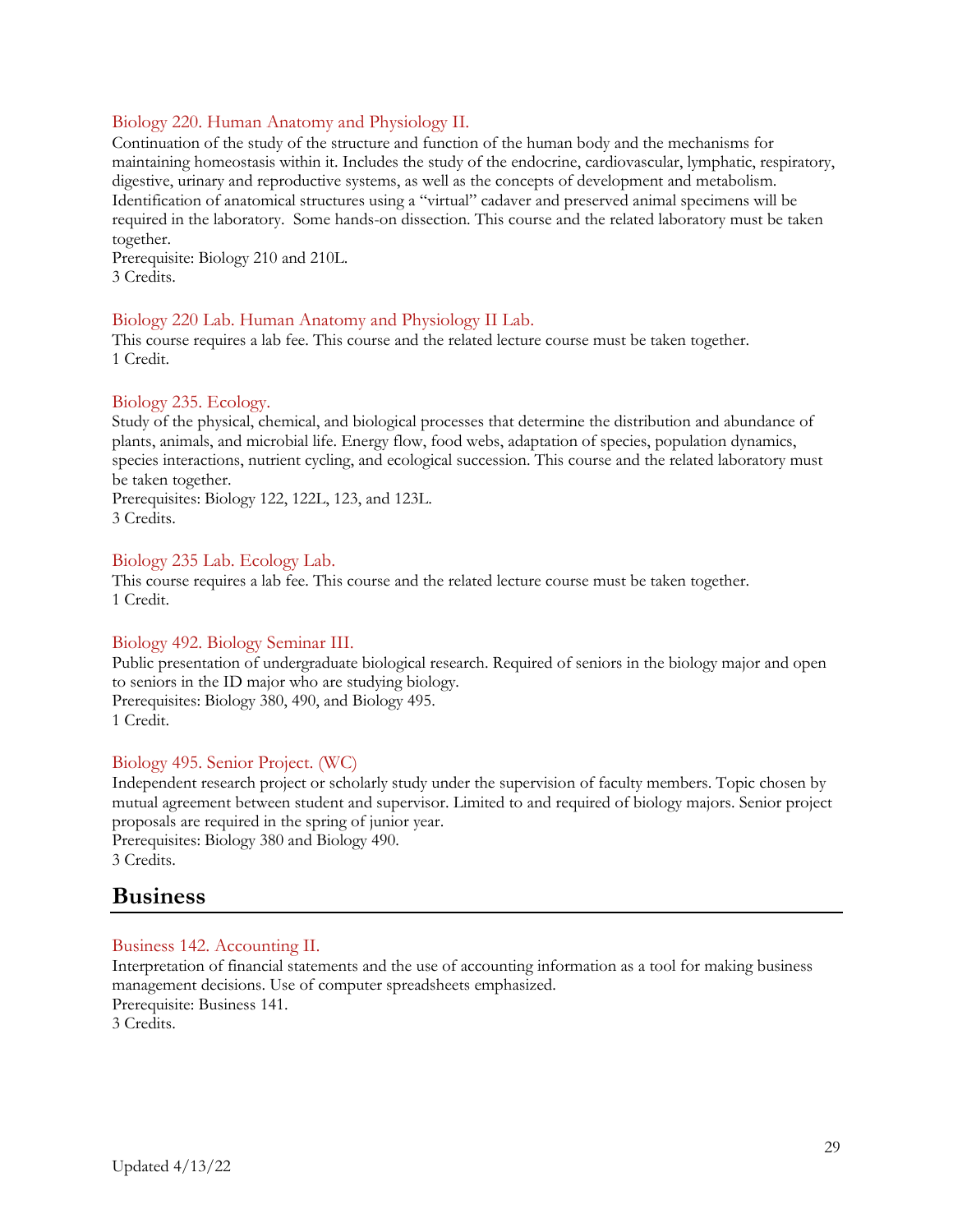### Biology 220. Human Anatomy and Physiology II.

Continuation of the study of the structure and function of the human body and the mechanisms for maintaining homeostasis within it. Includes the study of the endocrine, cardiovascular, lymphatic, respiratory, digestive, urinary and reproductive systems, as well as the concepts of development and metabolism. Identification of anatomical structures using a "virtual" cadaver and preserved animal specimens will be required in the laboratory. Some hands-on dissection. This course and the related laboratory must be taken together.
Prerequisite: Biology 210 and 210L.
3 Credits.

### Biology 220 Lab. Human Anatomy and Physiology II Lab.

This course requires a lab fee. This course and the related lecture course must be taken together.
1 Credit.

### Biology 235. Ecology.

Study of the physical, chemical, and biological processes that determine the distribution and abundance of plants, animals, and microbial life. Energy flow, food webs, adaptation of species, population dynamics, species interactions, nutrient cycling, and ecological succession. This course and the related laboratory must be taken together.
Prerequisites: Biology 122, 122L, 123, and 123L.
3 Credits.

### Biology 235 Lab. Ecology Lab.

This course requires a lab fee. This course and the related lecture course must be taken together.
1 Credit.

### Biology 492. Biology Seminar III.

Public presentation of undergraduate biological research. Required of seniors in the biology major and open to seniors in the ID major who are studying biology.
Prerequisites: Biology 380, 490, and Biology 495.
1 Credit.

### Biology 495. Senior Project. (WC)

Independent research project or scholarly study under the supervision of faculty members. Topic chosen by mutual agreement between student and supervisor. Limited to and required of biology majors. Senior project proposals are required in the spring of junior year.
Prerequisites: Biology 380 and Biology 490.
3 Credits.

## Business

### Business 142. Accounting II.

Interpretation of financial statements and the use of accounting information as a tool for making business management decisions. Use of computer spreadsheets emphasized.
Prerequisite: Business 141.
3 Credits.

Updated 4/13/22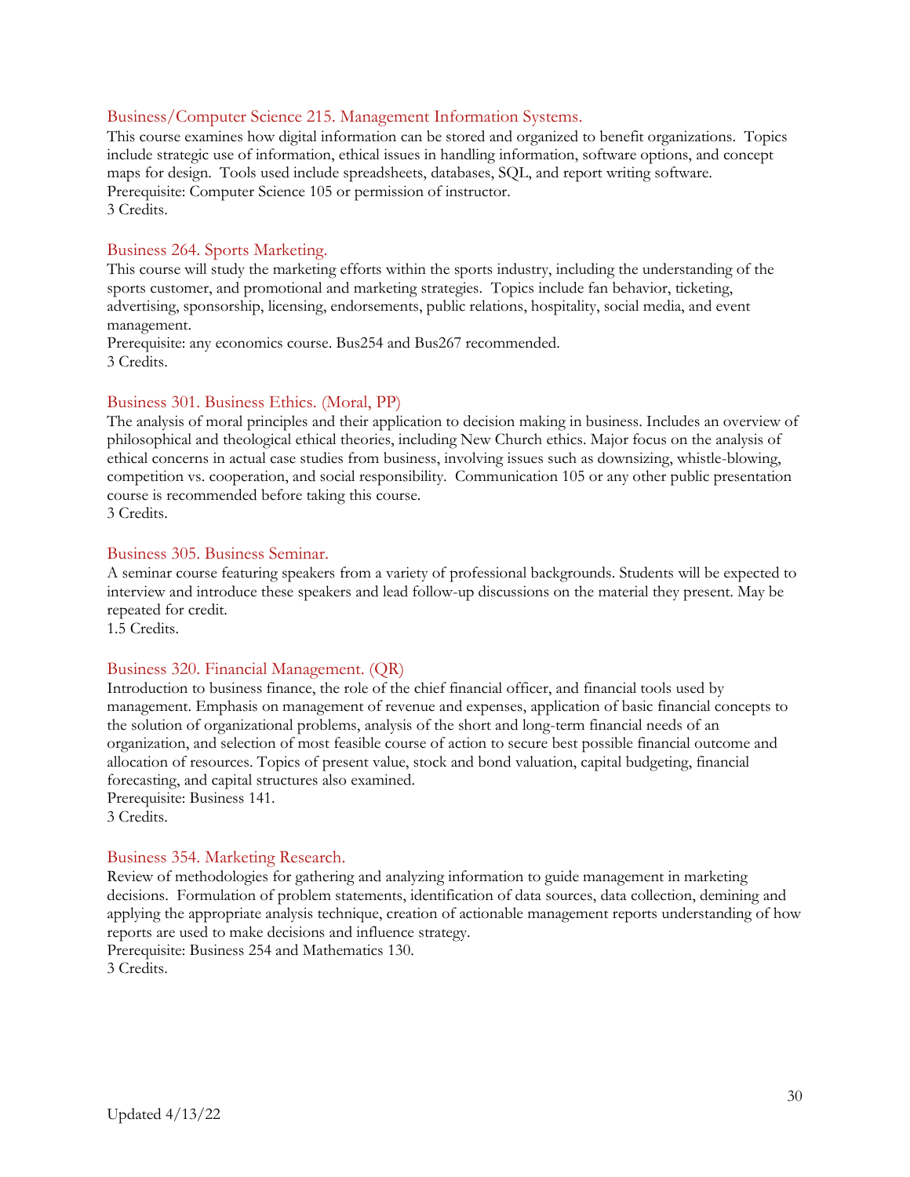### Business/Computer Science 215. Management Information Systems.

This course examines how digital information can be stored and organized to benefit organizations. Topics include strategic use of information, ethical issues in handling information, software options, and concept maps for design. Tools used include spreadsheets, databases, SQL, and report writing software.
Prerequisite: Computer Science 105 or permission of instructor.
3 Credits.

### Business 264. Sports Marketing.

This course will study the marketing efforts within the sports industry, including the understanding of the sports customer, and promotional and marketing strategies. Topics include fan behavior, ticketing, advertising, sponsorship, licensing, endorsements, public relations, hospitality, social media, and event management.
Prerequisite: any economics course. Bus254 and Bus267 recommended.
3 Credits.

### Business 301. Business Ethics. (Moral, PP)

The analysis of moral principles and their application to decision making in business. Includes an overview of philosophical and theological ethical theories, including New Church ethics. Major focus on the analysis of ethical concerns in actual case studies from business, involving issues such as downsizing, whistle-blowing, competition vs. cooperation, and social responsibility. Communication 105 or any other public presentation course is recommended before taking this course.
3 Credits.

### Business 305. Business Seminar.

A seminar course featuring speakers from a variety of professional backgrounds. Students will be expected to interview and introduce these speakers and lead follow-up discussions on the material they present. May be repeated for credit.
1.5 Credits.

### Business 320. Financial Management. (QR)

Introduction to business finance, the role of the chief financial officer, and financial tools used by management. Emphasis on management of revenue and expenses, application of basic financial concepts to the solution of organizational problems, analysis of the short and long-term financial needs of an organization, and selection of most feasible course of action to secure best possible financial outcome and allocation of resources. Topics of present value, stock and bond valuation, capital budgeting, financial forecasting, and capital structures also examined.
Prerequisite: Business 141.
3 Credits.

### Business 354. Marketing Research.

Review of methodologies for gathering and analyzing information to guide management in marketing decisions. Formulation of problem statements, identification of data sources, data collection, demining and applying the appropriate analysis technique, creation of actionable management reports understanding of how reports are used to make decisions and influence strategy.
Prerequisite: Business 254 and Mathematics 130.
3 Credits.

Updated 4/13/22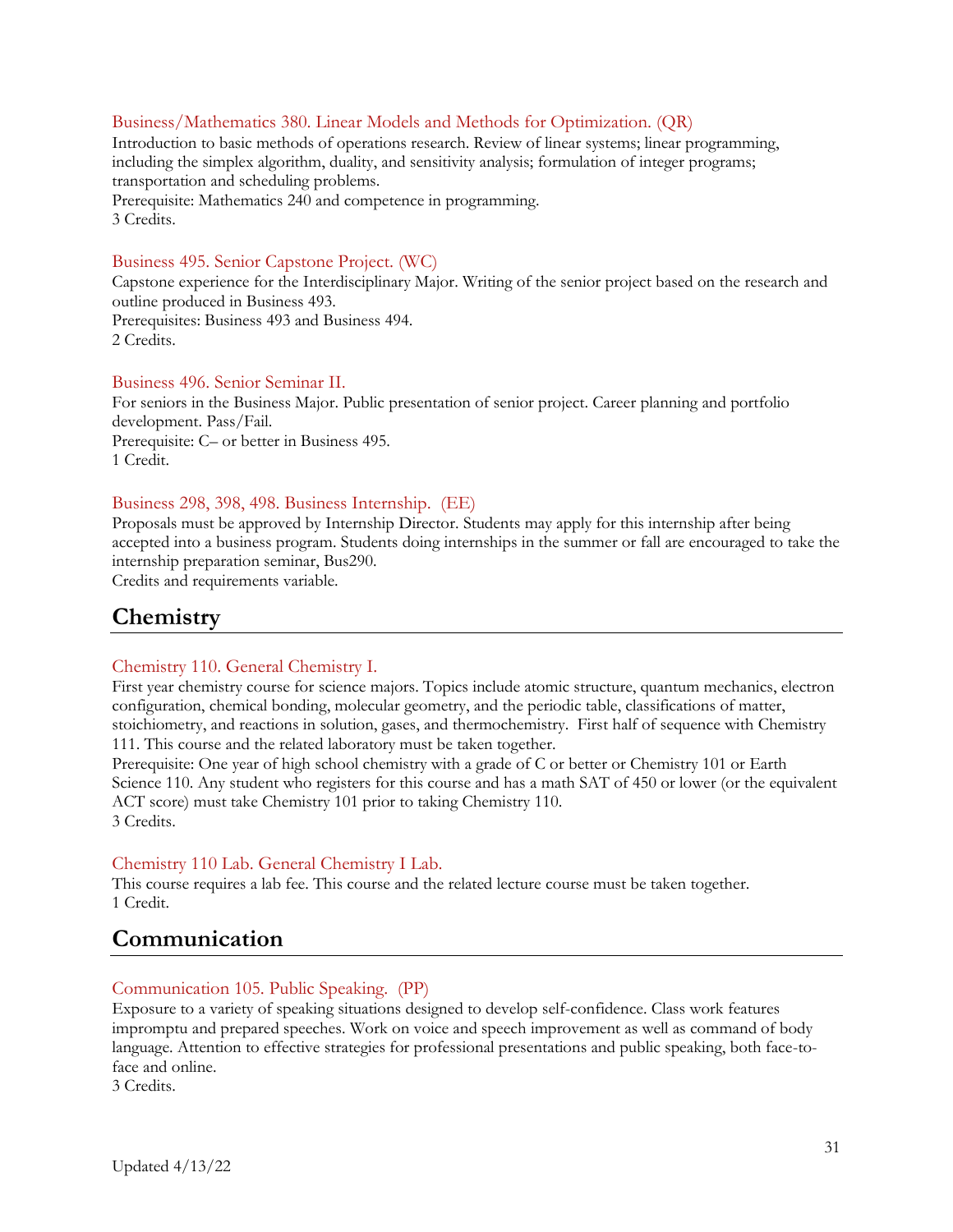### Business/Mathematics 380. Linear Models and Methods for Optimization. (QR)

Introduction to basic methods of operations research. Review of linear systems; linear programming, including the simplex algorithm, duality, and sensitivity analysis; formulation of integer programs; transportation and scheduling problems.
Prerequisite: Mathematics 240 and competence in programming.
3 Credits.

### Business 495. Senior Capstone Project. (WC)

Capstone experience for the Interdisciplinary Major. Writing of the senior project based on the research and outline produced in Business 493.
Prerequisites: Business 493 and Business 494.
2 Credits.

### Business 496. Senior Seminar II.

For seniors in the Business Major. Public presentation of senior project. Career planning and portfolio development. Pass/Fail.
Prerequisite: C– or better in Business 495.
1 Credit.

### Business 298, 398, 498. Business Internship. (EE)

Proposals must be approved by Internship Director. Students may apply for this internship after being accepted into a business program. Students doing internships in the summer or fall are encouraged to take the internship preparation seminar, Bus290.
Credits and requirements variable.

## Chemistry

### Chemistry 110. General Chemistry I.

First year chemistry course for science majors. Topics include atomic structure, quantum mechanics, electron configuration, chemical bonding, molecular geometry, and the periodic table, classifications of matter, stoichiometry, and reactions in solution, gases, and thermochemistry. First half of sequence with Chemistry 111. This course and the related laboratory must be taken together.
Prerequisite: One year of high school chemistry with a grade of C or better or Chemistry 101 or Earth Science 110. Any student who registers for this course and has a math SAT of 450 or lower (or the equivalent ACT score) must take Chemistry 101 prior to taking Chemistry 110.
3 Credits.

### Chemistry 110 Lab. General Chemistry I Lab.

This course requires a lab fee. This course and the related lecture course must be taken together.
1 Credit.

## Communication

### Communication 105. Public Speaking. (PP)

Exposure to a variety of speaking situations designed to develop self-confidence. Class work features impromptu and prepared speeches. Work on voice and speech improvement as well as command of body language. Attention to effective strategies for professional presentations and public speaking, both face-to-face and online.
3 Credits.

Updated 4/13/22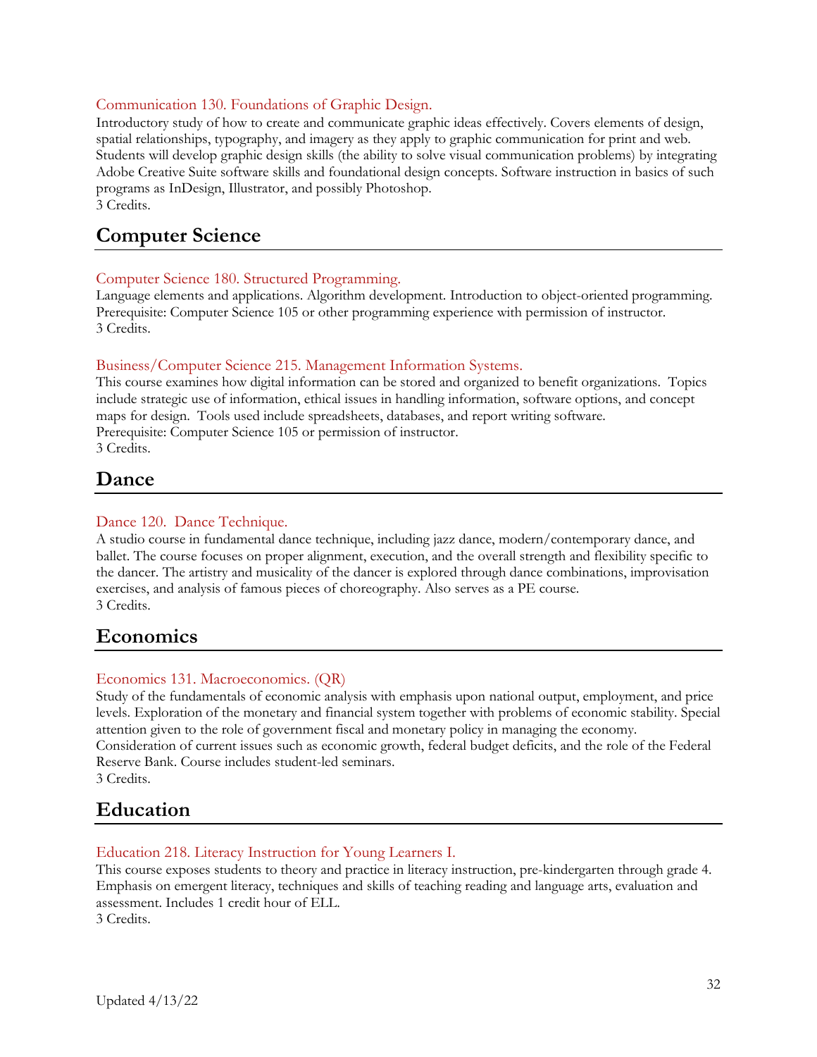### Communication 130. Foundations of Graphic Design.

Introductory study of how to create and communicate graphic ideas effectively. Covers elements of design, spatial relationships, typography, and imagery as they apply to graphic communication for print and web. Students will develop graphic design skills (the ability to solve visual communication problems) by integrating Adobe Creative Suite software skills and foundational design concepts. Software instruction in basics of such programs as InDesign, Illustrator, and possibly Photoshop.
3 Credits.

## Computer Science

### Computer Science 180. Structured Programming.

Language elements and applications. Algorithm development. Introduction to object-oriented programming.
Prerequisite: Computer Science 105 or other programming experience with permission of instructor.
3 Credits.

### Business/Computer Science 215. Management Information Systems.

This course examines how digital information can be stored and organized to benefit organizations. Topics include strategic use of information, ethical issues in handling information, software options, and concept maps for design. Tools used include spreadsheets, databases, and report writing software.
Prerequisite: Computer Science 105 or permission of instructor.
3 Credits.

## Dance

### Dance 120. Dance Technique.

A studio course in fundamental dance technique, including jazz dance, modern/contemporary dance, and ballet. The course focuses on proper alignment, execution, and the overall strength and flexibility specific to the dancer. The artistry and musicality of the dancer is explored through dance combinations, improvisation exercises, and analysis of famous pieces of choreography. Also serves as a PE course.
3 Credits.

## Economics

### Economics 131. Macroeconomics. (QR)

Study of the fundamentals of economic analysis with emphasis upon national output, employment, and price levels. Exploration of the monetary and financial system together with problems of economic stability. Special attention given to the role of government fiscal and monetary policy in managing the economy. Consideration of current issues such as economic growth, federal budget deficits, and the role of the Federal Reserve Bank. Course includes student-led seminars.
3 Credits.

## Education

### Education 218. Literacy Instruction for Young Learners I.

This course exposes students to theory and practice in literacy instruction, pre-kindergarten through grade 4. Emphasis on emergent literacy, techniques and skills of teaching reading and language arts, evaluation and assessment. Includes 1 credit hour of ELL.
3 Credits.

Updated 4/13/22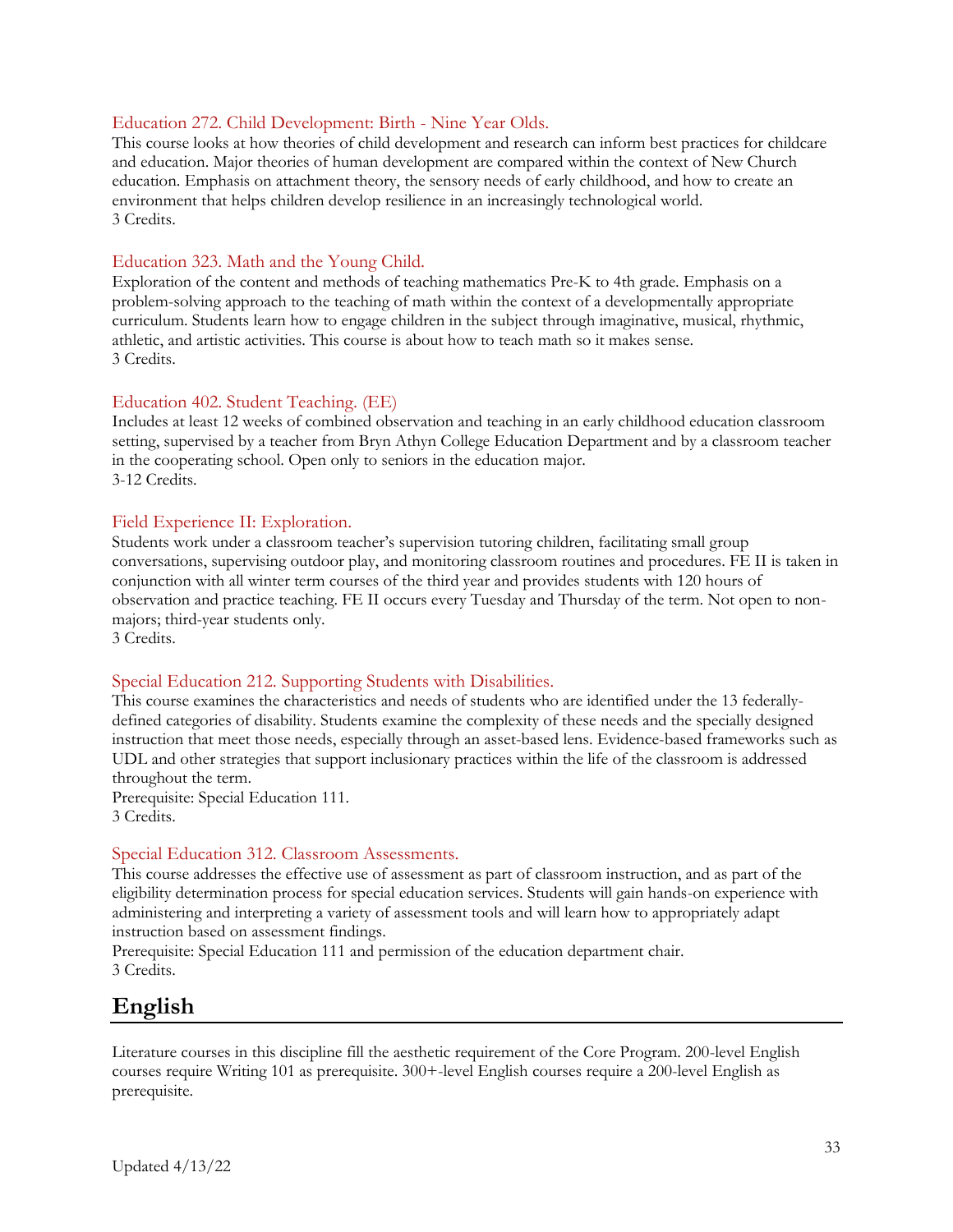### Education 272. Child Development: Birth - Nine Year Olds.

This course looks at how theories of child development and research can inform best practices for childcare and education. Major theories of human development are compared within the context of New Church education. Emphasis on attachment theory, the sensory needs of early childhood, and how to create an environment that helps children develop resilience in an increasingly technological world.
3 Credits.

### Education 323. Math and the Young Child.

Exploration of the content and methods of teaching mathematics Pre-K to 4th grade. Emphasis on a problem-solving approach to the teaching of math within the context of a developmentally appropriate curriculum. Students learn how to engage children in the subject through imaginative, musical, rhythmic, athletic, and artistic activities. This course is about how to teach math so it makes sense.
3 Credits.

### Education 402. Student Teaching. (EE)

Includes at least 12 weeks of combined observation and teaching in an early childhood education classroom setting, supervised by a teacher from Bryn Athyn College Education Department and by a classroom teacher in the cooperating school. Open only to seniors in the education major.
3-12 Credits.

### Field Experience II: Exploration.

Students work under a classroom teacher's supervision tutoring children, facilitating small group conversations, supervising outdoor play, and monitoring classroom routines and procedures. FE II is taken in conjunction with all winter term courses of the third year and provides students with 120 hours of observation and practice teaching. FE II occurs every Tuesday and Thursday of the term. Not open to non-majors; third-year students only.
3 Credits.

### Special Education 212. Supporting Students with Disabilities.

This course examines the characteristics and needs of students who are identified under the 13 federally-defined categories of disability. Students examine the complexity of these needs and the specially designed instruction that meet those needs, especially through an asset-based lens. Evidence-based frameworks such as UDL and other strategies that support inclusionary practices within the life of the classroom is addressed throughout the term.
Prerequisite: Special Education 111.
3 Credits.

### Special Education 312. Classroom Assessments.

This course addresses the effective use of assessment as part of classroom instruction, and as part of the eligibility determination process for special education services. Students will gain hands-on experience with administering and interpreting a variety of assessment tools and will learn how to appropriately adapt instruction based on assessment findings.
Prerequisite: Special Education 111 and permission of the education department chair.
3 Credits.

## English

Literature courses in this discipline fill the aesthetic requirement of the Core Program. 200-level English courses require Writing 101 as prerequisite. 300+-level English courses require a 200-level English as prerequisite.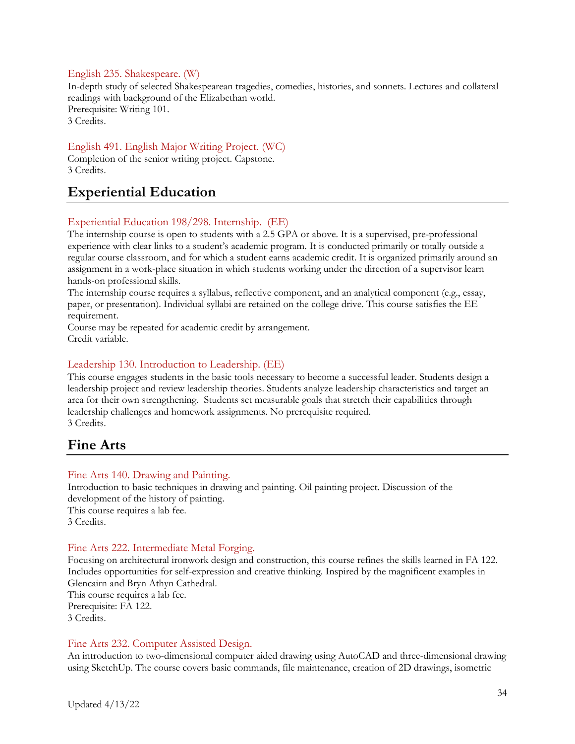### English 235. Shakespeare. (W)

In-depth study of selected Shakespearean tragedies, comedies, histories, and sonnets. Lectures and collateral readings with background of the Elizabethan world.
Prerequisite: Writing 101.
3 Credits.

### English 491. English Major Writing Project. (WC)

Completion of the senior writing project. Capstone.
3 Credits.

## Experiential Education

### Experiential Education 198/298. Internship. (EE)

The internship course is open to students with a 2.5 GPA or above. It is a supervised, pre-professional experience with clear links to a student's academic program. It is conducted primarily or totally outside a regular course classroom, and for which a student earns academic credit. It is organized primarily around an assignment in a work-place situation in which students working under the direction of a supervisor learn hands-on professional skills.
The internship course requires a syllabus, reflective component, and an analytical component (e.g., essay, paper, or presentation). Individual syllabi are retained on the college drive. This course satisfies the EE requirement.
Course may be repeated for academic credit by arrangement.
Credit variable.

### Leadership 130. Introduction to Leadership. (EE)

This course engages students in the basic tools necessary to become a successful leader. Students design a leadership project and review leadership theories. Students analyze leadership characteristics and target an area for their own strengthening. Students set measurable goals that stretch their capabilities through leadership challenges and homework assignments. No prerequisite required.
3 Credits.

## Fine Arts

### Fine Arts 140. Drawing and Painting.

Introduction to basic techniques in drawing and painting. Oil painting project. Discussion of the development of the history of painting.
This course requires a lab fee.
3 Credits.

### Fine Arts 222. Intermediate Metal Forging.

Focusing on architectural ironwork design and construction, this course refines the skills learned in FA 122. Includes opportunities for self-expression and creative thinking. Inspired by the magnificent examples in Glencairn and Bryn Athyn Cathedral.
This course requires a lab fee.
Prerequisite: FA 122.
3 Credits.

### Fine Arts 232. Computer Assisted Design.

An introduction to two-dimensional computer aided drawing using AutoCAD and three-dimensional drawing using SketchUp. The course covers basic commands, file maintenance, creation of 2D drawings, isometric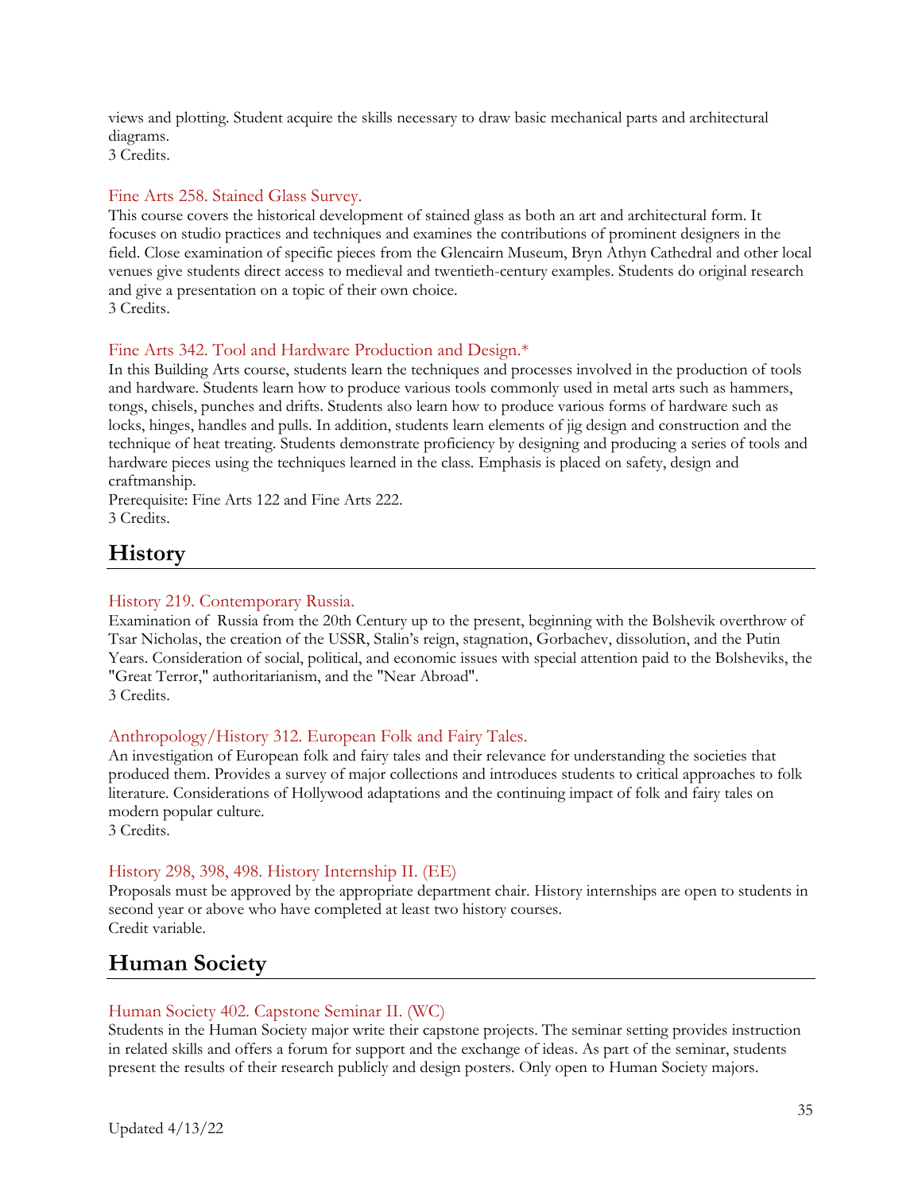views and plotting. Student acquire the skills necessary to draw basic mechanical parts and architectural diagrams.
3 Credits.

### Fine Arts 258. Stained Glass Survey.

This course covers the historical development of stained glass as both an art and architectural form. It focuses on studio practices and techniques and examines the contributions of prominent designers in the field. Close examination of specific pieces from the Glencairn Museum, Bryn Athyn Cathedral and other local venues give students direct access to medieval and twentieth-century examples. Students do original research and give a presentation on a topic of their own choice.
3 Credits.

### Fine Arts 342. Tool and Hardware Production and Design.*

In this Building Arts course, students learn the techniques and processes involved in the production of tools and hardware. Students learn how to produce various tools commonly used in metal arts such as hammers, tongs, chisels, punches and drifts. Students also learn how to produce various forms of hardware such as locks, hinges, handles and pulls. In addition, students learn elements of jig design and construction and the technique of heat treating. Students demonstrate proficiency by designing and producing a series of tools and hardware pieces using the techniques learned in the class. Emphasis is placed on safety, design and craftmanship.
Prerequisite: Fine Arts 122 and Fine Arts 222.
3 Credits.

## History

### History 219. Contemporary Russia.

Examination of Russia from the 20th Century up to the present, beginning with the Bolshevik overthrow of Tsar Nicholas, the creation of the USSR, Stalin's reign, stagnation, Gorbachev, dissolution, and the Putin Years. Consideration of social, political, and economic issues with special attention paid to the Bolsheviks, the "Great Terror," authoritarianism, and the "Near Abroad".
3 Credits.

### Anthropology/History 312. European Folk and Fairy Tales.

An investigation of European folk and fairy tales and their relevance for understanding the societies that produced them. Provides a survey of major collections and introduces students to critical approaches to folk literature. Considerations of Hollywood adaptations and the continuing impact of folk and fairy tales on modern popular culture.
3 Credits.

### History 298, 398, 498. History Internship II. (EE)

Proposals must be approved by the appropriate department chair. History internships are open to students in second year or above who have completed at least two history courses.
Credit variable.

## Human Society

### Human Society 402. Capstone Seminar II. (WC)

Students in the Human Society major write their capstone projects. The seminar setting provides instruction in related skills and offers a forum for support and the exchange of ideas. As part of the seminar, students present the results of their research publicly and design posters. Only open to Human Society majors.

Updated 4/13/22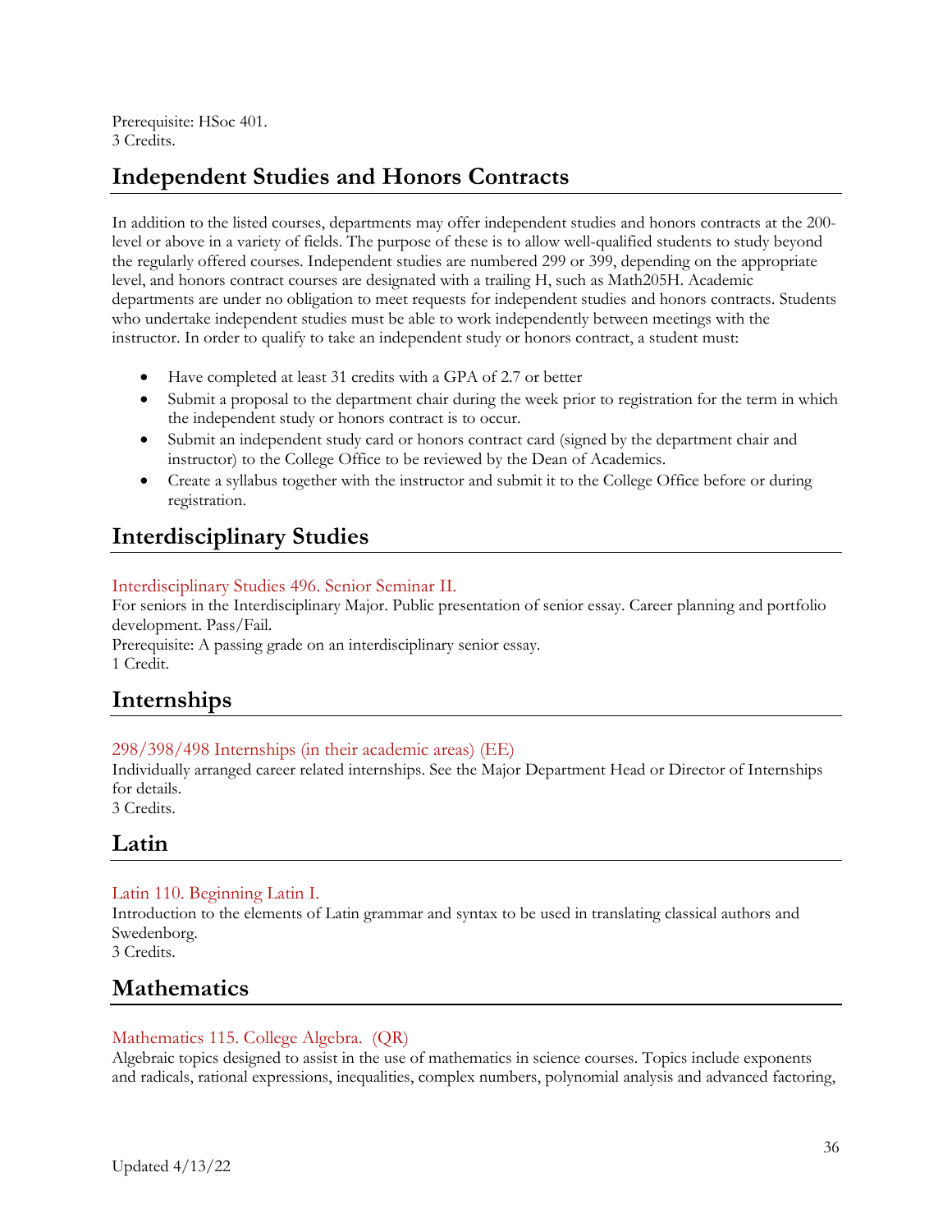Prerequisite: HSoc 401.
3 Credits.

## Independent Studies and Honors Contracts

In addition to the listed courses, departments may offer independent studies and honors contracts at the 200-level or above in a variety of fields. The purpose of these is to allow well-qualified students to study beyond the regularly offered courses. Independent studies are numbered 299 or 399, depending on the appropriate level, and honors contract courses are designated with a trailing H, such as Math205H. Academic departments are under no obligation to meet requests for independent studies and honors contracts. Students who undertake independent studies must be able to work independently between meetings with the instructor. In order to qualify to take an independent study or honors contract, a student must:

- Have completed at least 31 credits with a GPA of 2.7 or better
- Submit a proposal to the department chair during the week prior to registration for the term in which the independent study or honors contract is to occur.
- Submit an independent study card or honors contract card (signed by the department chair and instructor) to the College Office to be reviewed by the Dean of Academics.
- Create a syllabus together with the instructor and submit it to the College Office before or during registration.

## Interdisciplinary Studies

Interdisciplinary Studies 496. Senior Seminar II.
For seniors in the Interdisciplinary Major. Public presentation of senior essay. Career planning and portfolio development. Pass/Fail.
Prerequisite: A passing grade on an interdisciplinary senior essay.
1 Credit.

## Internships

298/398/498 Internships (in their academic areas) (EE)
Individually arranged career related internships. See the Major Department Head or Director of Internships for details.
3 Credits.

## Latin

Latin 110. Beginning Latin I.
Introduction to the elements of Latin grammar and syntax to be used in translating classical authors and Swedenborg.
3 Credits.

## Mathematics

Mathematics 115. College Algebra. (QR)
Algebraic topics designed to assist in the use of mathematics in science courses. Topics include exponents and radicals, rational expressions, inequalities, complex numbers, polynomial analysis and advanced factoring,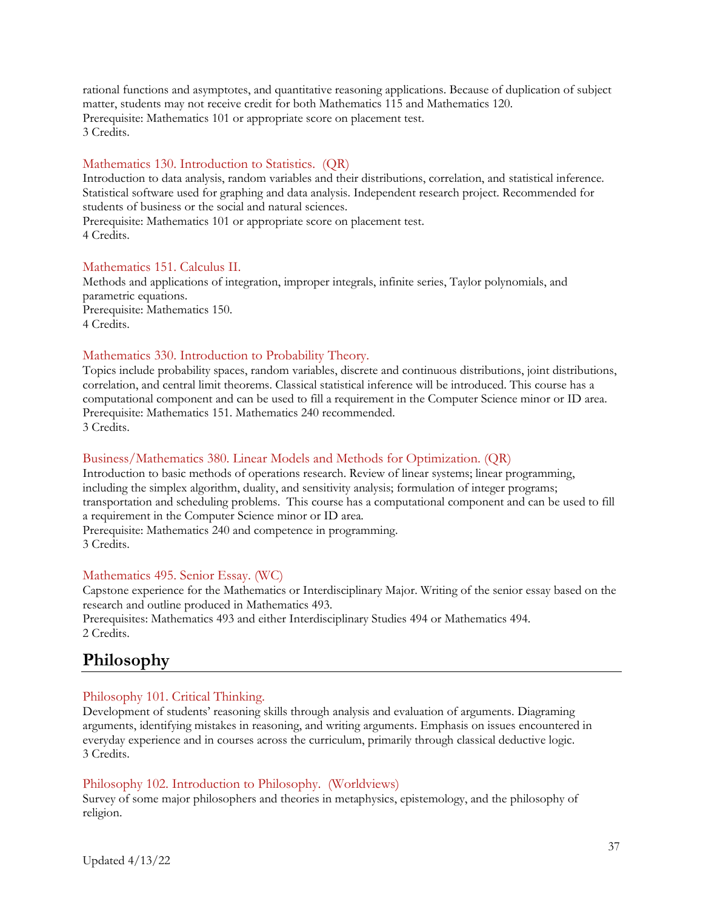rational functions and asymptotes, and quantitative reasoning applications. Because of duplication of subject matter, students may not receive credit for both Mathematics 115 and Mathematics 120.
Prerequisite: Mathematics 101 or appropriate score on placement test.
3 Credits.

### Mathematics 130. Introduction to Statistics. (QR)

Introduction to data analysis, random variables and their distributions, correlation, and statistical inference. Statistical software used for graphing and data analysis. Independent research project. Recommended for students of business or the social and natural sciences.
Prerequisite: Mathematics 101 or appropriate score on placement test.
4 Credits.

### Mathematics 151. Calculus II.

Methods and applications of integration, improper integrals, infinite series, Taylor polynomials, and parametric equations.
Prerequisite: Mathematics 150.
4 Credits.

### Mathematics 330. Introduction to Probability Theory.

Topics include probability spaces, random variables, discrete and continuous distributions, joint distributions, correlation, and central limit theorems. Classical statistical inference will be introduced. This course has a computational component and can be used to fill a requirement in the Computer Science minor or ID area.
Prerequisite: Mathematics 151. Mathematics 240 recommended.
3 Credits.

### Business/Mathematics 380. Linear Models and Methods for Optimization. (QR)

Introduction to basic methods of operations research. Review of linear systems; linear programming, including the simplex algorithm, duality, and sensitivity analysis; formulation of integer programs; transportation and scheduling problems. This course has a computational component and can be used to fill a requirement in the Computer Science minor or ID area.
Prerequisite: Mathematics 240 and competence in programming.
3 Credits.

### Mathematics 495. Senior Essay. (WC)

Capstone experience for the Mathematics or Interdisciplinary Major. Writing of the senior essay based on the research and outline produced in Mathematics 493.
Prerequisites: Mathematics 493 and either Interdisciplinary Studies 494 or Mathematics 494.
2 Credits.

## Philosophy

### Philosophy 101. Critical Thinking.

Development of students' reasoning skills through analysis and evaluation of arguments. Diagraming arguments, identifying mistakes in reasoning, and writing arguments. Emphasis on issues encountered in everyday experience and in courses across the curriculum, primarily through classical deductive logic.
3 Credits.

### Philosophy 102. Introduction to Philosophy. (Worldviews)

Survey of some major philosophers and theories in metaphysics, epistemology, and the philosophy of religion.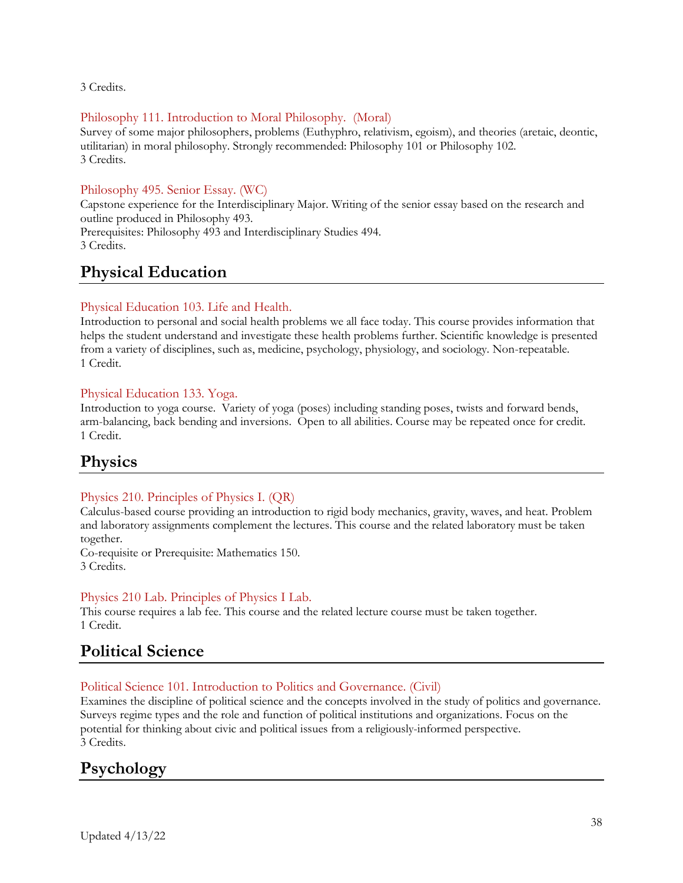3 Credits.

Philosophy 111. Introduction to Moral Philosophy. (Moral)
Survey of some major philosophers, problems (Euthyphro, relativism, egoism), and theories (aretaic, deontic, utilitarian) in moral philosophy. Strongly recommended: Philosophy 101 or Philosophy 102.
3 Credits.

Philosophy 495. Senior Essay. (WC)
Capstone experience for the Interdisciplinary Major. Writing of the senior essay based on the research and outline produced in Philosophy 493.
Prerequisites: Philosophy 493 and Interdisciplinary Studies 494.
3 Credits.

## Physical Education

Physical Education 103. Life and Health.
Introduction to personal and social health problems we all face today. This course provides information that helps the student understand and investigate these health problems further. Scientific knowledge is presented from a variety of disciplines, such as, medicine, psychology, physiology, and sociology. Non-repeatable.
1 Credit.

Physical Education 133. Yoga.
Introduction to yoga course. Variety of yoga (poses) including standing poses, twists and forward bends, arm-balancing, back bending and inversions. Open to all abilities. Course may be repeated once for credit.
1 Credit.

## Physics

Physics 210. Principles of Physics I. (QR)
Calculus-based course providing an introduction to rigid body mechanics, gravity, waves, and heat. Problem and laboratory assignments complement the lectures. This course and the related laboratory must be taken together.
Co-requisite or Prerequisite: Mathematics 150.
3 Credits.

Physics 210 Lab. Principles of Physics I Lab.
This course requires a lab fee. This course and the related lecture course must be taken together.
1 Credit.

## Political Science

Political Science 101. Introduction to Politics and Governance. (Civil)
Examines the discipline of political science and the concepts involved in the study of politics and governance. Surveys regime types and the role and function of political institutions and organizations. Focus on the potential for thinking about civic and political issues from a religiously-informed perspective.
3 Credits.

## Psychology

Updated 4/13/22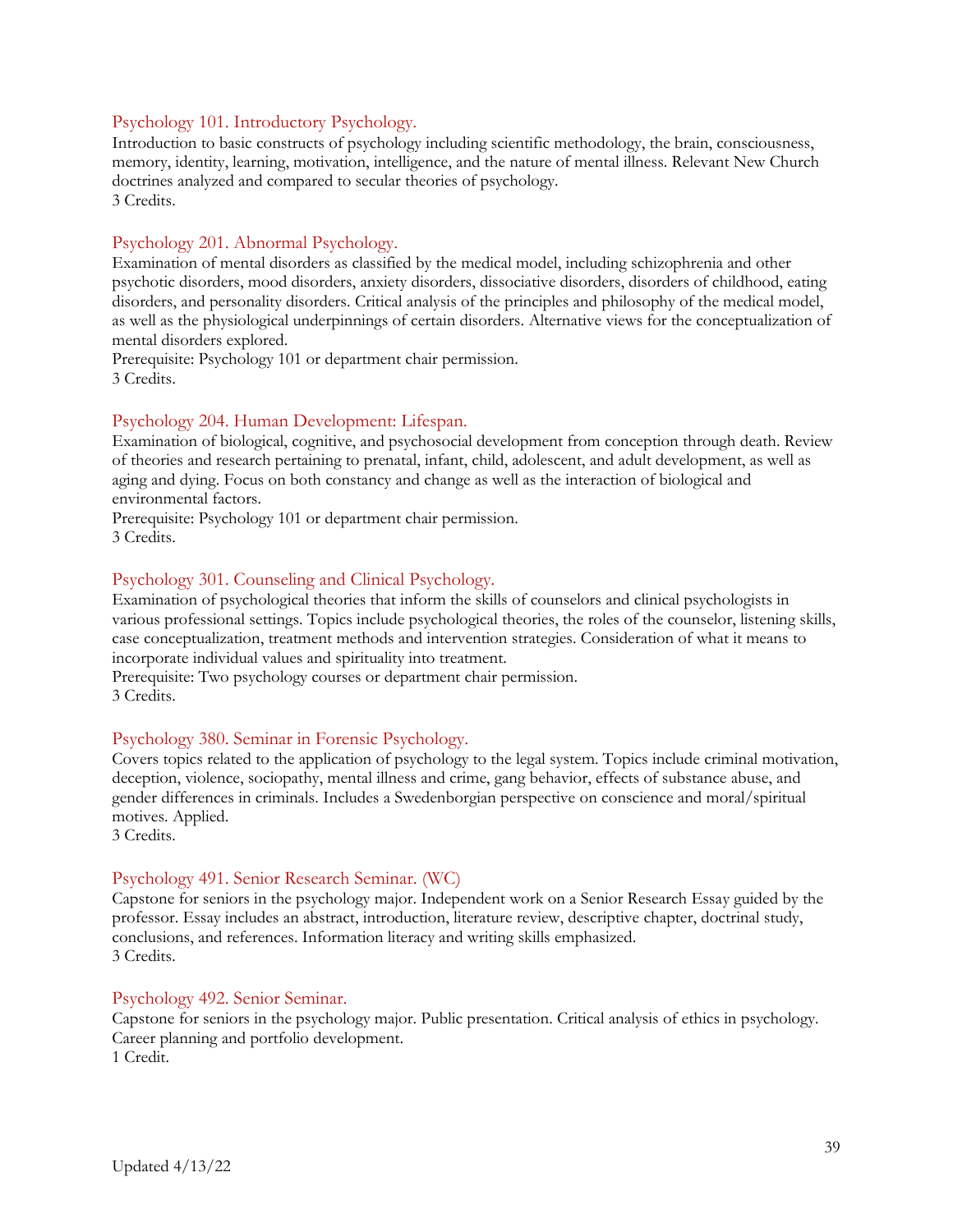### Psychology 101. Introductory Psychology.

Introduction to basic constructs of psychology including scientific methodology, the brain, consciousness, memory, identity, learning, motivation, intelligence, and the nature of mental illness. Relevant New Church doctrines analyzed and compared to secular theories of psychology.
3 Credits.

### Psychology 201. Abnormal Psychology.

Examination of mental disorders as classified by the medical model, including schizophrenia and other psychotic disorders, mood disorders, anxiety disorders, dissociative disorders, disorders of childhood, eating disorders, and personality disorders. Critical analysis of the principles and philosophy of the medical model, as well as the physiological underpinnings of certain disorders. Alternative views for the conceptualization of mental disorders explored.
Prerequisite: Psychology 101 or department chair permission.
3 Credits.

### Psychology 204. Human Development: Lifespan.

Examination of biological, cognitive, and psychosocial development from conception through death. Review of theories and research pertaining to prenatal, infant, child, adolescent, and adult development, as well as aging and dying. Focus on both constancy and change as well as the interaction of biological and environmental factors.
Prerequisite: Psychology 101 or department chair permission.
3 Credits.

### Psychology 301. Counseling and Clinical Psychology.

Examination of psychological theories that inform the skills of counselors and clinical psychologists in various professional settings. Topics include psychological theories, the roles of the counselor, listening skills, case conceptualization, treatment methods and intervention strategies. Consideration of what it means to incorporate individual values and spirituality into treatment.
Prerequisite: Two psychology courses or department chair permission.
3 Credits.

### Psychology 380. Seminar in Forensic Psychology.

Covers topics related to the application of psychology to the legal system. Topics include criminal motivation, deception, violence, sociopathy, mental illness and crime, gang behavior, effects of substance abuse, and gender differences in criminals. Includes a Swedenborgian perspective on conscience and moral/spiritual motives. Applied.
3 Credits.

### Psychology 491. Senior Research Seminar. (WC)

Capstone for seniors in the psychology major. Independent work on a Senior Research Essay guided by the professor. Essay includes an abstract, introduction, literature review, descriptive chapter, doctrinal study, conclusions, and references. Information literacy and writing skills emphasized.
3 Credits.

### Psychology 492. Senior Seminar.

Capstone for seniors in the psychology major. Public presentation. Critical analysis of ethics in psychology. Career planning and portfolio development.
1 Credit.

Updated 4/13/22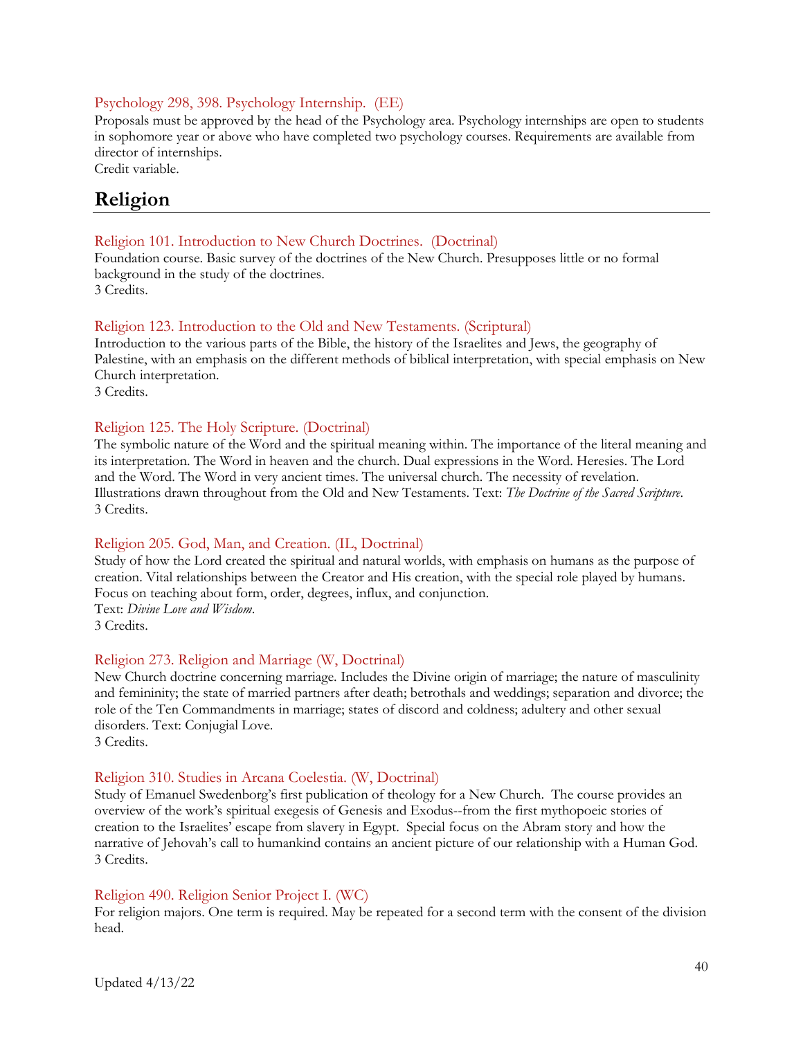### Psychology 298, 398. Psychology Internship. (EE)

Proposals must be approved by the head of the Psychology area. Psychology internships are open to students in sophomore year or above who have completed two psychology courses. Requirements are available from director of internships.
Credit variable.

## Religion

### Religion 101. Introduction to New Church Doctrines. (Doctrinal)

Foundation course. Basic survey of the doctrines of the New Church. Presupposes little or no formal background in the study of the doctrines.
3 Credits.

### Religion 123. Introduction to the Old and New Testaments. (Scriptural)

Introduction to the various parts of the Bible, the history of the Israelites and Jews, the geography of Palestine, with an emphasis on the different methods of biblical interpretation, with special emphasis on New Church interpretation.
3 Credits.

### Religion 125. The Holy Scripture. (Doctrinal)

The symbolic nature of the Word and the spiritual meaning within. The importance of the literal meaning and its interpretation. The Word in heaven and the church. Dual expressions in the Word. Heresies. The Lord and the Word. The Word in very ancient times. The universal church. The necessity of revelation. Illustrations drawn throughout from the Old and New Testaments. Text: *The Doctrine of the Sacred Scripture*.
3 Credits.

### Religion 205. God, Man, and Creation. (IL, Doctrinal)

Study of how the Lord created the spiritual and natural worlds, with emphasis on humans as the purpose of creation. Vital relationships between the Creator and His creation, with the special role played by humans. Focus on teaching about form, order, degrees, influx, and conjunction.
Text: *Divine Love and Wisdom*.
3 Credits.

### Religion 273. Religion and Marriage (W, Doctrinal)

New Church doctrine concerning marriage. Includes the Divine origin of marriage; the nature of masculinity and femininity; the state of married partners after death; betrothals and weddings; separation and divorce; the role of the Ten Commandments in marriage; states of discord and coldness; adultery and other sexual disorders. Text: Conjugial Love.
3 Credits.

### Religion 310. Studies in Arcana Coelestia. (W, Doctrinal)

Study of Emanuel Swedenborg's first publication of theology for a New Church. The course provides an overview of the work's spiritual exegesis of Genesis and Exodus--from the first mythopoeic stories of creation to the Israelites' escape from slavery in Egypt. Special focus on the Abram story and how the narrative of Jehovah's call to humankind contains an ancient picture of our relationship with a Human God.
3 Credits.

### Religion 490. Religion Senior Project I. (WC)

For religion majors. One term is required. May be repeated for a second term with the consent of the division head.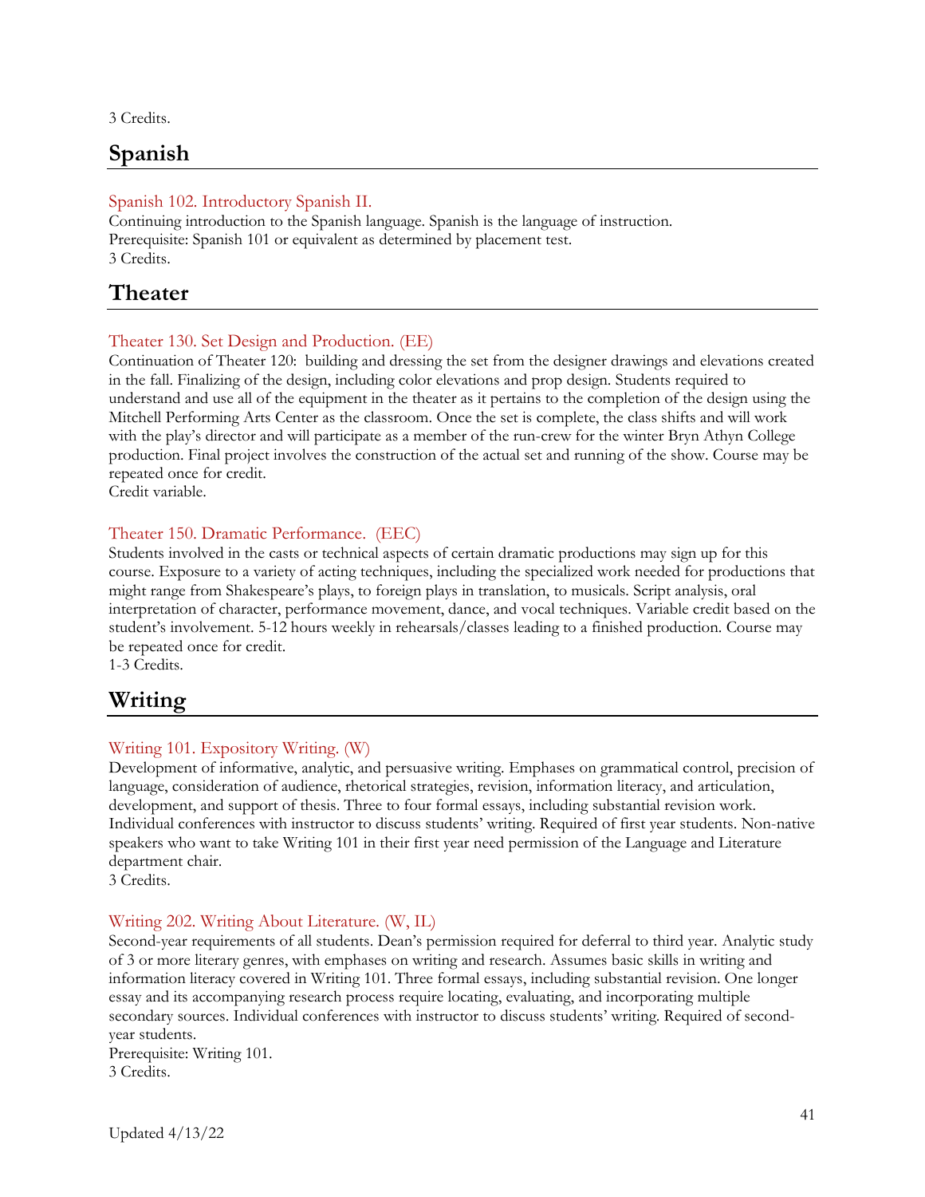3 Credits.

## Spanish

### Spanish 102. Introductory Spanish II.

Continuing introduction to the Spanish language. Spanish is the language of instruction.
Prerequisite: Spanish 101 or equivalent as determined by placement test.
3 Credits.

## Theater

### Theater 130. Set Design and Production. (EE)

Continuation of Theater 120: building and dressing the set from the designer drawings and elevations created in the fall. Finalizing of the design, including color elevations and prop design. Students required to understand and use all of the equipment in the theater as it pertains to the completion of the design using the Mitchell Performing Arts Center as the classroom. Once the set is complete, the class shifts and will work with the play's director and will participate as a member of the run-crew for the winter Bryn Athyn College production. Final project involves the construction of the actual set and running of the show. Course may be repeated once for credit.
Credit variable.

### Theater 150. Dramatic Performance. (EEC)

Students involved in the casts or technical aspects of certain dramatic productions may sign up for this course. Exposure to a variety of acting techniques, including the specialized work needed for productions that might range from Shakespeare's plays, to foreign plays in translation, to musicals. Script analysis, oral interpretation of character, performance movement, dance, and vocal techniques. Variable credit based on the student's involvement. 5-12 hours weekly in rehearsals/classes leading to a finished production. Course may be repeated once for credit.
1-3 Credits.

## Writing

### Writing 101. Expository Writing. (W)

Development of informative, analytic, and persuasive writing. Emphases on grammatical control, precision of language, consideration of audience, rhetorical strategies, revision, information literacy, and articulation, development, and support of thesis. Three to four formal essays, including substantial revision work. Individual conferences with instructor to discuss students' writing. Required of first year students. Non-native speakers who want to take Writing 101 in their first year need permission of the Language and Literature department chair.
3 Credits.

### Writing 202. Writing About Literature. (W, IL)

Second-year requirements of all students. Dean's permission required for deferral to third year. Analytic study of 3 or more literary genres, with emphases on writing and research. Assumes basic skills in writing and information literacy covered in Writing 101. Three formal essays, including substantial revision. One longer essay and its accompanying research process require locating, evaluating, and incorporating multiple secondary sources. Individual conferences with instructor to discuss students' writing. Required of second-year students.
Prerequisite: Writing 101.
3 Credits.

Updated 4/13/22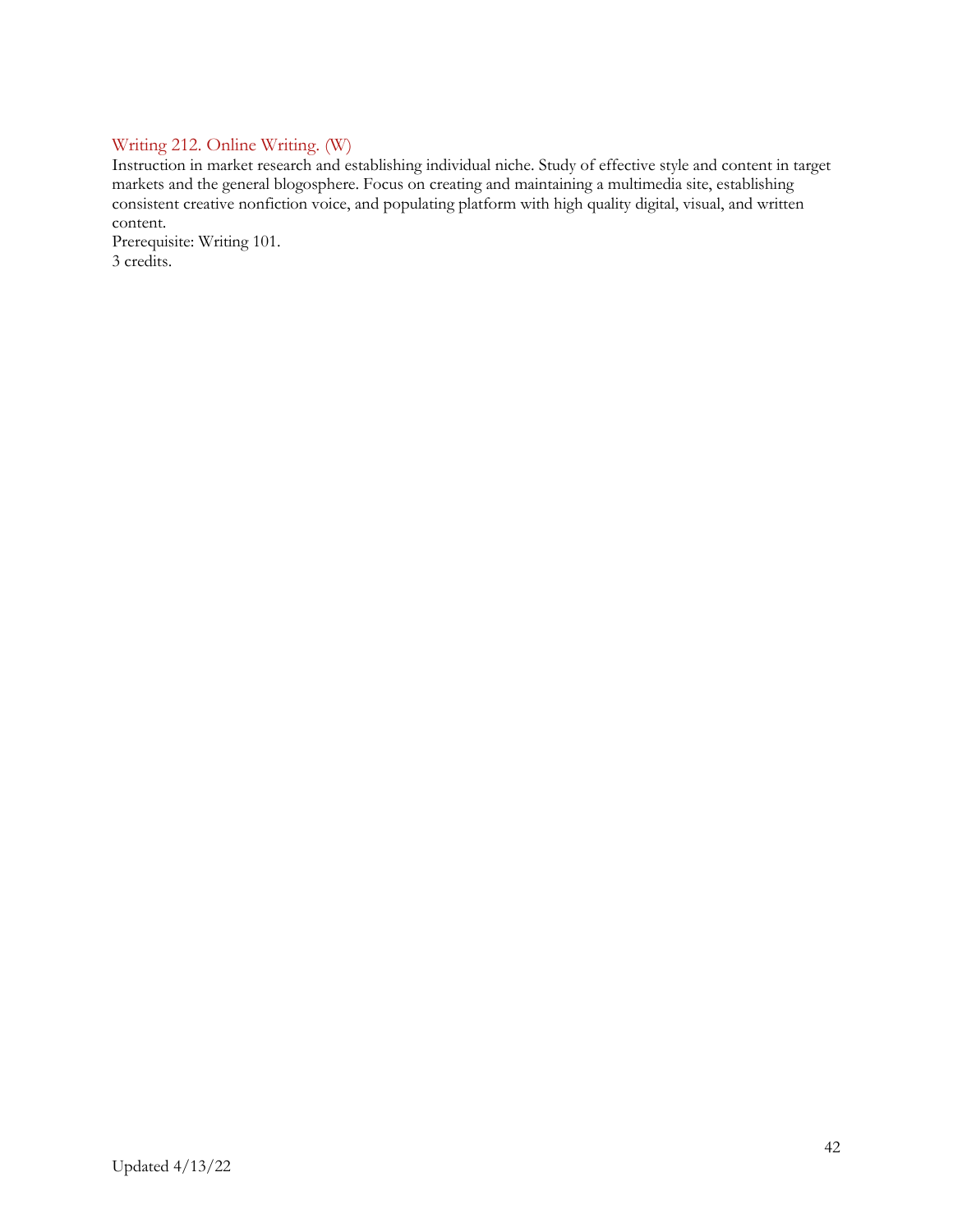### Writing 212. Online Writing. (W)

Instruction in market research and establishing individual niche. Study of effective style and content in target markets and the general blogosphere. Focus on creating and maintaining a multimedia site, establishing consistent creative nonfiction voice, and populating platform with high quality digital, visual, and written content.
Prerequisite: Writing 101.
3 credits.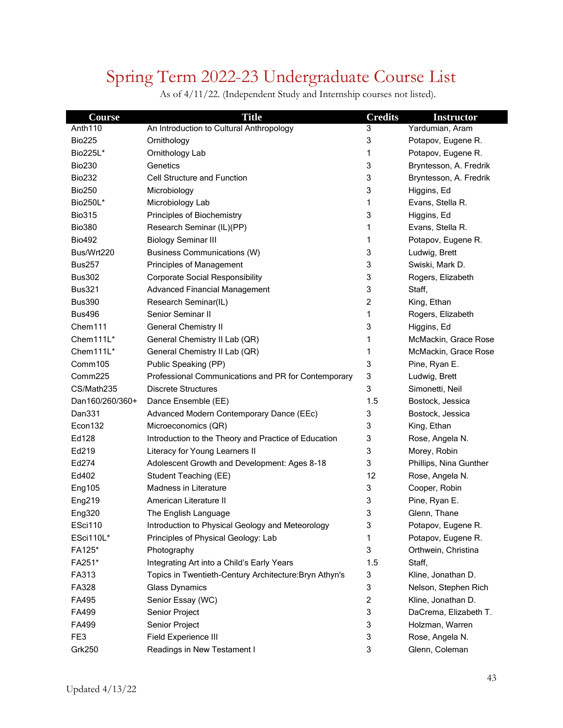# Spring Term 2022-23 Undergraduate Course List

As of 4/11/22. (Independent Study and Internship courses not listed).

| Course | Title | Credits | Instructor |
|---|---|---|---|
| Anth110 | An Introduction to Cultural Anthropology | 3 | Yardumian, Aram |
| Bio225 | Ornithology | 3 | Potapov, Eugene R. |
| Bio225L* | Ornithology Lab | 1 | Potapov, Eugene R. |
| Bio230 | Genetics | 3 | Bryntesson, A. Fredrik |
| Bio232 | Cell Structure and Function | 3 | Bryntesson, A. Fredrik |
| Bio250 | Microbiology | 3 | Higgins, Ed |
| Bio250L* | Microbiology Lab | 1 | Evans, Stella R. |
| Bio315 | Principles of Biochemistry | 3 | Higgins, Ed |
| Bio380 | Research Seminar (IL)(PP) | 1 | Evans, Stella R. |
| Bio492 | Biology Seminar III | 1 | Potapov, Eugene R. |
| Bus/Wrt220 | Business Communications (W) | 3 | Ludwig, Brett |
| Bus257 | Principles of Management | 3 | Swiski, Mark D. |
| Bus302 | Corporate Social Responsibility | 3 | Rogers, Elizabeth |
| Bus321 | Advanced Financial Management | 3 | Staff, |
| Bus390 | Research Seminar(IL) | 2 | King, Ethan |
| Bus496 | Senior Seminar II | 1 | Rogers, Elizabeth |
| Chem111 | General Chemistry II | 3 | Higgins, Ed |
| Chem111L* | General Chemistry II Lab (QR) | 1 | McMackin, Grace Rose |
| Chem111L* | General Chemistry II Lab (QR) | 1 | McMackin, Grace Rose |
| Comm105 | Public Speaking (PP) | 3 | Pine, Ryan E. |
| Comm225 | Professional Communications and PR for Contemporary | 3 | Ludwig, Brett |
| CS/Math235 | Discrete Structures | 3 | Simonetti, Neil |
| Dan160/260/360+ | Dance Ensemble (EE) | 1.5 | Bostock, Jessica |
| Dan331 | Advanced Modern Contemporary Dance (EEc) | 3 | Bostock, Jessica |
| Econ132 | Microeconomics (QR) | 3 | King, Ethan |
| Ed128 | Introduction to the Theory and Practice of Education | 3 | Rose, Angela N. |
| Ed219 | Literacy for Young Learners II | 3 | Morey, Robin |
| Ed274 | Adolescent Growth and Development: Ages 8-18 | 3 | Phillips, Nina Gunther |
| Ed402 | Student Teaching (EE) | 12 | Rose, Angela N. |
| Eng105 | Madness in Literature | 3 | Cooper, Robin |
| Eng219 | American Literature II | 3 | Pine, Ryan E. |
| Eng320 | The English Language | 3 | Glenn, Thane |
| ESci110 | Introduction to Physical Geology and Meteorology | 3 | Potapov, Eugene R. |
| ESci110L* | Principles of Physical Geology: Lab | 1 | Potapov, Eugene R. |
| FA125* | Photography | 3 | Orthwein, Christina |
| FA251* | Integrating Art into a Child's Early Years | 1.5 | Staff, |
| FA313 | Topics in Twentieth-Century Architecture:Bryn Athyn's | 3 | Kline, Jonathan D. |
| FA328 | Glass Dynamics | 3 | Nelson, Stephen Rich |
| FA495 | Senior Essay (WC) | 2 | Kline, Jonathan D. |
| FA499 | Senior Project | 3 | DaCrema, Elizabeth T. |
| FA499 | Senior Project | 3 | Holzman, Warren |
| FE3 | Field Experience III | 3 | Rose, Angela N. |
| Grk250 | Readings in New Testament I | 3 | Glenn, Coleman |

Updated 4/13/22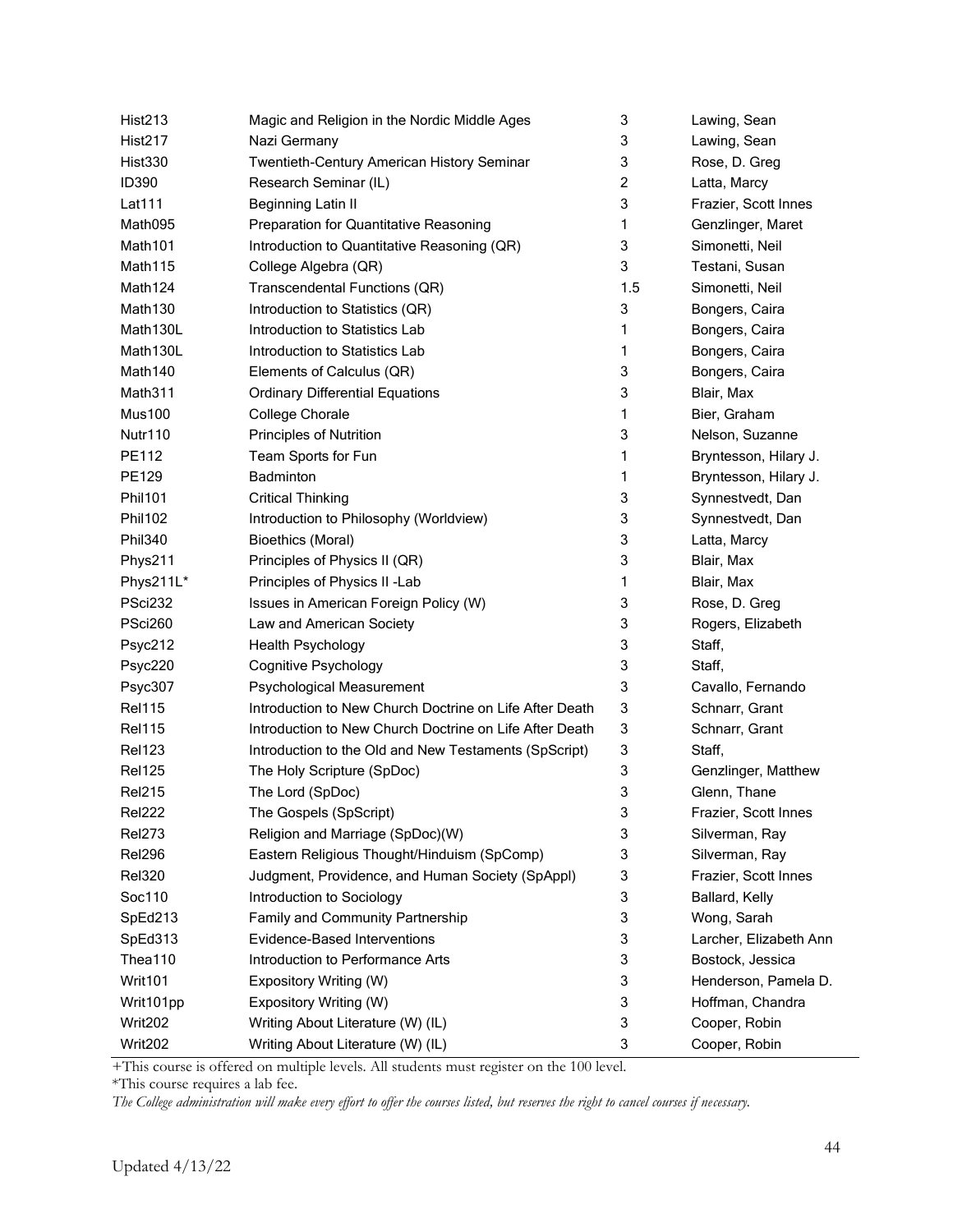| | | | |
|---|---|---|---|
| Hist213 | Magic and Religion in the Nordic Middle Ages | 3 | Lawing, Sean |
| Hist217 | Nazi Germany | 3 | Lawing, Sean |
| Hist330 | Twentieth-Century American History Seminar | 3 | Rose, D. Greg |
| ID390 | Research Seminar (IL) | 2 | Latta, Marcy |
| Lat111 | Beginning Latin II | 3 | Frazier, Scott Innes |
| Math095 | Preparation for Quantitative Reasoning | 1 | Genzlinger, Maret |
| Math101 | Introduction to Quantitative Reasoning (QR) | 3 | Simonetti, Neil |
| Math115 | College Algebra (QR) | 3 | Testani, Susan |
| Math124 | Transcendental Functions (QR) | 1.5 | Simonetti, Neil |
| Math130 | Introduction to Statistics (QR) | 3 | Bongers, Caira |
| Math130L | Introduction to Statistics Lab | 1 | Bongers, Caira |
| Math130L | Introduction to Statistics Lab | 1 | Bongers, Caira |
| Math140 | Elements of Calculus (QR) | 3 | Bongers, Caira |
| Math311 | Ordinary Differential Equations | 3 | Blair, Max |
| Mus100 | College Chorale | 1 | Bier, Graham |
| Nutr110 | Principles of Nutrition | 3 | Nelson, Suzanne |
| PE112 | Team Sports for Fun | 1 | Bryntesson, Hilary J. |
| PE129 | Badminton | 1 | Bryntesson, Hilary J. |
| Phil101 | Critical Thinking | 3 | Synnestvedt, Dan |
| Phil102 | Introduction to Philosophy (Worldview) | 3 | Synnestvedt, Dan |
| Phil340 | Bioethics (Moral) | 3 | Latta, Marcy |
| Phys211 | Principles of Physics II (QR) | 3 | Blair, Max |
| Phys211L* | Principles of Physics II -Lab | 1 | Blair, Max |
| PSci232 | Issues in American Foreign Policy (W) | 3 | Rose, D. Greg |
| PSci260 | Law and American Society | 3 | Rogers, Elizabeth |
| Psyc212 | Health Psychology | 3 | Staff, |
| Psyc220 | Cognitive Psychology | 3 | Staff, |
| Psyc307 | Psychological Measurement | 3 | Cavallo, Fernando |
| Rel115 | Introduction to New Church Doctrine on Life After Death | 3 | Schnarr, Grant |
| Rel115 | Introduction to New Church Doctrine on Life After Death | 3 | Schnarr, Grant |
| Rel123 | Introduction to the Old and New Testaments (SpScript) | 3 | Staff, |
| Rel125 | The Holy Scripture (SpDoc) | 3 | Genzlinger, Matthew |
| Rel215 | The Lord (SpDoc) | 3 | Glenn, Thane |
| Rel222 | The Gospels (SpScript) | 3 | Frazier, Scott Innes |
| Rel273 | Religion and Marriage (SpDoc)(W) | 3 | Silverman, Ray |
| Rel296 | Eastern Religious Thought/Hinduism (SpComp) | 3 | Silverman, Ray |
| Rel320 | Judgment, Providence, and Human Society (SpAppl) | 3 | Frazier, Scott Innes |
| Soc110 | Introduction to Sociology | 3 | Ballard, Kelly |
| SpEd213 | Family and Community Partnership | 3 | Wong, Sarah |
| SpEd313 | Evidence-Based Interventions | 3 | Larcher, Elizabeth Ann |
| Thea110 | Introduction to Performance Arts | 3 | Bostock, Jessica |
| Writ101 | Expository Writing (W) | 3 | Henderson, Pamela D. |
| Writ101pp | Expository Writing (W) | 3 | Hoffman, Chandra |
| Writ202 | Writing About Literature (W) (IL) | 3 | Cooper, Robin |
| Writ202 | Writing About Literature (W) (IL) | 3 | Cooper, Robin |

+This course is offered on multiple levels. All students must register on the 100 level.

*This course requires a lab fee.

*The College administration will make every effort to offer the courses listed, but reserves the right to cancel courses if necessary.*

Updated 4/13/22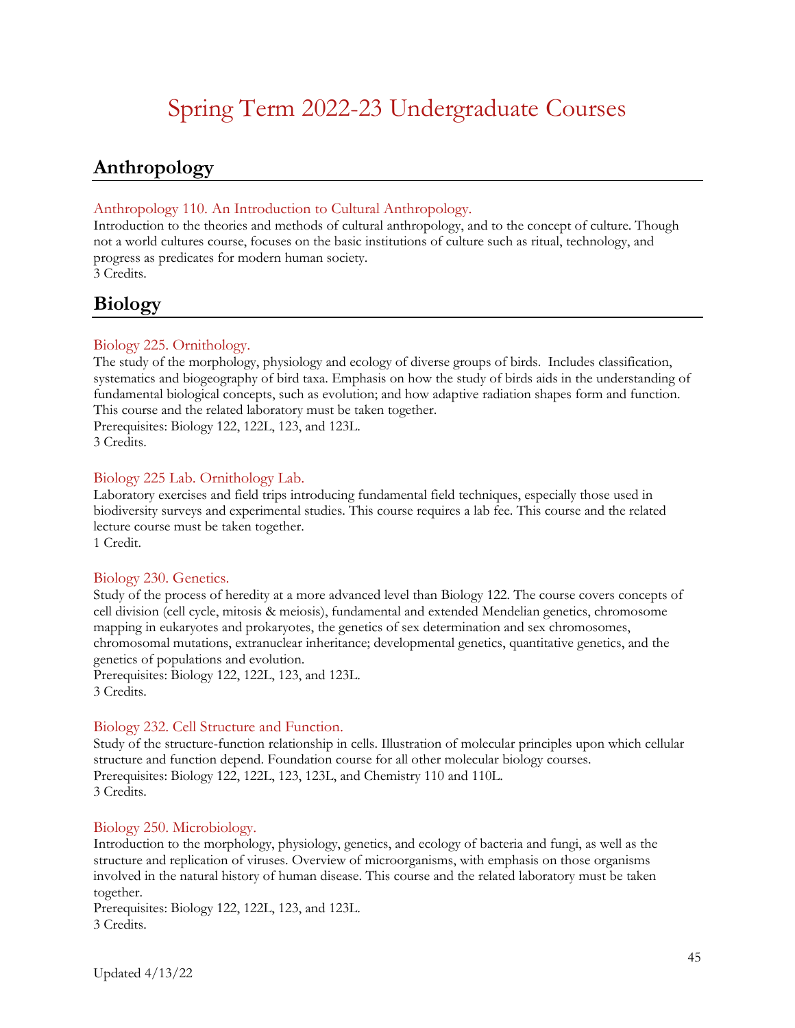# Spring Term 2022-23 Undergraduate Courses

## Anthropology

### Anthropology 110. An Introduction to Cultural Anthropology.

Introduction to the theories and methods of cultural anthropology, and to the concept of culture. Though not a world cultures course, focuses on the basic institutions of culture such as ritual, technology, and progress as predicates for modern human society.
3 Credits.

## Biology

### Biology 225. Ornithology.

The study of the morphology, physiology and ecology of diverse groups of birds. Includes classification, systematics and biogeography of bird taxa. Emphasis on how the study of birds aids in the understanding of fundamental biological concepts, such as evolution; and how adaptive radiation shapes form and function. This course and the related laboratory must be taken together.
Prerequisites: Biology 122, 122L, 123, and 123L.
3 Credits.

### Biology 225 Lab. Ornithology Lab.

Laboratory exercises and field trips introducing fundamental field techniques, especially those used in biodiversity surveys and experimental studies. This course requires a lab fee. This course and the related lecture course must be taken together.
1 Credit.

### Biology 230. Genetics.

Study of the process of heredity at a more advanced level than Biology 122. The course covers concepts of cell division (cell cycle, mitosis & meiosis), fundamental and extended Mendelian genetics, chromosome mapping in eukaryotes and prokaryotes, the genetics of sex determination and sex chromosomes, chromosomal mutations, extranuclear inheritance; developmental genetics, quantitative genetics, and the genetics of populations and evolution.
Prerequisites: Biology 122, 122L, 123, and 123L.
3 Credits.

### Biology 232. Cell Structure and Function.

Study of the structure-function relationship in cells. Illustration of molecular principles upon which cellular structure and function depend. Foundation course for all other molecular biology courses.
Prerequisites: Biology 122, 122L, 123, 123L, and Chemistry 110 and 110L.
3 Credits.

### Biology 250. Microbiology.

Introduction to the morphology, physiology, genetics, and ecology of bacteria and fungi, as well as the structure and replication of viruses. Overview of microorganisms, with emphasis on those organisms involved in the natural history of human disease. This course and the related laboratory must be taken together.
Prerequisites: Biology 122, 122L, 123, and 123L.
3 Credits.

Updated 4/13/22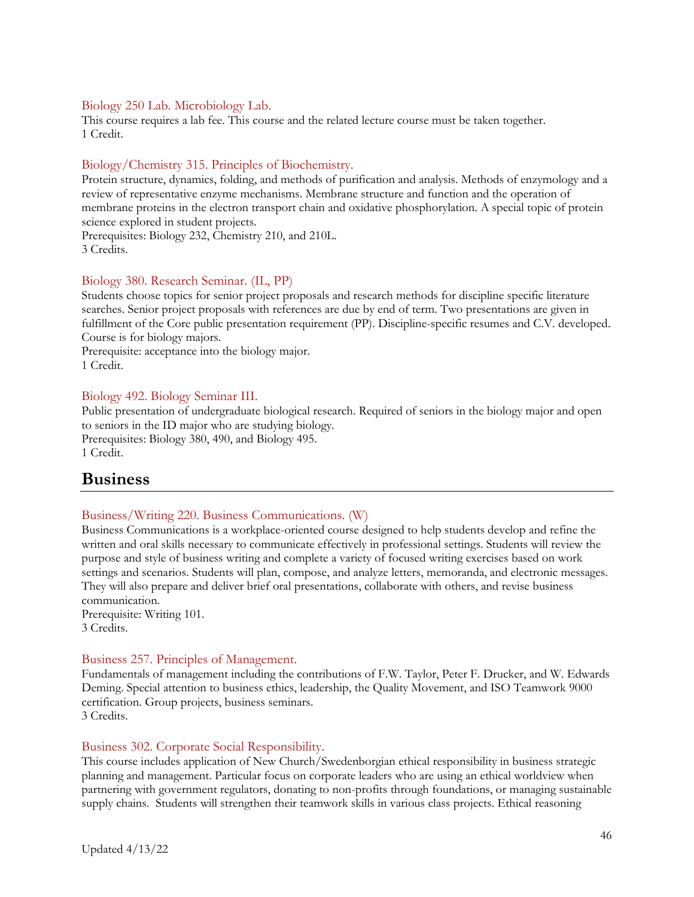### Biology 250 Lab. Microbiology Lab.

This course requires a lab fee. This course and the related lecture course must be taken together.
1 Credit.

### Biology/Chemistry 315. Principles of Biochemistry.

Protein structure, dynamics, folding, and methods of purification and analysis. Methods of enzymology and a review of representative enzyme mechanisms. Membrane structure and function and the operation of membrane proteins in the electron transport chain and oxidative phosphorylation. A special topic of protein science explored in student projects.
Prerequisites: Biology 232, Chemistry 210, and 210L.
3 Credits.

### Biology 380. Research Seminar. (IL, PP)

Students choose topics for senior project proposals and research methods for discipline specific literature searches. Senior project proposals with references are due by end of term. Two presentations are given in fulfillment of the Core public presentation requirement (PP). Discipline-specific resumes and C.V. developed. Course is for biology majors.
Prerequisite: acceptance into the biology major.
1 Credit.

### Biology 492. Biology Seminar III.

Public presentation of undergraduate biological research. Required of seniors in the biology major and open to seniors in the ID major who are studying biology.
Prerequisites: Biology 380, 490, and Biology 495.
1 Credit.

## Business

### Business/Writing 220. Business Communications. (W)

Business Communications is a workplace-oriented course designed to help students develop and refine the written and oral skills necessary to communicate effectively in professional settings. Students will review the purpose and style of business writing and complete a variety of focused writing exercises based on work settings and scenarios. Students will plan, compose, and analyze letters, memoranda, and electronic messages. They will also prepare and deliver brief oral presentations, collaborate with others, and revise business communication.
Prerequisite: Writing 101.
3 Credits.

### Business 257. Principles of Management.

Fundamentals of management including the contributions of F.W. Taylor, Peter F. Drucker, and W. Edwards Deming. Special attention to business ethics, leadership, the Quality Movement, and ISO Teamwork 9000 certification. Group projects, business seminars.
3 Credits.

### Business 302. Corporate Social Responsibility.

This course includes application of New Church/Swedenborgian ethical responsibility in business strategic planning and management. Particular focus on corporate leaders who are using an ethical worldview when partnering with government regulators, donating to non-profits through foundations, or managing sustainable supply chains. Students will strengthen their teamwork skills in various class projects. Ethical reasoning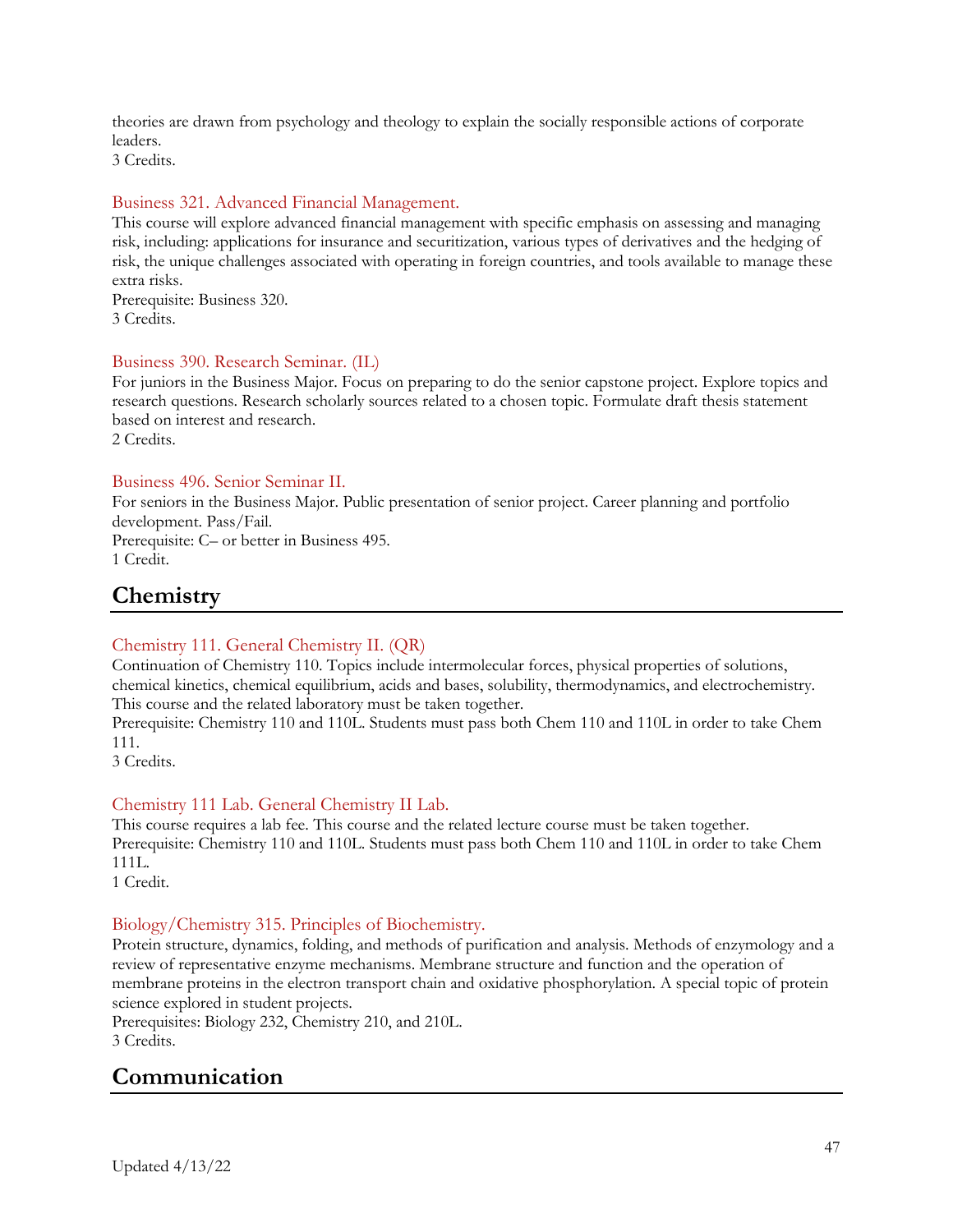theories are drawn from psychology and theology to explain the socially responsible actions of corporate leaders.
3 Credits.

### Business 321. Advanced Financial Management.

This course will explore advanced financial management with specific emphasis on assessing and managing risk, including: applications for insurance and securitization, various types of derivatives and the hedging of risk, the unique challenges associated with operating in foreign countries, and tools available to manage these extra risks.
Prerequisite: Business 320.
3 Credits.

### Business 390. Research Seminar. (IL)

For juniors in the Business Major. Focus on preparing to do the senior capstone project. Explore topics and research questions. Research scholarly sources related to a chosen topic. Formulate draft thesis statement based on interest and research.
2 Credits.

### Business 496. Senior Seminar II.

For seniors in the Business Major. Public presentation of senior project. Career planning and portfolio development. Pass/Fail.
Prerequisite: C– or better in Business 495.
1 Credit.

## Chemistry

### Chemistry 111. General Chemistry II. (QR)

Continuation of Chemistry 110. Topics include intermolecular forces, physical properties of solutions, chemical kinetics, chemical equilibrium, acids and bases, solubility, thermodynamics, and electrochemistry. This course and the related laboratory must be taken together.
Prerequisite: Chemistry 110 and 110L. Students must pass both Chem 110 and 110L in order to take Chem 111.
3 Credits.

### Chemistry 111 Lab. General Chemistry II Lab.

This course requires a lab fee. This course and the related lecture course must be taken together.
Prerequisite: Chemistry 110 and 110L. Students must pass both Chem 110 and 110L in order to take Chem 111L.
1 Credit.

### Biology/Chemistry 315. Principles of Biochemistry.

Protein structure, dynamics, folding, and methods of purification and analysis. Methods of enzymology and a review of representative enzyme mechanisms. Membrane structure and function and the operation of membrane proteins in the electron transport chain and oxidative phosphorylation. A special topic of protein science explored in student projects.
Prerequisites: Biology 232, Chemistry 210, and 210L.
3 Credits.

## Communication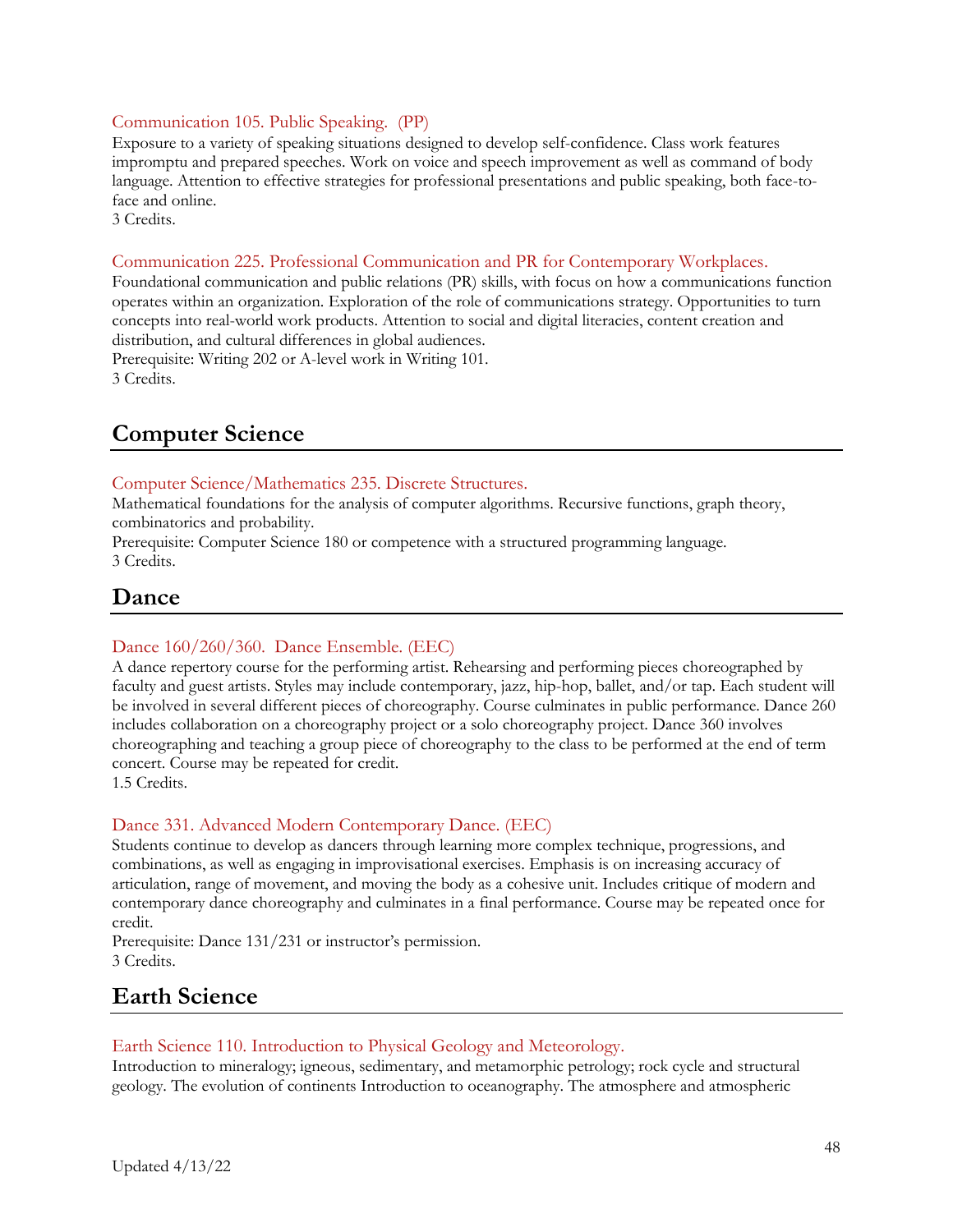### Communication 105. Public Speaking. (PP)

Exposure to a variety of speaking situations designed to develop self-confidence. Class work features impromptu and prepared speeches. Work on voice and speech improvement as well as command of body language. Attention to effective strategies for professional presentations and public speaking, both face-to-face and online.
3 Credits.

### Communication 225. Professional Communication and PR for Contemporary Workplaces.

Foundational communication and public relations (PR) skills, with focus on how a communications function operates within an organization. Exploration of the role of communications strategy. Opportunities to turn concepts into real-world work products. Attention to social and digital literacies, content creation and distribution, and cultural differences in global audiences.
Prerequisite: Writing 202 or A-level work in Writing 101.
3 Credits.

## Computer Science

### Computer Science/Mathematics 235. Discrete Structures.

Mathematical foundations for the analysis of computer algorithms. Recursive functions, graph theory, combinatorics and probability.
Prerequisite: Computer Science 180 or competence with a structured programming language.
3 Credits.

## Dance

### Dance 160/260/360. Dance Ensemble. (EEC)

A dance repertory course for the performing artist. Rehearsing and performing pieces choreographed by faculty and guest artists. Styles may include contemporary, jazz, hip-hop, ballet, and/or tap. Each student will be involved in several different pieces of choreography. Course culminates in public performance. Dance 260 includes collaboration on a choreography project or a solo choreography project. Dance 360 involves choreographing and teaching a group piece of choreography to the class to be performed at the end of term concert. Course may be repeated for credit.
1.5 Credits.

### Dance 331. Advanced Modern Contemporary Dance. (EEC)

Students continue to develop as dancers through learning more complex technique, progressions, and combinations, as well as engaging in improvisational exercises. Emphasis is on increasing accuracy of articulation, range of movement, and moving the body as a cohesive unit. Includes critique of modern and contemporary dance choreography and culminates in a final performance. Course may be repeated once for credit.
Prerequisite: Dance 131/231 or instructor's permission.
3 Credits.

## Earth Science

### Earth Science 110. Introduction to Physical Geology and Meteorology.

Introduction to mineralogy; igneous, sedimentary, and metamorphic petrology; rock cycle and structural geology. The evolution of continents Introduction to oceanography. The atmosphere and atmospheric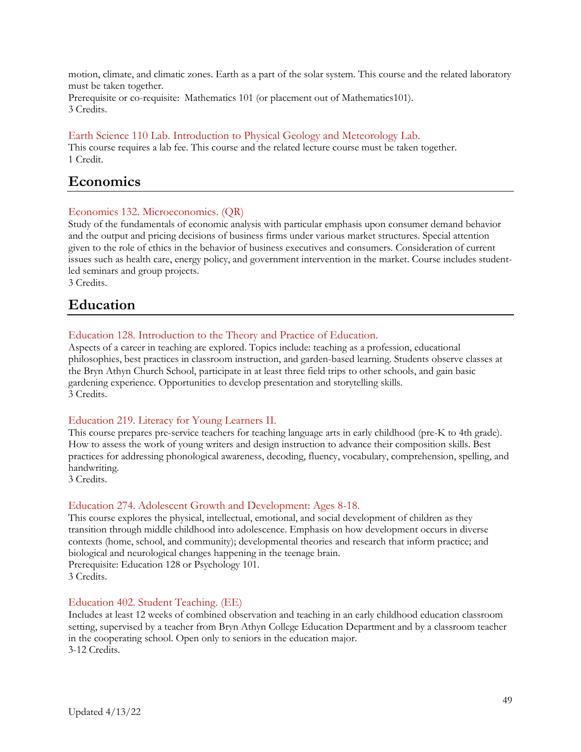motion, climate, and climatic zones. Earth as a part of the solar system. This course and the related laboratory must be taken together.
Prerequisite or co-requisite: Mathematics 101 (or placement out of Mathematics101).
3 Credits.

### Earth Science 110 Lab. Introduction to Physical Geology and Meteorology Lab.

This course requires a lab fee. This course and the related lecture course must be taken together.
1 Credit.

## Economics

### Economics 132. Microeconomics. (QR)

Study of the fundamentals of economic analysis with particular emphasis upon consumer demand behavior and the output and pricing decisions of business firms under various market structures. Special attention given to the role of ethics in the behavior of business executives and consumers. Consideration of current issues such as health care, energy policy, and government intervention in the market. Course includes student-led seminars and group projects.
3 Credits.

## Education

### Education 128. Introduction to the Theory and Practice of Education.

Aspects of a career in teaching are explored. Topics include: teaching as a profession, educational philosophies, best practices in classroom instruction, and garden-based learning. Students observe classes at the Bryn Athyn Church School, participate in at least three field trips to other schools, and gain basic gardening experience. Opportunities to develop presentation and storytelling skills.
3 Credits.

### Education 219. Literacy for Young Learners II.

This course prepares pre-service teachers for teaching language arts in early childhood (pre-K to 4th grade). How to assess the work of young writers and design instruction to advance their composition skills. Best practices for addressing phonological awareness, decoding, fluency, vocabulary, comprehension, spelling, and handwriting.
3 Credits.

### Education 274. Adolescent Growth and Development: Ages 8-18.

This course explores the physical, intellectual, emotional, and social development of children as they transition through middle childhood into adolescence. Emphasis on how development occurs in diverse contexts (home, school, and community); developmental theories and research that inform practice; and biological and neurological changes happening in the teenage brain.
Prerequisite: Education 128 or Psychology 101.
3 Credits.

### Education 402. Student Teaching. (EE)

Includes at least 12 weeks of combined observation and teaching in an early childhood education classroom setting, supervised by a teacher from Bryn Athyn College Education Department and by a classroom teacher in the cooperating school. Open only to seniors in the education major.
3-12 Credits.

Updated 4/13/22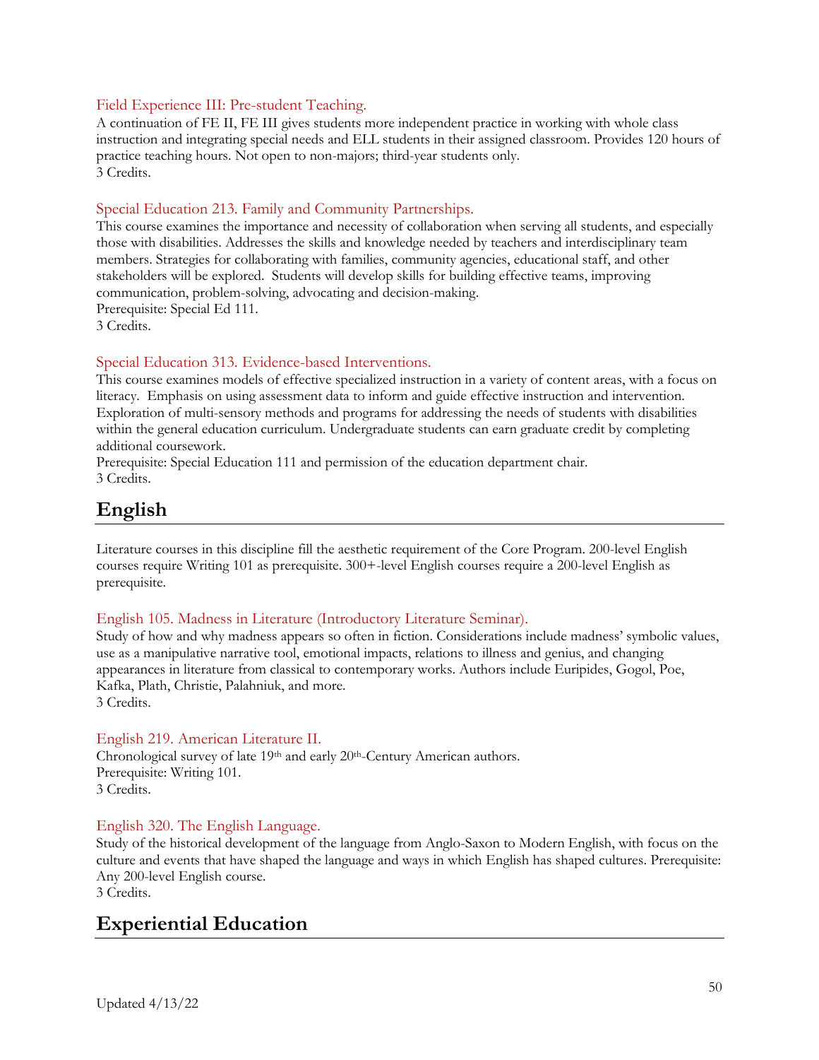### Field Experience III: Pre-student Teaching.

A continuation of FE II, FE III gives students more independent practice in working with whole class instruction and integrating special needs and ELL students in their assigned classroom. Provides 120 hours of practice teaching hours. Not open to non-majors; third-year students only.
3 Credits.

### Special Education 213. Family and Community Partnerships.

This course examines the importance and necessity of collaboration when serving all students, and especially those with disabilities. Addresses the skills and knowledge needed by teachers and interdisciplinary team members. Strategies for collaborating with families, community agencies, educational staff, and other stakeholders will be explored. Students will develop skills for building effective teams, improving communication, problem-solving, advocating and decision-making.
Prerequisite: Special Ed 111.
3 Credits.

### Special Education 313. Evidence-based Interventions.

This course examines models of effective specialized instruction in a variety of content areas, with a focus on literacy. Emphasis on using assessment data to inform and guide effective instruction and intervention. Exploration of multi-sensory methods and programs for addressing the needs of students with disabilities within the general education curriculum. Undergraduate students can earn graduate credit by completing additional coursework.
Prerequisite: Special Education 111 and permission of the education department chair.
3 Credits.

## English

Literature courses in this discipline fill the aesthetic requirement of the Core Program. 200-level English courses require Writing 101 as prerequisite. 300+-level English courses require a 200-level English as prerequisite.

### English 105. Madness in Literature (Introductory Literature Seminar).

Study of how and why madness appears so often in fiction. Considerations include madness' symbolic values, use as a manipulative narrative tool, emotional impacts, relations to illness and genius, and changing appearances in literature from classical to contemporary works. Authors include Euripides, Gogol, Poe, Kafka, Plath, Christie, Palahniuk, and more.
3 Credits.

### English 219. American Literature II.

Chronological survey of late 19th and early 20th-Century American authors.
Prerequisite: Writing 101.
3 Credits.

### English 320. The English Language.

Study of the historical development of the language from Anglo-Saxon to Modern English, with focus on the culture and events that have shaped the language and ways in which English has shaped cultures. Prerequisite: Any 200-level English course.
3 Credits.

## Experiential Education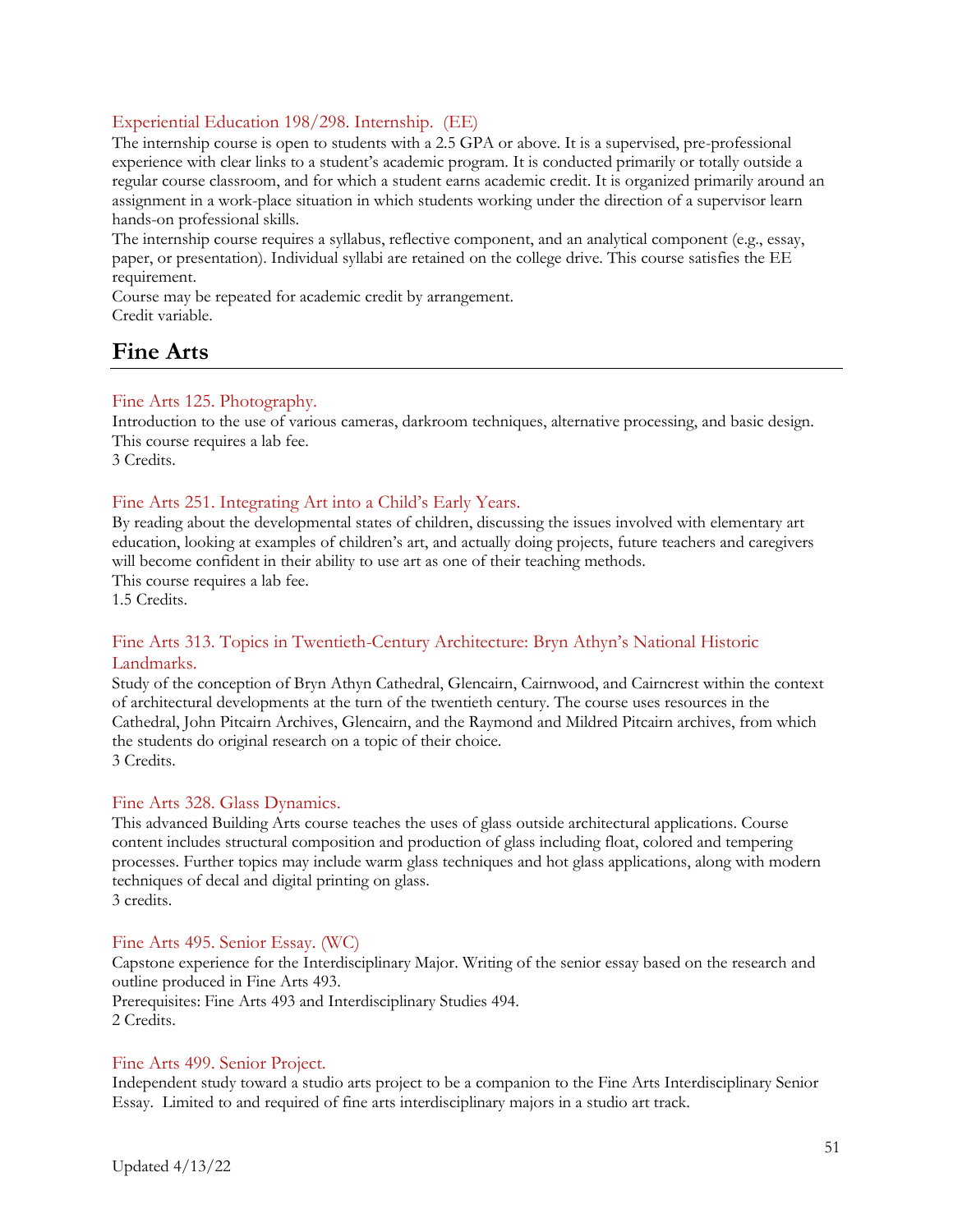### Experiential Education 198/298. Internship. (EE)

The internship course is open to students with a 2.5 GPA or above. It is a supervised, pre-professional experience with clear links to a student's academic program. It is conducted primarily or totally outside a regular course classroom, and for which a student earns academic credit. It is organized primarily around an assignment in a work-place situation in which students working under the direction of a supervisor learn hands-on professional skills.

The internship course requires a syllabus, reflective component, and an analytical component (e.g., essay, paper, or presentation). Individual syllabi are retained on the college drive. This course satisfies the EE requirement.

Course may be repeated for academic credit by arrangement.

Credit variable.

## Fine Arts

### Fine Arts 125. Photography.

Introduction to the use of various cameras, darkroom techniques, alternative processing, and basic design. This course requires a lab fee.

3 Credits.

### Fine Arts 251. Integrating Art into a Child's Early Years.

By reading about the developmental states of children, discussing the issues involved with elementary art education, looking at examples of children's art, and actually doing projects, future teachers and caregivers will become confident in their ability to use art as one of their teaching methods.

This course requires a lab fee.

1.5 Credits.

### Fine Arts 313. Topics in Twentieth-Century Architecture: Bryn Athyn's National Historic Landmarks.

Study of the conception of Bryn Athyn Cathedral, Glencairn, Cairnwood, and Cairncrest within the context of architectural developments at the turn of the twentieth century. The course uses resources in the Cathedral, John Pitcairn Archives, Glencairn, and the Raymond and Mildred Pitcairn archives, from which the students do original research on a topic of their choice.

3 Credits.

### Fine Arts 328. Glass Dynamics.

This advanced Building Arts course teaches the uses of glass outside architectural applications. Course content includes structural composition and production of glass including float, colored and tempering processes. Further topics may include warm glass techniques and hot glass applications, along with modern techniques of decal and digital printing on glass.

3 credits.

### Fine Arts 495. Senior Essay. (WC)

Capstone experience for the Interdisciplinary Major. Writing of the senior essay based on the research and outline produced in Fine Arts 493.

Prerequisites: Fine Arts 493 and Interdisciplinary Studies 494.

2 Credits.

### Fine Arts 499. Senior Project.

Independent study toward a studio arts project to be a companion to the Fine Arts Interdisciplinary Senior Essay. Limited to and required of fine arts interdisciplinary majors in a studio art track.

Updated 4/13/22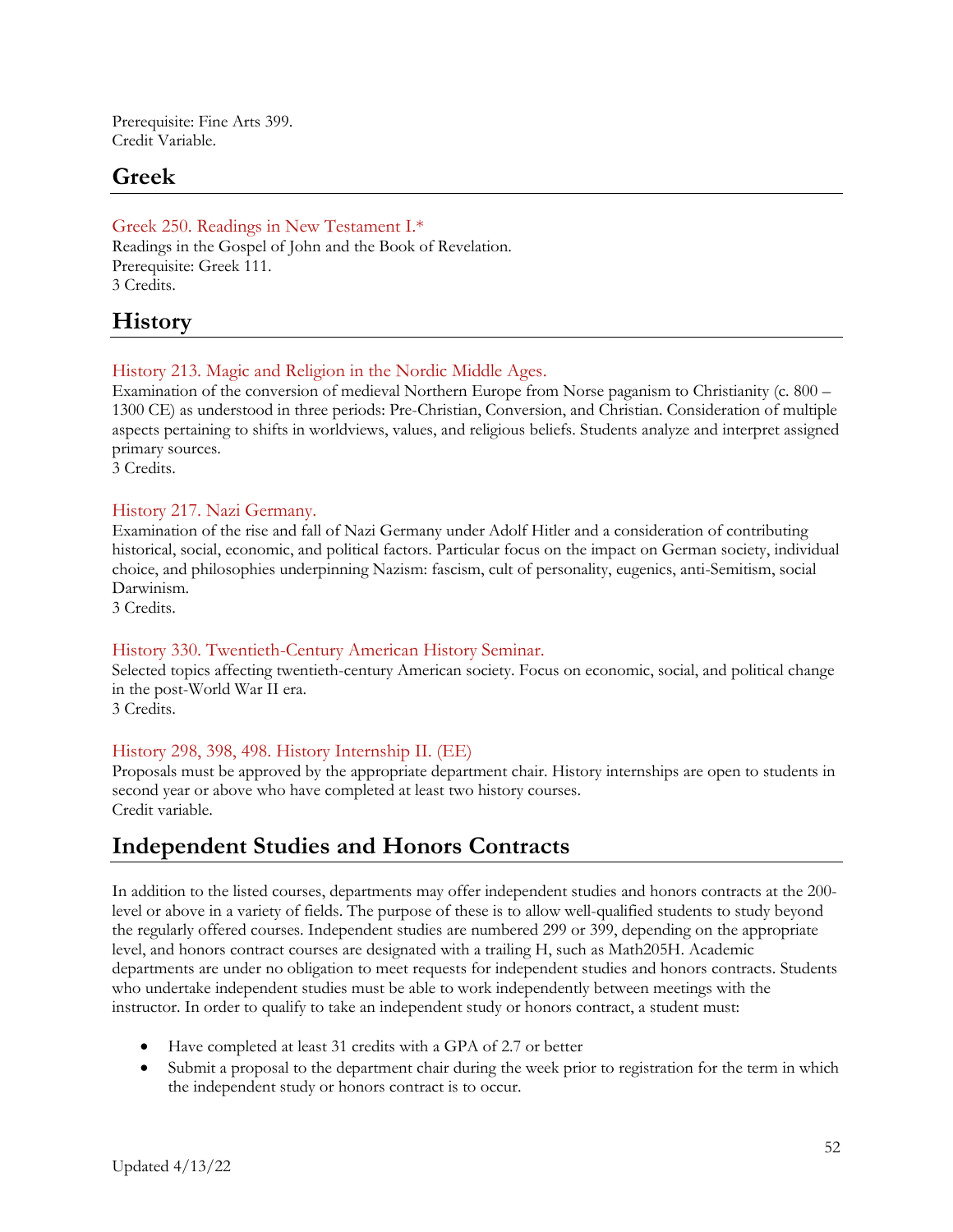Prerequisite: Fine Arts 399.
Credit Variable.

## Greek

### Greek 250. Readings in New Testament I.*

Readings in the Gospel of John and the Book of Revelation.
Prerequisite: Greek 111.
3 Credits.

## History

### History 213. Magic and Religion in the Nordic Middle Ages.

Examination of the conversion of medieval Northern Europe from Norse paganism to Christianity (c. 800 – 1300 CE) as understood in three periods: Pre-Christian, Conversion, and Christian. Consideration of multiple aspects pertaining to shifts in worldviews, values, and religious beliefs. Students analyze and interpret assigned primary sources.
3 Credits.

### History 217. Nazi Germany.

Examination of the rise and fall of Nazi Germany under Adolf Hitler and a consideration of contributing historical, social, economic, and political factors. Particular focus on the impact on German society, individual choice, and philosophies underpinning Nazism: fascism, cult of personality, eugenics, anti-Semitism, social Darwinism.
3 Credits.

### History 330. Twentieth-Century American History Seminar.

Selected topics affecting twentieth-century American society. Focus on economic, social, and political change in the post-World War II era.
3 Credits.

### History 298, 398, 498. History Internship II. (EE)

Proposals must be approved by the appropriate department chair. History internships are open to students in second year or above who have completed at least two history courses.
Credit variable.

## Independent Studies and Honors Contracts

In addition to the listed courses, departments may offer independent studies and honors contracts at the 200-level or above in a variety of fields. The purpose of these is to allow well-qualified students to study beyond the regularly offered courses. Independent studies are numbered 299 or 399, depending on the appropriate level, and honors contract courses are designated with a trailing H, such as Math205H. Academic departments are under no obligation to meet requests for independent studies and honors contracts. Students who undertake independent studies must be able to work independently between meetings with the instructor. In order to qualify to take an independent study or honors contract, a student must:

- Have completed at least 31 credits with a GPA of 2.7 or better
- Submit a proposal to the department chair during the week prior to registration for the term in which the independent study or honors contract is to occur.

Updated 4/13/22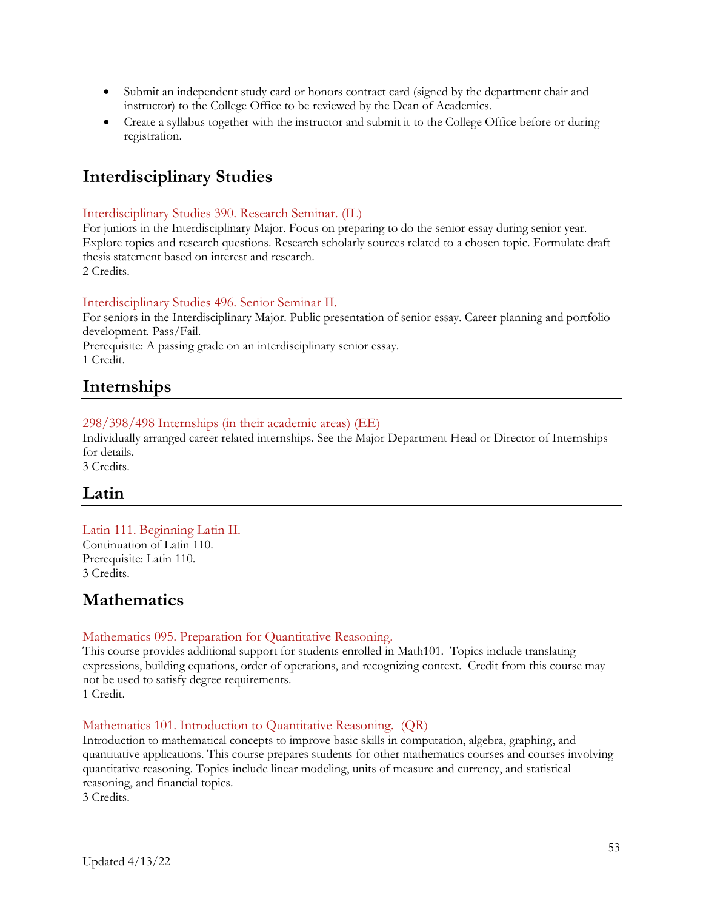- Submit an independent study card or honors contract card (signed by the department chair and instructor) to the College Office to be reviewed by the Dean of Academics.
- Create a syllabus together with the instructor and submit it to the College Office before or during registration.

## Interdisciplinary Studies

### Interdisciplinary Studies 390. Research Seminar. (IL)

For juniors in the Interdisciplinary Major. Focus on preparing to do the senior essay during senior year. Explore topics and research questions. Research scholarly sources related to a chosen topic. Formulate draft thesis statement based on interest and research.
2 Credits.

### Interdisciplinary Studies 496. Senior Seminar II.

For seniors in the Interdisciplinary Major. Public presentation of senior essay. Career planning and portfolio development. Pass/Fail.
Prerequisite: A passing grade on an interdisciplinary senior essay.
1 Credit.

## Internships

### 298/398/498 Internships (in their academic areas) (EE)

Individually arranged career related internships. See the Major Department Head or Director of Internships for details.
3 Credits.

## Latin

### Latin 111. Beginning Latin II.

Continuation of Latin 110.
Prerequisite: Latin 110.
3 Credits.

## Mathematics

### Mathematics 095. Preparation for Quantitative Reasoning.

This course provides additional support for students enrolled in Math101. Topics include translating expressions, building equations, order of operations, and recognizing context. Credit from this course may not be used to satisfy degree requirements.
1 Credit.

### Mathematics 101. Introduction to Quantitative Reasoning. (QR)

Introduction to mathematical concepts to improve basic skills in computation, algebra, graphing, and quantitative applications. This course prepares students for other mathematics courses and courses involving quantitative reasoning. Topics include linear modeling, units of measure and currency, and statistical reasoning, and financial topics.
3 Credits.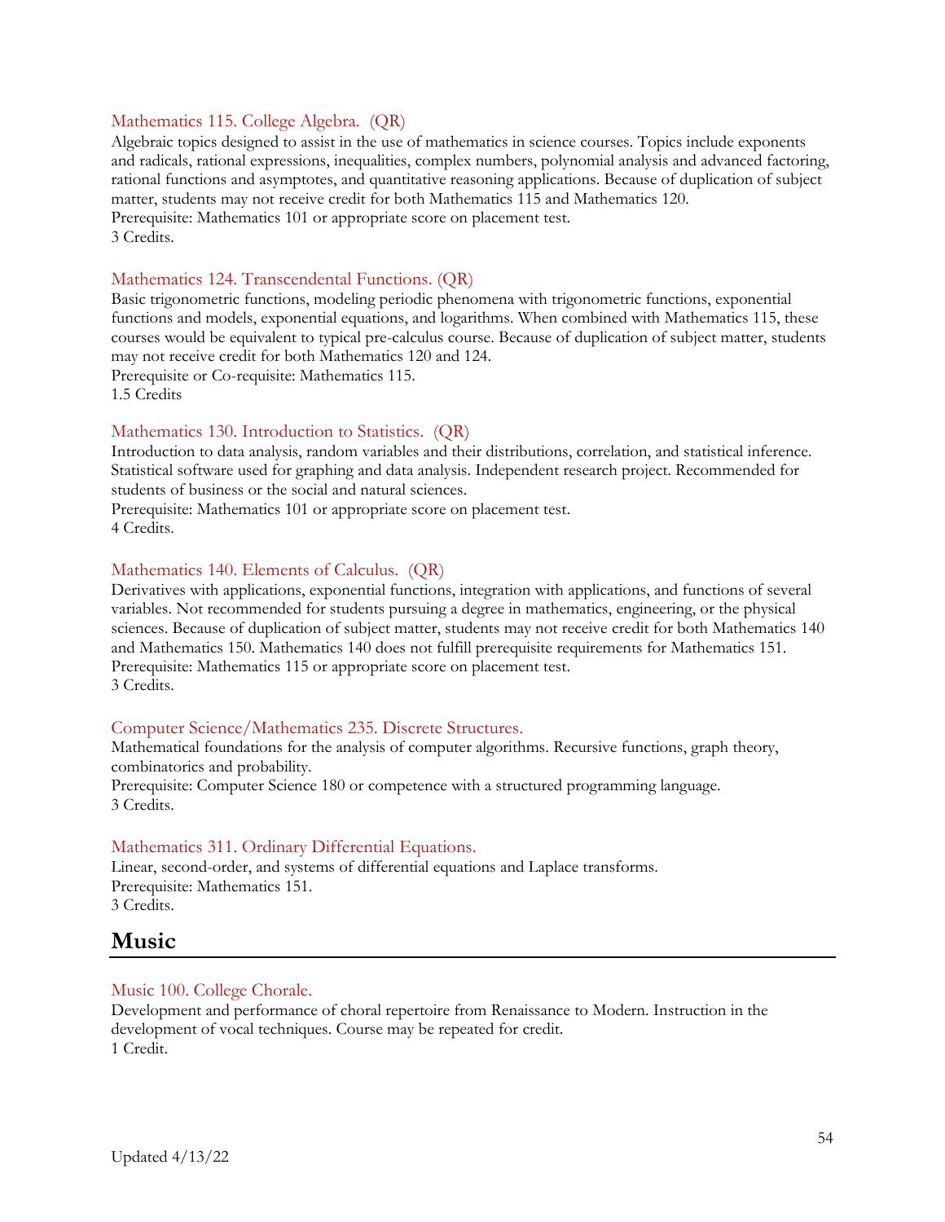### Mathematics 115. College Algebra. (QR)

Algebraic topics designed to assist in the use of mathematics in science courses. Topics include exponents and radicals, rational expressions, inequalities, complex numbers, polynomial analysis and advanced factoring, rational functions and asymptotes, and quantitative reasoning applications. Because of duplication of subject matter, students may not receive credit for both Mathematics 115 and Mathematics 120.
Prerequisite: Mathematics 101 or appropriate score on placement test.
3 Credits.

### Mathematics 124. Transcendental Functions. (QR)

Basic trigonometric functions, modeling periodic phenomena with trigonometric functions, exponential functions and models, exponential equations, and logarithms. When combined with Mathematics 115, these courses would be equivalent to typical pre-calculus course. Because of duplication of subject matter, students may not receive credit for both Mathematics 120 and 124.
Prerequisite or Co-requisite: Mathematics 115.
1.5 Credits

### Mathematics 130. Introduction to Statistics. (QR)

Introduction to data analysis, random variables and their distributions, correlation, and statistical inference. Statistical software used for graphing and data analysis. Independent research project. Recommended for students of business or the social and natural sciences.
Prerequisite: Mathematics 101 or appropriate score on placement test.
4 Credits.

### Mathematics 140. Elements of Calculus. (QR)

Derivatives with applications, exponential functions, integration with applications, and functions of several variables. Not recommended for students pursuing a degree in mathematics, engineering, or the physical sciences. Because of duplication of subject matter, students may not receive credit for both Mathematics 140 and Mathematics 150. Mathematics 140 does not fulfill prerequisite requirements for Mathematics 151.
Prerequisite: Mathematics 115 or appropriate score on placement test.
3 Credits.

### Computer Science/Mathematics 235. Discrete Structures.

Mathematical foundations for the analysis of computer algorithms. Recursive functions, graph theory, combinatorics and probability.
Prerequisite: Computer Science 180 or competence with a structured programming language.
3 Credits.

### Mathematics 311. Ordinary Differential Equations.

Linear, second-order, and systems of differential equations and Laplace transforms.
Prerequisite: Mathematics 151.
3 Credits.

## Music

### Music 100. College Chorale.

Development and performance of choral repertoire from Renaissance to Modern. Instruction in the development of vocal techniques. Course may be repeated for credit.
1 Credit.

Updated 4/13/22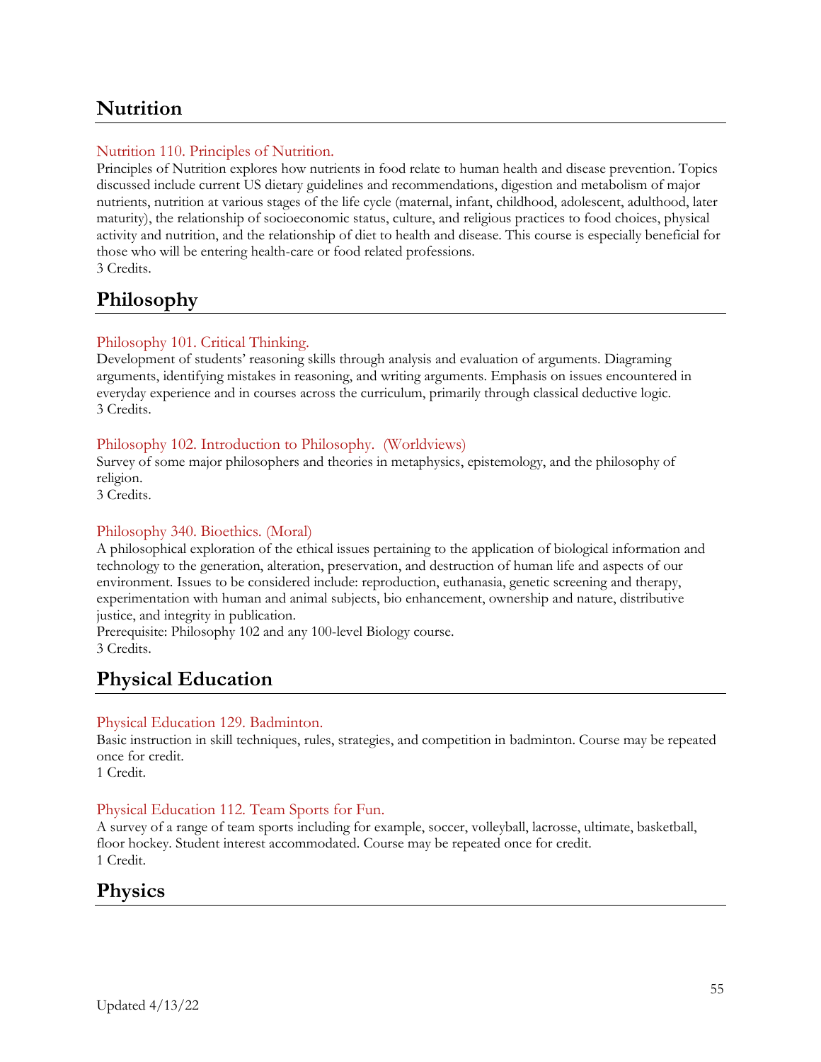## Nutrition

### Nutrition 110. Principles of Nutrition.

Principles of Nutrition explores how nutrients in food relate to human health and disease prevention. Topics discussed include current US dietary guidelines and recommendations, digestion and metabolism of major nutrients, nutrition at various stages of the life cycle (maternal, infant, childhood, adolescent, adulthood, later maturity), the relationship of socioeconomic status, culture, and religious practices to food choices, physical activity and nutrition, and the relationship of diet to health and disease. This course is especially beneficial for those who will be entering health-care or food related professions.
3 Credits.

## Philosophy

### Philosophy 101. Critical Thinking.

Development of students' reasoning skills through analysis and evaluation of arguments. Diagraming arguments, identifying mistakes in reasoning, and writing arguments. Emphasis on issues encountered in everyday experience and in courses across the curriculum, primarily through classical deductive logic.
3 Credits.

### Philosophy 102. Introduction to Philosophy. (Worldviews)

Survey of some major philosophers and theories in metaphysics, epistemology, and the philosophy of religion.
3 Credits.

### Philosophy 340. Bioethics. (Moral)

A philosophical exploration of the ethical issues pertaining to the application of biological information and technology to the generation, alteration, preservation, and destruction of human life and aspects of our environment. Issues to be considered include: reproduction, euthanasia, genetic screening and therapy, experimentation with human and animal subjects, bio enhancement, ownership and nature, distributive justice, and integrity in publication.
Prerequisite: Philosophy 102 and any 100-level Biology course.
3 Credits.

## Physical Education

### Physical Education 129. Badminton.

Basic instruction in skill techniques, rules, strategies, and competition in badminton. Course may be repeated once for credit.
1 Credit.

### Physical Education 112. Team Sports for Fun.

A survey of a range of team sports including for example, soccer, volleyball, lacrosse, ultimate, basketball, floor hockey. Student interest accommodated. Course may be repeated once for credit.
1 Credit.

## Physics

Updated 4/13/22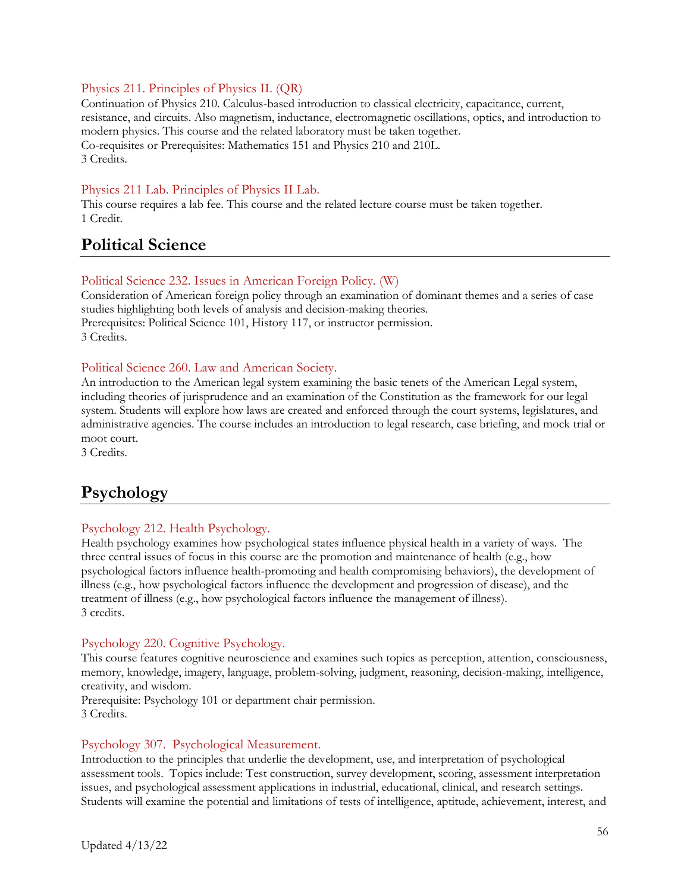### Physics 211. Principles of Physics II. (QR)

Continuation of Physics 210. Calculus-based introduction to classical electricity, capacitance, current, resistance, and circuits. Also magnetism, inductance, electromagnetic oscillations, optics, and introduction to modern physics. This course and the related laboratory must be taken together.
Co-requisites or Prerequisites: Mathematics 151 and Physics 210 and 210L.
3 Credits.

### Physics 211 Lab. Principles of Physics II Lab.

This course requires a lab fee. This course and the related lecture course must be taken together.
1 Credit.

## Political Science

### Political Science 232. Issues in American Foreign Policy. (W)

Consideration of American foreign policy through an examination of dominant themes and a series of case studies highlighting both levels of analysis and decision-making theories.
Prerequisites: Political Science 101, History 117, or instructor permission.
3 Credits.

### Political Science 260. Law and American Society.

An introduction to the American legal system examining the basic tenets of the American Legal system, including theories of jurisprudence and an examination of the Constitution as the framework for our legal system. Students will explore how laws are created and enforced through the court systems, legislatures, and administrative agencies. The course includes an introduction to legal research, case briefing, and mock trial or moot court.
3 Credits.

## Psychology

### Psychology 212. Health Psychology.

Health psychology examines how psychological states influence physical health in a variety of ways. The three central issues of focus in this course are the promotion and maintenance of health (e.g., how psychological factors influence health-promoting and health compromising behaviors), the development of illness (e.g., how psychological factors influence the development and progression of disease), and the treatment of illness (e.g., how psychological factors influence the management of illness).
3 credits.

### Psychology 220. Cognitive Psychology.

This course features cognitive neuroscience and examines such topics as perception, attention, consciousness, memory, knowledge, imagery, language, problem-solving, judgment, reasoning, decision-making, intelligence, creativity, and wisdom.
Prerequisite: Psychology 101 or department chair permission.
3 Credits.

### Psychology 307. Psychological Measurement.

Introduction to the principles that underlie the development, use, and interpretation of psychological assessment tools. Topics include: Test construction, survey development, scoring, assessment interpretation issues, and psychological assessment applications in industrial, educational, clinical, and research settings. Students will examine the potential and limitations of tests of intelligence, aptitude, achievement, interest, and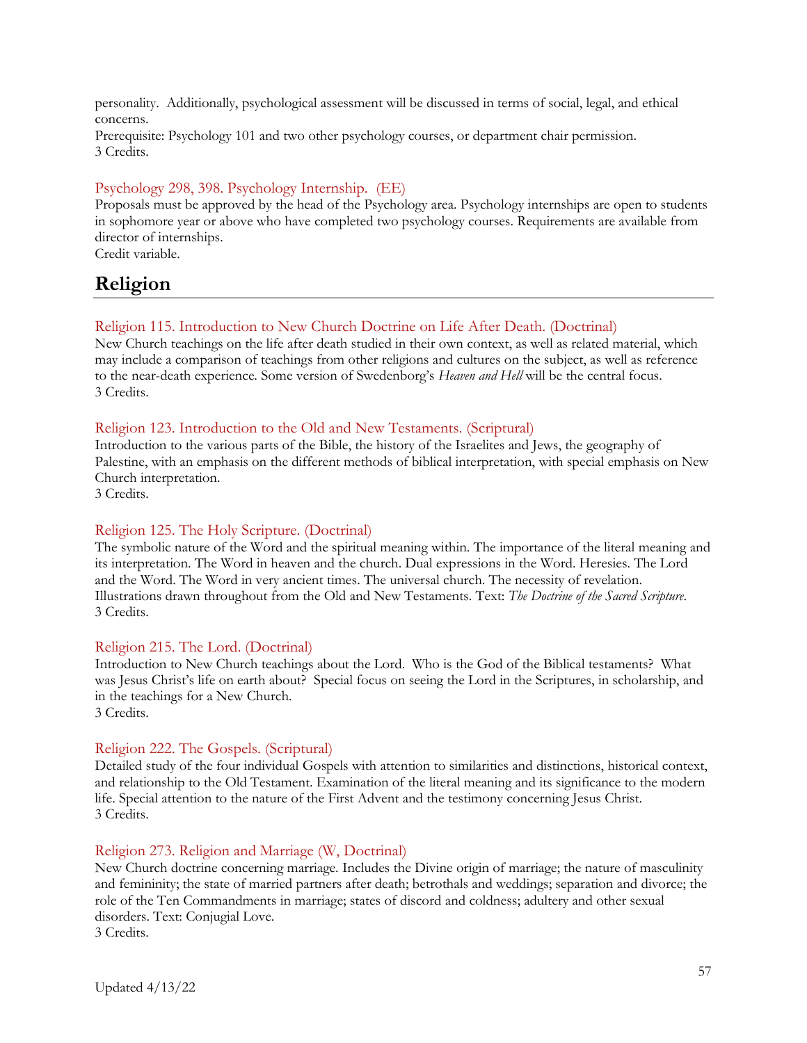personality. Additionally, psychological assessment will be discussed in terms of social, legal, and ethical concerns.
Prerequisite: Psychology 101 and two other psychology courses, or department chair permission.
3 Credits.

### Psychology 298, 398. Psychology Internship. (EE)

Proposals must be approved by the head of the Psychology area. Psychology internships are open to students in sophomore year or above who have completed two psychology courses. Requirements are available from director of internships.
Credit variable.

## Religion

### Religion 115. Introduction to New Church Doctrine on Life After Death. (Doctrinal)

New Church teachings on the life after death studied in their own context, as well as related material, which may include a comparison of teachings from other religions and cultures on the subject, as well as reference to the near-death experience. Some version of Swedenborg's *Heaven and Hell* will be the central focus.
3 Credits.

### Religion 123. Introduction to the Old and New Testaments. (Scriptural)

Introduction to the various parts of the Bible, the history of the Israelites and Jews, the geography of Palestine, with an emphasis on the different methods of biblical interpretation, with special emphasis on New Church interpretation.
3 Credits.

### Religion 125. The Holy Scripture. (Doctrinal)

The symbolic nature of the Word and the spiritual meaning within. The importance of the literal meaning and its interpretation. The Word in heaven and the church. Dual expressions in the Word. Heresies. The Lord and the Word. The Word in very ancient times. The universal church. The necessity of revelation. Illustrations drawn throughout from the Old and New Testaments. Text: *The Doctrine of the Sacred Scripture*.
3 Credits.

### Religion 215. The Lord. (Doctrinal)

Introduction to New Church teachings about the Lord. Who is the God of the Biblical testaments? What was Jesus Christ's life on earth about? Special focus on seeing the Lord in the Scriptures, in scholarship, and in the teachings for a New Church.
3 Credits.

### Religion 222. The Gospels. (Scriptural)

Detailed study of the four individual Gospels with attention to similarities and distinctions, historical context, and relationship to the Old Testament. Examination of the literal meaning and its significance to the modern life. Special attention to the nature of the First Advent and the testimony concerning Jesus Christ.
3 Credits.

### Religion 273. Religion and Marriage (W, Doctrinal)

New Church doctrine concerning marriage. Includes the Divine origin of marriage; the nature of masculinity and femininity; the state of married partners after death; betrothals and weddings; separation and divorce; the role of the Ten Commandments in marriage; states of discord and coldness; adultery and other sexual disorders. Text: Conjugial Love.
3 Credits.

Updated 4/13/22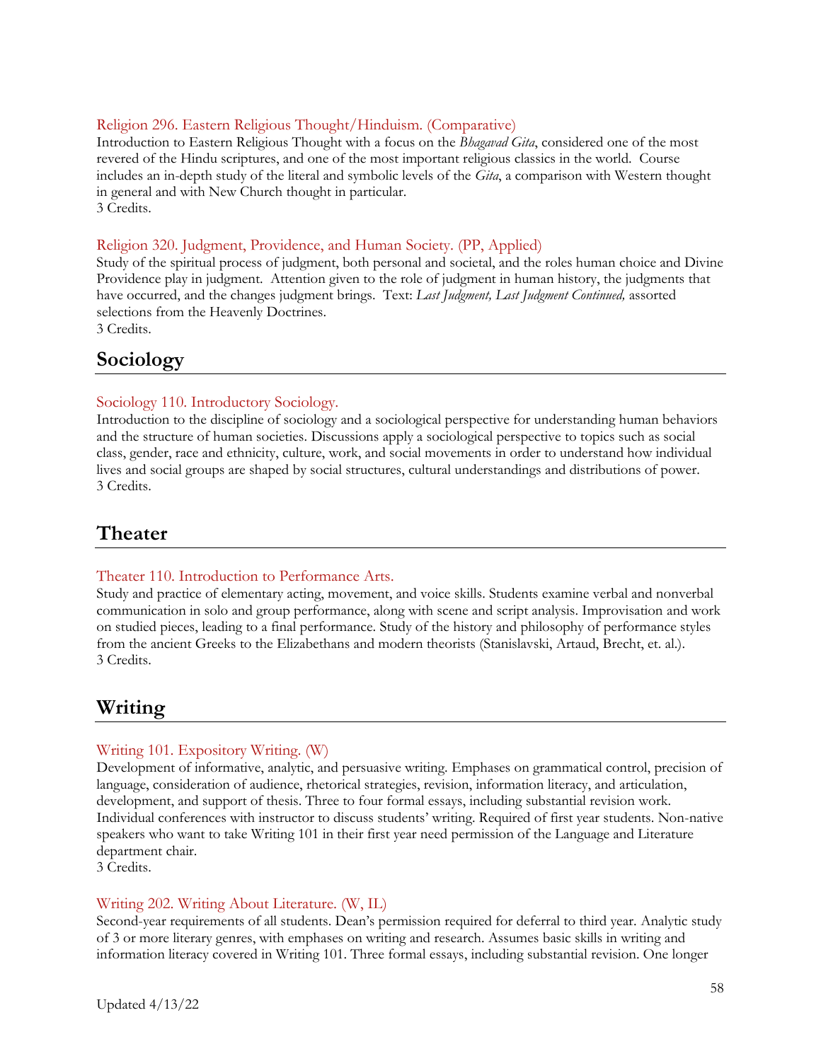### Religion 296. Eastern Religious Thought/Hinduism. (Comparative)

Introduction to Eastern Religious Thought with a focus on the *Bhagavad Gita*, considered one of the most revered of the Hindu scriptures, and one of the most important religious classics in the world. Course includes an in-depth study of the literal and symbolic levels of the *Gita*, a comparison with Western thought in general and with New Church thought in particular.
3 Credits.

### Religion 320. Judgment, Providence, and Human Society. (PP, Applied)

Study of the spiritual process of judgment, both personal and societal, and the roles human choice and Divine Providence play in judgment. Attention given to the role of judgment in human history, the judgments that have occurred, and the changes judgment brings. Text: *Last Judgment, Last Judgment Continued,* assorted selections from the Heavenly Doctrines.
3 Credits.

## Sociology

### Sociology 110. Introductory Sociology.

Introduction to the discipline of sociology and a sociological perspective for understanding human behaviors and the structure of human societies. Discussions apply a sociological perspective to topics such as social class, gender, race and ethnicity, culture, work, and social movements in order to understand how individual lives and social groups are shaped by social structures, cultural understandings and distributions of power.
3 Credits.

## Theater

### Theater 110. Introduction to Performance Arts.

Study and practice of elementary acting, movement, and voice skills. Students examine verbal and nonverbal communication in solo and group performance, along with scene and script analysis. Improvisation and work on studied pieces, leading to a final performance. Study of the history and philosophy of performance styles from the ancient Greeks to the Elizabethans and modern theorists (Stanislavski, Artaud, Brecht, et. al.).
3 Credits.

## Writing

### Writing 101. Expository Writing. (W)

Development of informative, analytic, and persuasive writing. Emphases on grammatical control, precision of language, consideration of audience, rhetorical strategies, revision, information literacy, and articulation, development, and support of thesis. Three to four formal essays, including substantial revision work. Individual conferences with instructor to discuss students' writing. Required of first year students. Non-native speakers who want to take Writing 101 in their first year need permission of the Language and Literature department chair.
3 Credits.

### Writing 202. Writing About Literature. (W, IL)

Second-year requirements of all students. Dean's permission required for deferral to third year. Analytic study of 3 or more literary genres, with emphases on writing and research. Assumes basic skills in writing and information literacy covered in Writing 101. Three formal essays, including substantial revision. One longer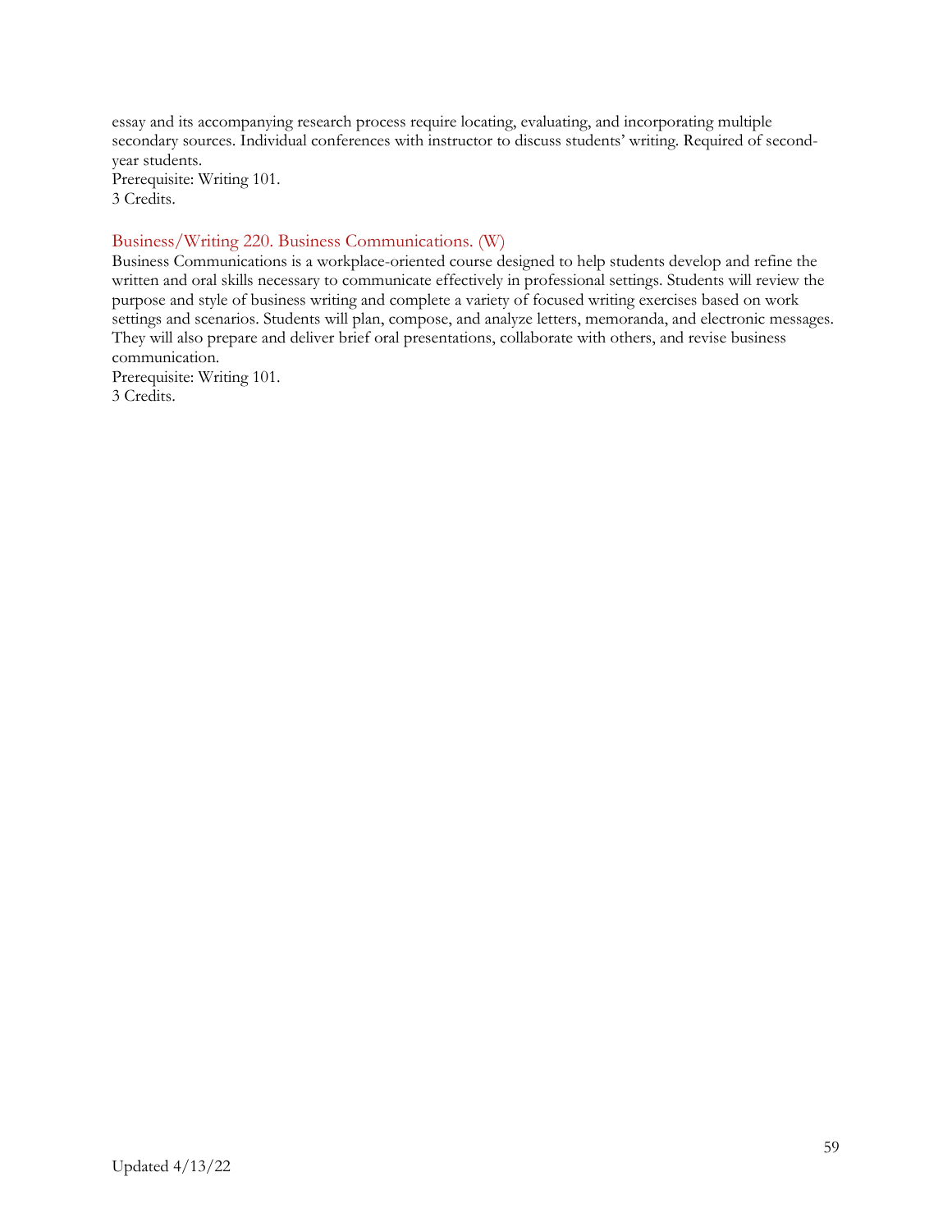essay and its accompanying research process require locating, evaluating, and incorporating multiple secondary sources. Individual conferences with instructor to discuss students' writing. Required of second-year students.
Prerequisite: Writing 101.
3 Credits.

### Business/Writing 220. Business Communications. (W)

Business Communications is a workplace-oriented course designed to help students develop and refine the written and oral skills necessary to communicate effectively in professional settings. Students will review the purpose and style of business writing and complete a variety of focused writing exercises based on work settings and scenarios. Students will plan, compose, and analyze letters, memoranda, and electronic messages. They will also prepare and deliver brief oral presentations, collaborate with others, and revise business communication.
Prerequisite: Writing 101.
3 Credits.

Updated 4/13/22